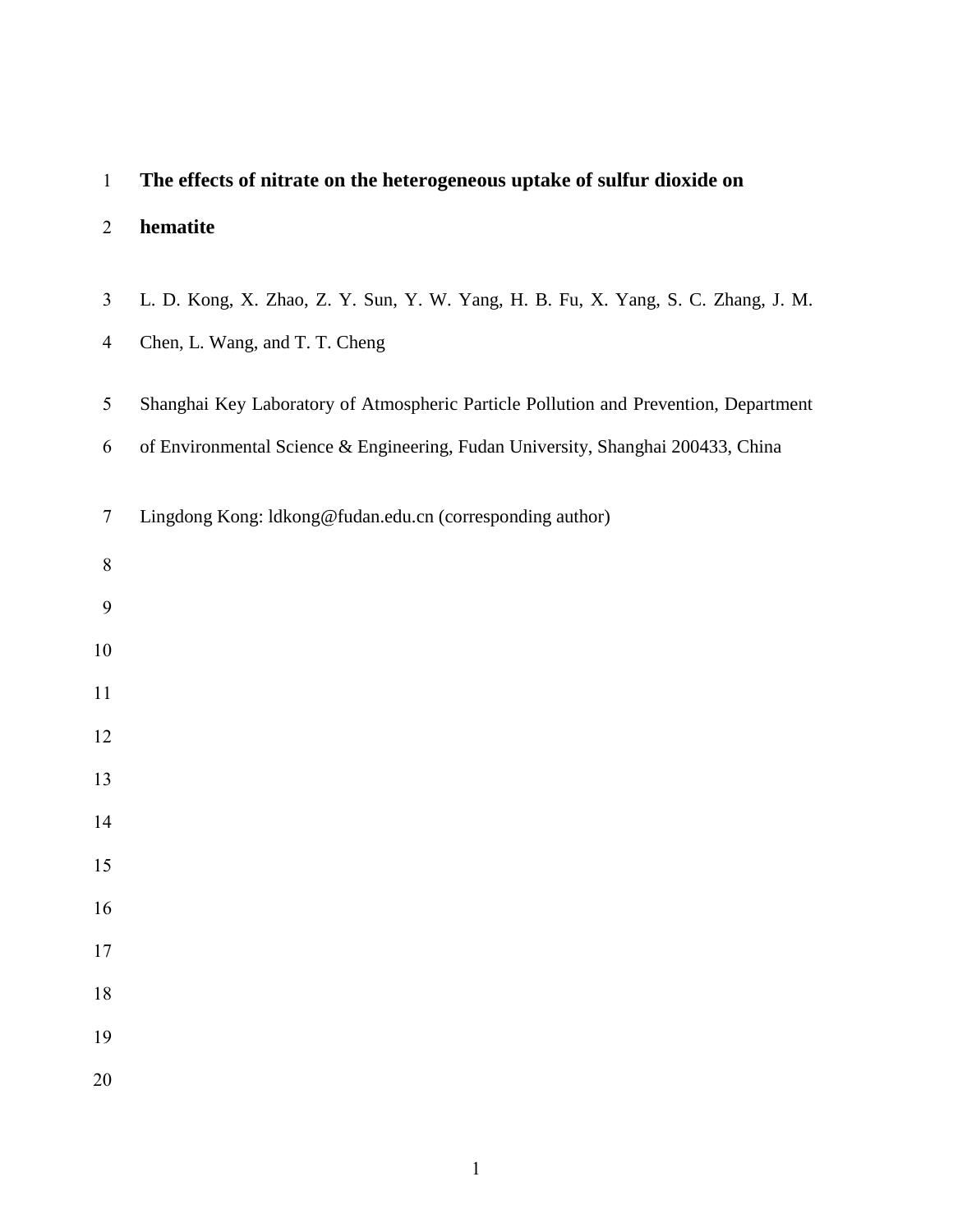# The effects of nitrate on the heterogeneous uptake of sulfur dioxide on hematite

L. D. Kong, X. Zhao, Z. Y. Sun, Y. W. Yang, H. B. Fu, X. Yang, S. C. Zhang, J. M. Chen, L. Wang, and T. T. Cheng

Shanghai Key Laboratory of Atmospheric Particle Pollution and Prevention, Department of Environmental Science & Engineering, Fudan University, Shanghai 200433, China

Lingdong Kong: ldkong@fudan.edu.cn (corresponding author)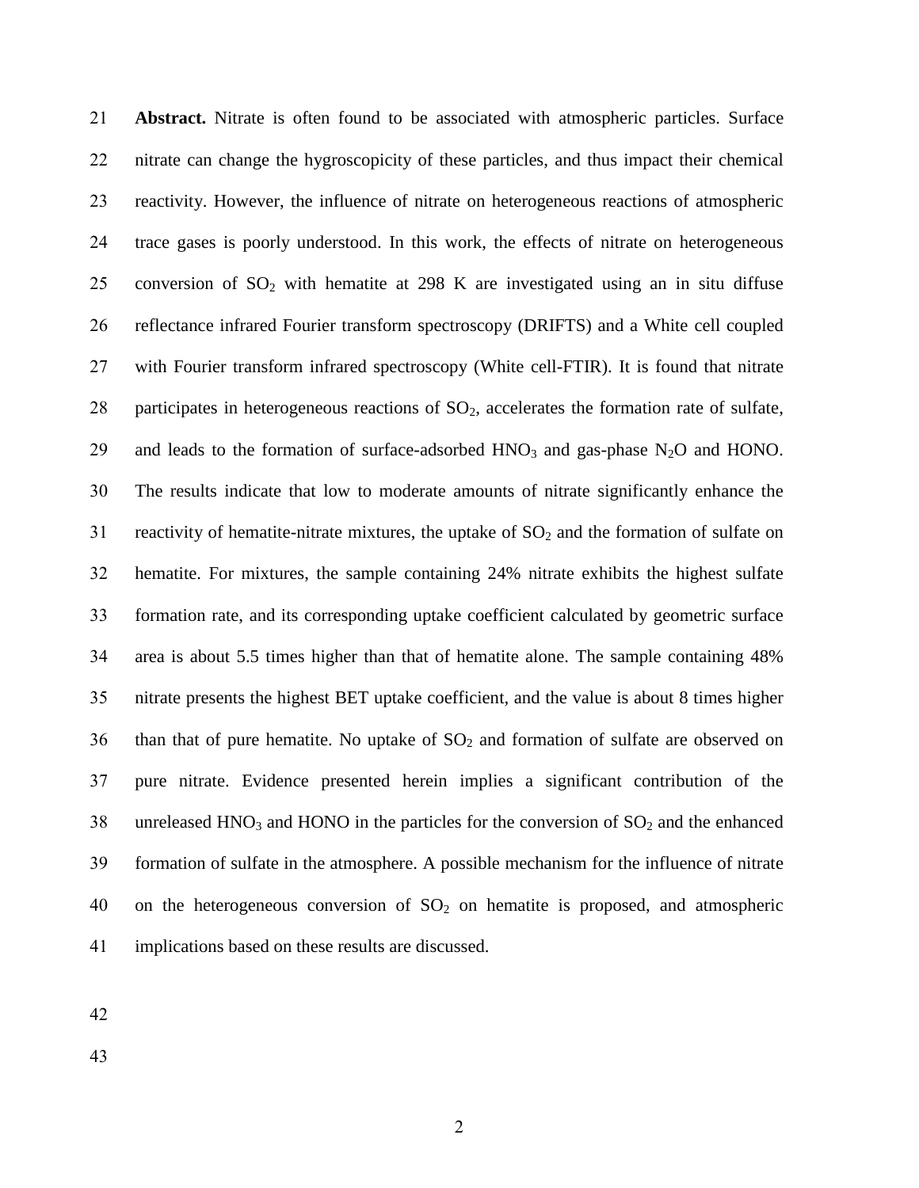**Abstract.** Nitrate is often found to be associated with atmospheric particles. Surface nitrate can change the hygroscopicity of these particles, and thus impact their chemical reactivity. However, the influence of nitrate on heterogeneous reactions of atmospheric trace gases is poorly understood. In this work, the effects of nitrate on heterogeneous conversion of $SO_2$ with hematite at 298 K are investigated using an in situ diffuse reflectance infrared Fourier transform spectroscopy (DRIFTS) and a White cell coupled with Fourier transform infrared spectroscopy (White cell-FTIR). It is found that nitrate participates in heterogeneous reactions of $SO_2$, accelerates the formation rate of sulfate, and leads to the formation of surface-adsorbed $HNO_3$ and gas-phase $N_2O$ and HONO. The results indicate that low to moderate amounts of nitrate significantly enhance the reactivity of hematite-nitrate mixtures, the uptake of $SO_2$ and the formation of sulfate on hematite. For mixtures, the sample containing 24% nitrate exhibits the highest sulfate formation rate, and its corresponding uptake coefficient calculated by geometric surface area is about 5.5 times higher than that of hematite alone. The sample containing 48% nitrate presents the highest BET uptake coefficient, and the value is about 8 times higher than that of pure hematite. No uptake of $SO_2$ and formation of sulfate are observed on pure nitrate. Evidence presented herein implies a significant contribution of the unreleased $HNO_3$ and HONO in the particles for the conversion of $SO_2$ and the enhanced formation of sulfate in the atmosphere. A possible mechanism for the influence of nitrate on the heterogeneous conversion of $SO_2$ on hematite is proposed, and atmospheric implications based on these results are discussed.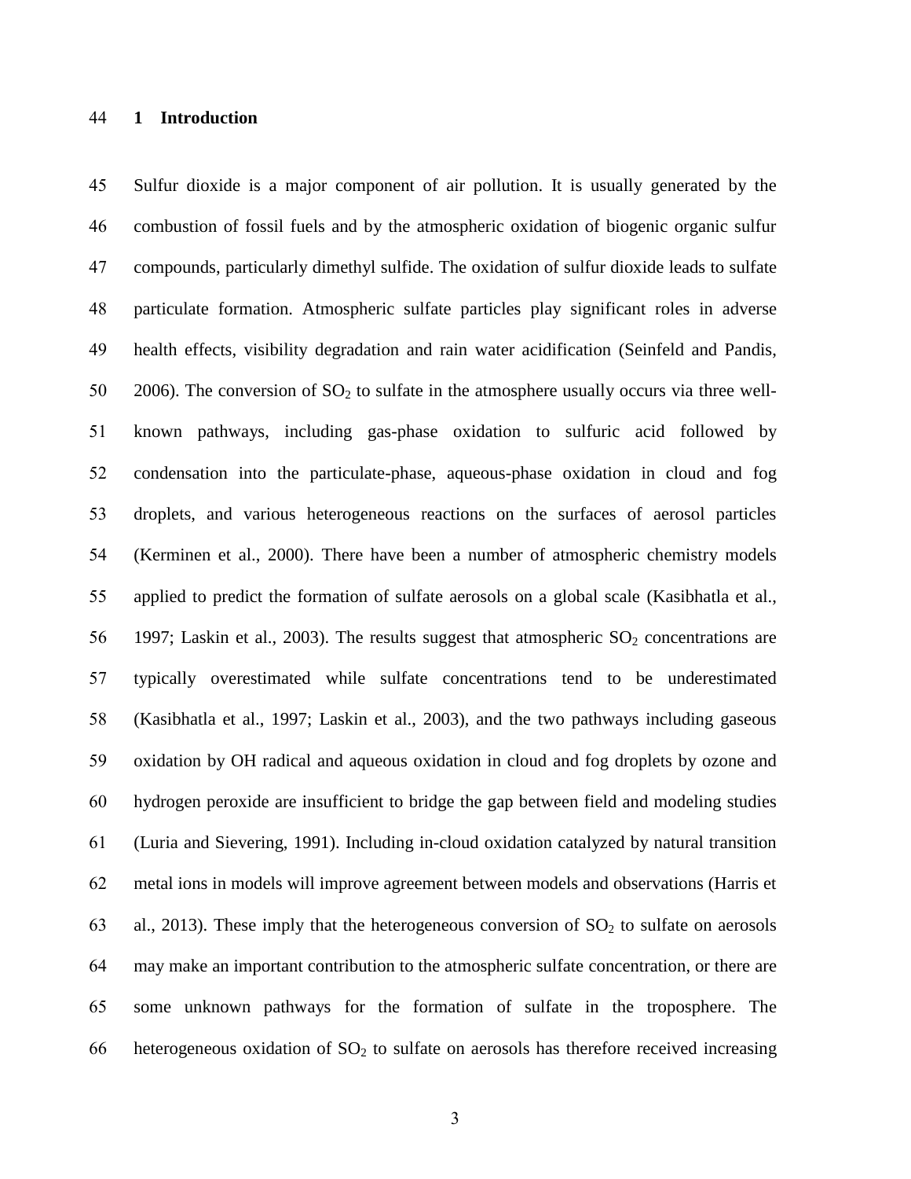# 1 Introduction

Sulfur dioxide is a major component of air pollution. It is usually generated by the combustion of fossil fuels and by the atmospheric oxidation of biogenic organic sulfur compounds, particularly dimethyl sulfide. The oxidation of sulfur dioxide leads to sulfate particulate formation. Atmospheric sulfate particles play significant roles in adverse health effects, visibility degradation and rain water acidification (Seinfeld and Pandis, 2006). The conversion of $SO_2$ to sulfate in the atmosphere usually occurs via three well-known pathways, including gas-phase oxidation to sulfuric acid followed by condensation into the particulate-phase, aqueous-phase oxidation in cloud and fog droplets, and various heterogeneous reactions on the surfaces of aerosol particles (Kerminen et al., 2000). There have been a number of atmospheric chemistry models applied to predict the formation of sulfate aerosols on a global scale (Kasibhatla et al., 1997; Laskin et al., 2003). The results suggest that atmospheric $SO_2$ concentrations are typically overestimated while sulfate concentrations tend to be underestimated (Kasibhatla et al., 1997; Laskin et al., 2003), and the two pathways including gaseous oxidation by OH radical and aqueous oxidation in cloud and fog droplets by ozone and hydrogen peroxide are insufficient to bridge the gap between field and modeling studies (Luria and Sievering, 1991). Including in-cloud oxidation catalyzed by natural transition metal ions in models will improve agreement between models and observations (Harris et al., 2013). These imply that the heterogeneous conversion of $SO_2$ to sulfate on aerosols may make an important contribution to the atmospheric sulfate concentration, or there are some unknown pathways for the formation of sulfate in the troposphere. The heterogeneous oxidation of $SO_2$ to sulfate on aerosols has therefore received increasing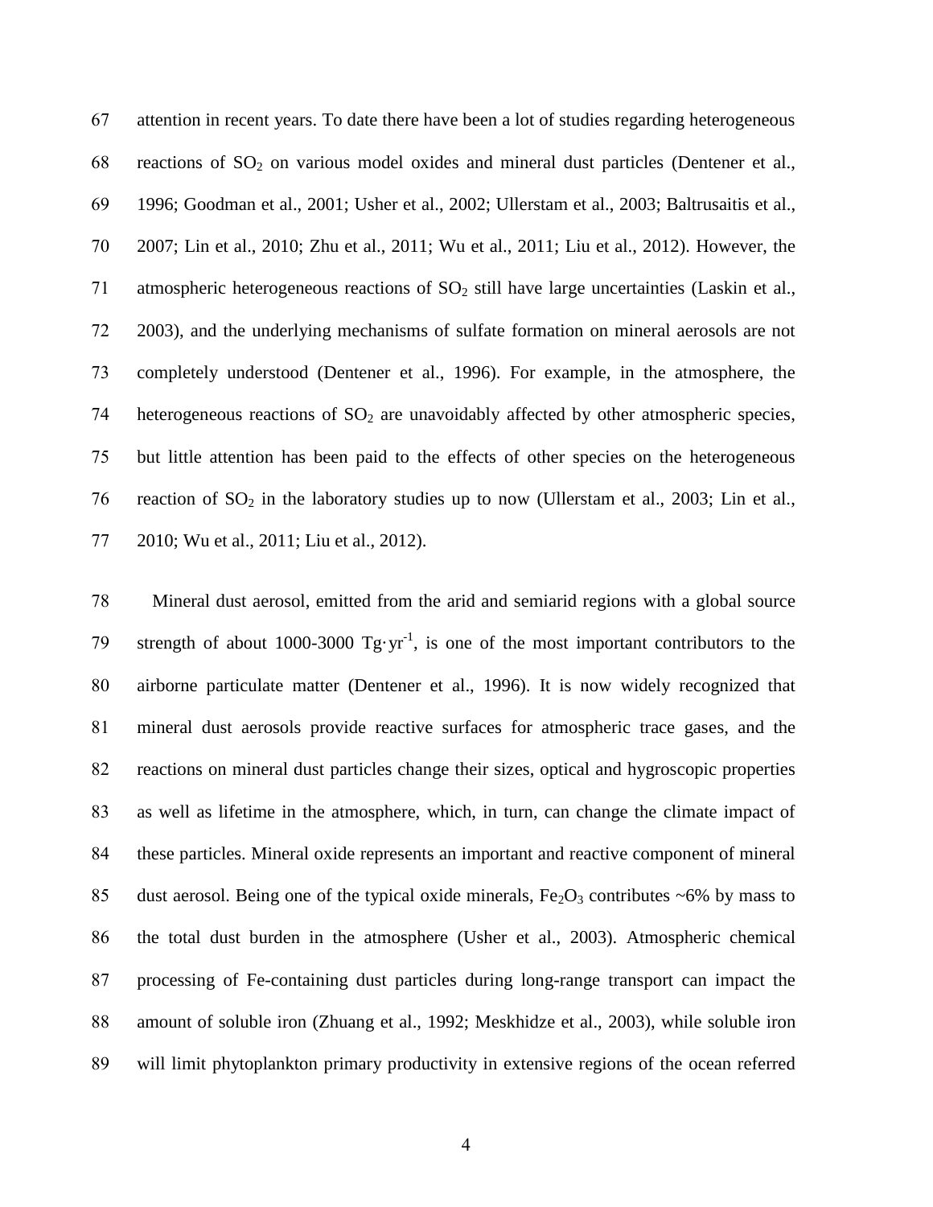attention in recent years. To date there have been a lot of studies regarding heterogeneous reactions of $SO_2$ on various model oxides and mineral dust particles (Dentener et al., 1996; Goodman et al., 2001; Usher et al., 2002; Ullerstam et al., 2003; Baltrusaitis et al., 2007; Lin et al., 2010; Zhu et al., 2011; Wu et al., 2011; Liu et al., 2012). However, the atmospheric heterogeneous reactions of $SO_2$ still have large uncertainties (Laskin et al., 2003), and the underlying mechanisms of sulfate formation on mineral aerosols are not completely understood (Dentener et al., 1996). For example, in the atmosphere, the heterogeneous reactions of $SO_2$ are unavoidably affected by other atmospheric species, but little attention has been paid to the effects of other species on the heterogeneous reaction of $SO_2$ in the laboratory studies up to now (Ullerstam et al., 2003; Lin et al., 2010; Wu et al., 2011; Liu et al., 2012).

Mineral dust aerosol, emitted from the arid and semiarid regions with a global source strength of about 1000-3000 $Tg \cdot yr^{-1}$, is one of the most important contributors to the airborne particulate matter (Dentener et al., 1996). It is now widely recognized that mineral dust aerosols provide reactive surfaces for atmospheric trace gases, and the reactions on mineral dust particles change their sizes, optical and hygroscopic properties as well as lifetime in the atmosphere, which, in turn, can change the climate impact of these particles. Mineral oxide represents an important and reactive component of mineral dust aerosol. Being one of the typical oxide minerals, $Fe_2O_3$ contributes ~6% by mass to the total dust burden in the atmosphere (Usher et al., 2003). Atmospheric chemical processing of Fe-containing dust particles during long-range transport can impact the amount of soluble iron (Zhuang et al., 1992; Meskhidze et al., 2003), while soluble iron will limit phytoplankton primary productivity in extensive regions of the ocean referred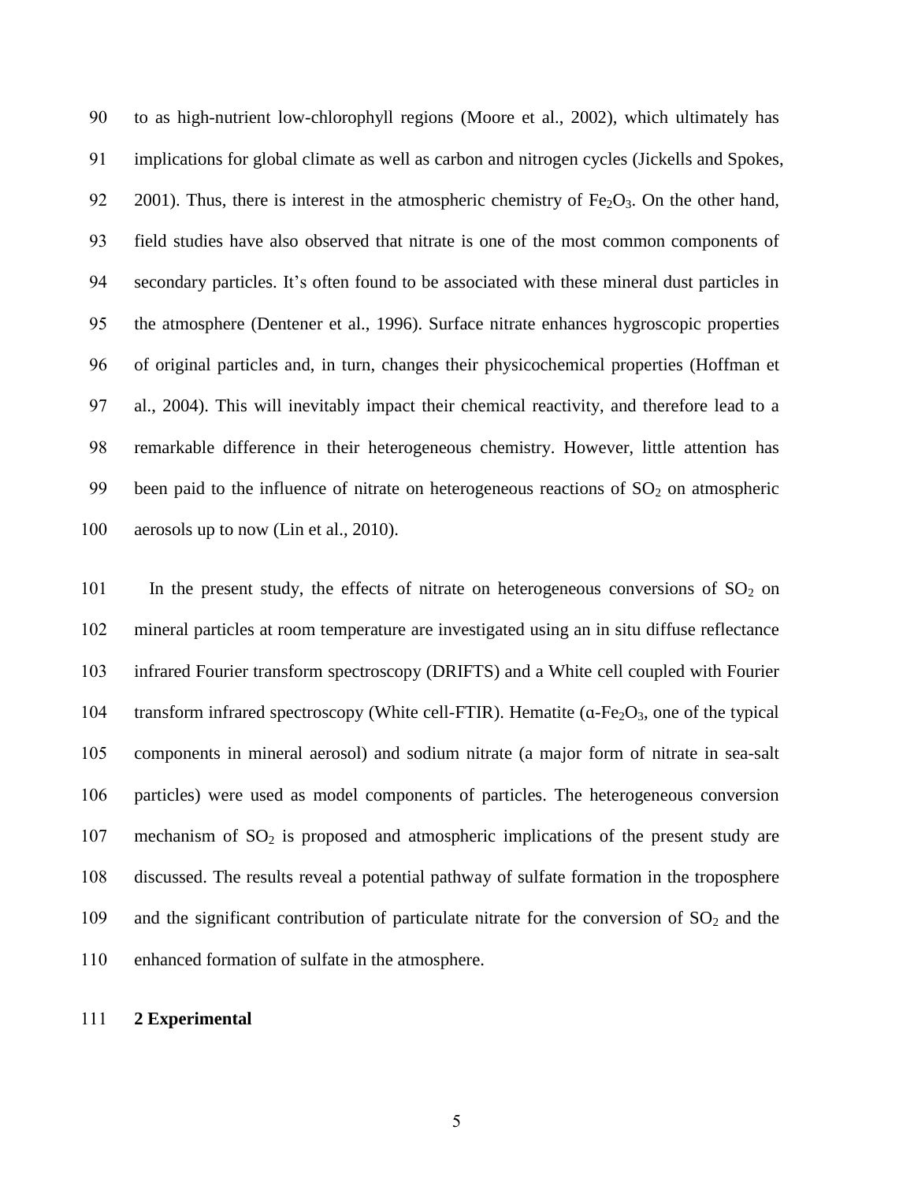to as high-nutrient low-chlorophyll regions (Moore et al., 2002), which ultimately has implications for global climate as well as carbon and nitrogen cycles (Jickells and Spokes, 2001). Thus, there is interest in the atmospheric chemistry of $Fe_2O_3$. On the other hand, field studies have also observed that nitrate is one of the most common components of secondary particles. It's often found to be associated with these mineral dust particles in the atmosphere (Dentener et al., 1996). Surface nitrate enhances hygroscopic properties of original particles and, in turn, changes their physicochemical properties (Hoffman et al., 2004). This will inevitably impact their chemical reactivity, and therefore lead to a remarkable difference in their heterogeneous chemistry. However, little attention has been paid to the influence of nitrate on heterogeneous reactions of $SO_2$ on atmospheric aerosols up to now (Lin et al., 2010).

In the present study, the effects of nitrate on heterogeneous conversions of $SO_2$ on mineral particles at room temperature are investigated using an in situ diffuse reflectance infrared Fourier transform spectroscopy (DRIFTS) and a White cell coupled with Fourier transform infrared spectroscopy (White cell-FTIR). Hematite ($\alpha$-$Fe_2O_3$, one of the typical components in mineral aerosol) and sodium nitrate (a major form of nitrate in sea-salt particles) were used as model components of particles. The heterogeneous conversion mechanism of $SO_2$ is proposed and atmospheric implications of the present study are discussed. The results reveal a potential pathway of sulfate formation in the troposphere and the significant contribution of particulate nitrate for the conversion of $SO_2$ and the enhanced formation of sulfate in the atmosphere.

## 2 Experimental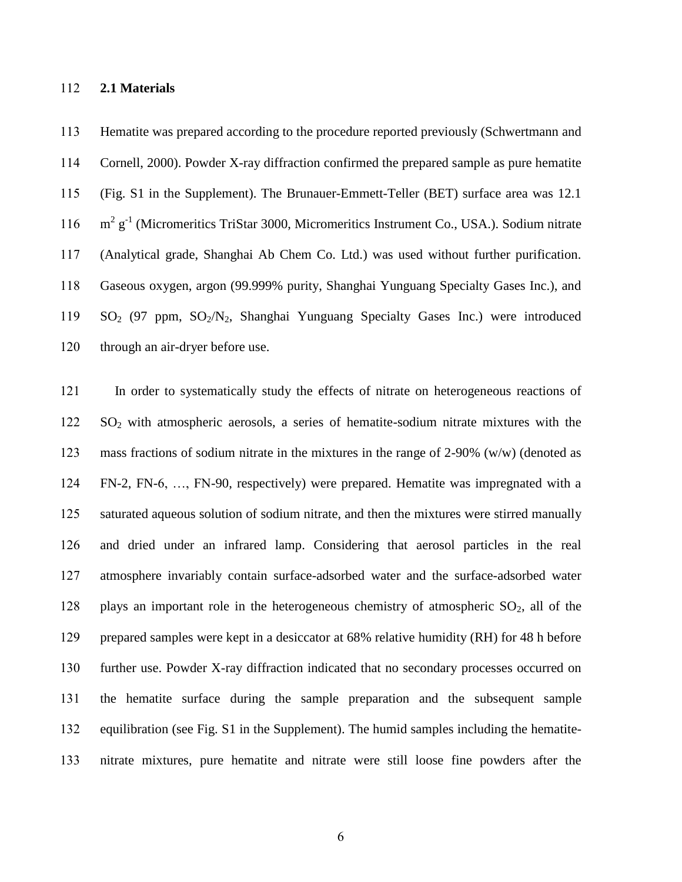### 2.1 Materials

Hematite was prepared according to the procedure reported previously (Schwertmann and Cornell, 2000). Powder X-ray diffraction confirmed the prepared sample as pure hematite (Fig. S1 in the Supplement). The Brunauer-Emmett-Teller (BET) surface area was 12.1 $m^2$ $g^{-1}$ (Micromeritics TriStar 3000, Micromeritics Instrument Co., USA.). Sodium nitrate (Analytical grade, Shanghai Ab Chem Co. Ltd.) was used without further purification. Gaseous oxygen, argon (99.999% purity, Shanghai Yunguang Specialty Gases Inc.), and $SO_2$ (97 ppm, $SO_2/N_2$, Shanghai Yunguang Specialty Gases Inc.) were introduced through an air-dryer before use.

In order to systematically study the effects of nitrate on heterogeneous reactions of $SO_2$ with atmospheric aerosols, a series of hematite-sodium nitrate mixtures with the mass fractions of sodium nitrate in the mixtures in the range of 2-90% (w/w) (denoted as FN-2, FN-6, …, FN-90, respectively) were prepared. Hematite was impregnated with a saturated aqueous solution of sodium nitrate, and then the mixtures were stirred manually and dried under an infrared lamp. Considering that aerosol particles in the real atmosphere invariably contain surface-adsorbed water and the surface-adsorbed water plays an important role in the heterogeneous chemistry of atmospheric $SO_2$, all of the prepared samples were kept in a desiccator at 68% relative humidity (RH) for 48 h before further use. Powder X-ray diffraction indicated that no secondary processes occurred on the hematite surface during the sample preparation and the subsequent sample equilibration (see Fig. S1 in the Supplement). The humid samples including the hematite-nitrate mixtures, pure hematite and nitrate were still loose fine powders after the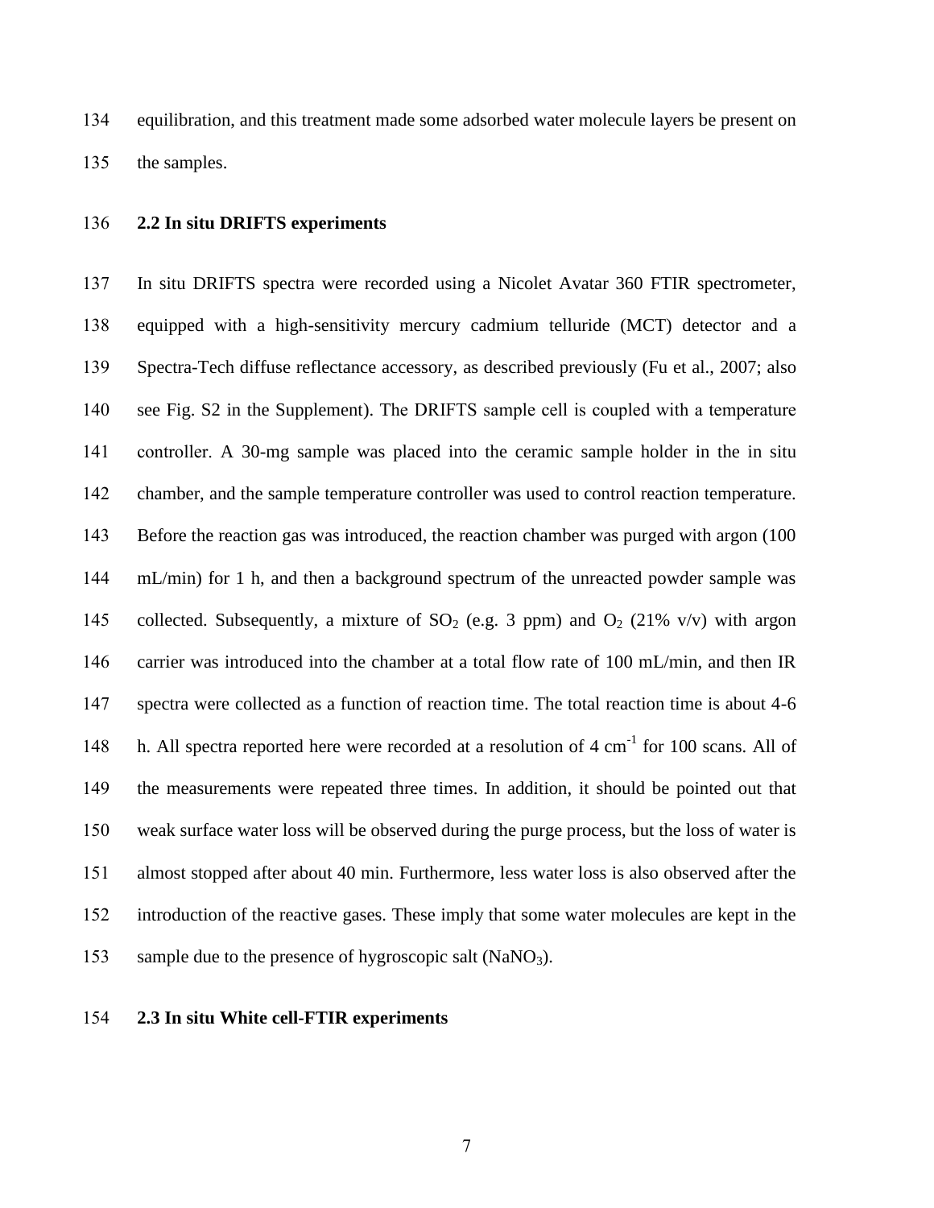equilibration, and this treatment made some adsorbed water molecule layers be present on the samples.

## 2.2 In situ DRIFTS experiments

In situ DRIFTS spectra were recorded using a Nicolet Avatar 360 FTIR spectrometer, equipped with a high-sensitivity mercury cadmium telluride (MCT) detector and a Spectra-Tech diffuse reflectance accessory, as described previously (Fu et al., 2007; also see Fig. S2 in the Supplement). The DRIFTS sample cell is coupled with a temperature controller. A 30-mg sample was placed into the ceramic sample holder in the in situ chamber, and the sample temperature controller was used to control reaction temperature. Before the reaction gas was introduced, the reaction chamber was purged with argon (100 mL/min) for 1 h, and then a background spectrum of the unreacted powder sample was collected. Subsequently, a mixture of $SO_2$ (e.g. 3 ppm) and $O_2$ (21% v/v) with argon carrier was introduced into the chamber at a total flow rate of 100 mL/min, and then IR spectra were collected as a function of reaction time. The total reaction time is about 4-6 h. All spectra reported here were recorded at a resolution of 4 $cm^{-1}$ for 100 scans. All of the measurements were repeated three times. In addition, it should be pointed out that weak surface water loss will be observed during the purge process, but the loss of water is almost stopped after about 40 min. Furthermore, less water loss is also observed after the introduction of the reactive gases. These imply that some water molecules are kept in the sample due to the presence of hygroscopic salt ($NaNO_3$).

## 2.3 In situ White cell-FTIR experiments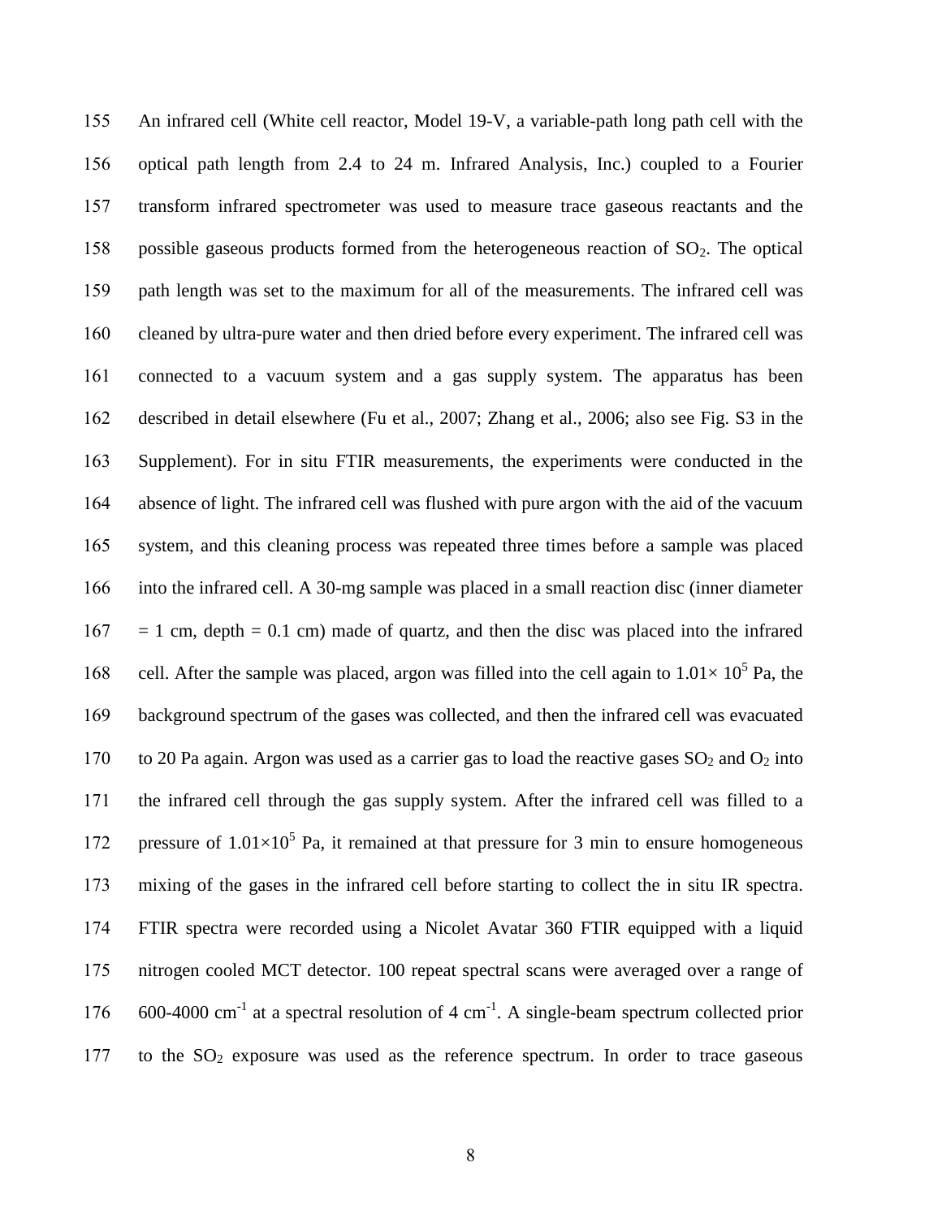An infrared cell (White cell reactor, Model 19-V, a variable-path long path cell with the optical path length from 2.4 to 24 m. Infrared Analysis, Inc.) coupled to a Fourier transform infrared spectrometer was used to measure trace gaseous reactants and the possible gaseous products formed from the heterogeneous reaction of $SO_2$. The optical path length was set to the maximum for all of the measurements. The infrared cell was cleaned by ultra-pure water and then dried before every experiment. The infrared cell was connected to a vacuum system and a gas supply system. The apparatus has been described in detail elsewhere (Fu et al., 2007; Zhang et al., 2006; also see Fig. S3 in the Supplement). For in situ FTIR measurements, the experiments were conducted in the absence of light. The infrared cell was flushed with pure argon with the aid of the vacuum system, and this cleaning process was repeated three times before a sample was placed into the infrared cell. A 30-mg sample was placed in a small reaction disc (inner diameter = 1 cm, depth = 0.1 cm) made of quartz, and then the disc was placed into the infrared cell. After the sample was placed, argon was filled into the cell again to $1.01\times 10^5$ Pa, the background spectrum of the gases was collected, and then the infrared cell was evacuated to 20 Pa again. Argon was used as a carrier gas to load the reactive gases $SO_2$ and $O_2$ into the infrared cell through the gas supply system. After the infrared cell was filled to a pressure of $1.01\times10^5$ Pa, it remained at that pressure for 3 min to ensure homogeneous mixing of the gases in the infrared cell before starting to collect the in situ IR spectra. FTIR spectra were recorded using a Nicolet Avatar 360 FTIR equipped with a liquid nitrogen cooled MCT detector. 100 repeat spectral scans were averaged over a range of 600-4000 $cm^{-1}$ at a spectral resolution of 4 $cm^{-1}$. A single-beam spectrum collected prior to the $SO_2$ exposure was used as the reference spectrum. In order to trace gaseous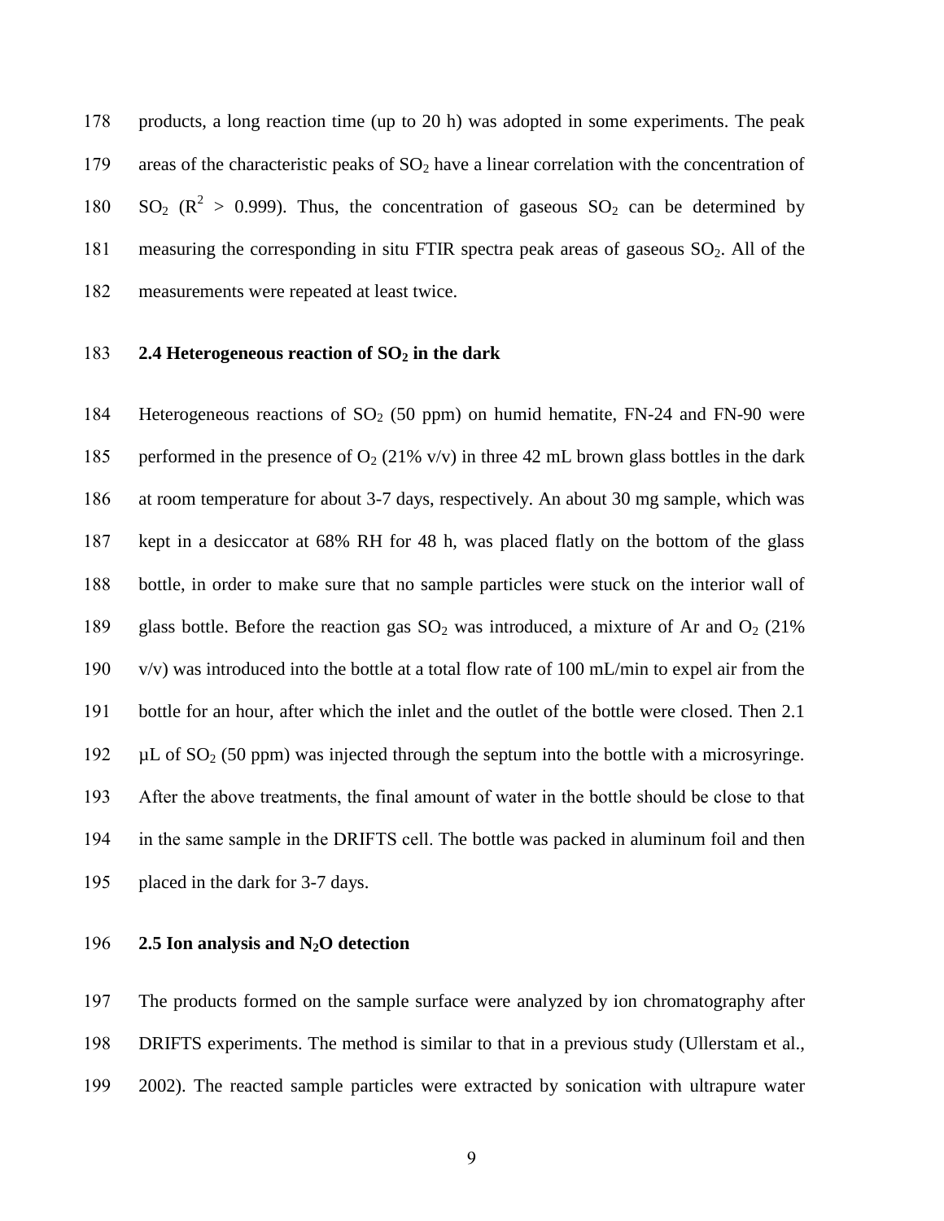products, a long reaction time (up to 20 h) was adopted in some experiments. The peak areas of the characteristic peaks of $SO_2$ have a linear correlation with the concentration of $SO_2$ ($R^2 > 0.999$). Thus, the concentration of gaseous $SO_2$ can be determined by measuring the corresponding in situ FTIR spectra peak areas of gaseous $SO_2$. All of the measurements were repeated at least twice.

### 2.4 Heterogeneous reaction of $SO_2$ in the dark

Heterogeneous reactions of $SO_2$ (50 ppm) on humid hematite, FN-24 and FN-90 were performed in the presence of $O_2$ (21% v/v) in three 42 mL brown glass bottles in the dark at room temperature for about 3-7 days, respectively. An about 30 mg sample, which was kept in a desiccator at 68% RH for 48 h, was placed flatly on the bottom of the glass bottle, in order to make sure that no sample particles were stuck on the interior wall of glass bottle. Before the reaction gas $SO_2$ was introduced, a mixture of Ar and $O_2$ (21% v/v) was introduced into the bottle at a total flow rate of 100 mL/min to expel air from the bottle for an hour, after which the inlet and the outlet of the bottle were closed. Then 2.1 μL of $SO_2$ (50 ppm) was injected through the septum into the bottle with a microsyringe. After the above treatments, the final amount of water in the bottle should be close to that in the same sample in the DRIFTS cell. The bottle was packed in aluminum foil and then placed in the dark for 3-7 days.

### 2.5 Ion analysis and $N_2O$ detection

The products formed on the sample surface were analyzed by ion chromatography after DRIFTS experiments. The method is similar to that in a previous study (Ullerstam et al., 2002). The reacted sample particles were extracted by sonication with ultrapure water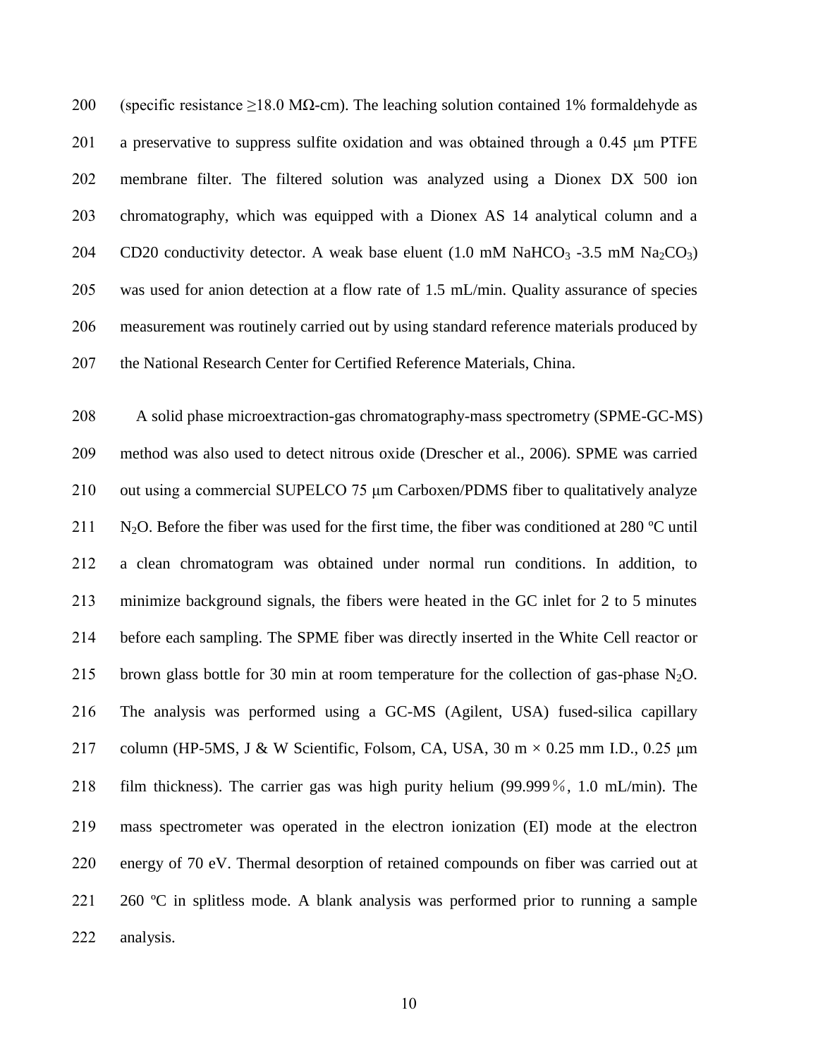(specific resistance ≥18.0 MΩ-cm). The leaching solution contained 1% formaldehyde as a preservative to suppress sulfite oxidation and was obtained through a 0.45 μm PTFE membrane filter. The filtered solution was analyzed using a Dionex DX 500 ion chromatography, which was equipped with a Dionex AS 14 analytical column and a CD20 conductivity detector. A weak base eluent (1.0 mM $NaHCO_3$ -3.5 mM $Na_2CO_3$) was used for anion detection at a flow rate of 1.5 mL/min. Quality assurance of species measurement was routinely carried out by using standard reference materials produced by the National Research Center for Certified Reference Materials, China.

A solid phase microextraction-gas chromatography-mass spectrometry (SPME-GC-MS) method was also used to detect nitrous oxide (Drescher et al., 2006). SPME was carried out using a commercial SUPELCO 75 μm Carboxen/PDMS fiber to qualitatively analyze $N_2O$. Before the fiber was used for the first time, the fiber was conditioned at 280 ºC until a clean chromatogram was obtained under normal run conditions. In addition, to minimize background signals, the fibers were heated in the GC inlet for 2 to 5 minutes before each sampling. The SPME fiber was directly inserted in the White Cell reactor or brown glass bottle for 30 min at room temperature for the collection of gas-phase $N_2O$. The analysis was performed using a GC-MS (Agilent, USA) fused-silica capillary column (HP-5MS, J & W Scientific, Folsom, CA, USA, 30 m × 0.25 mm I.D., 0.25 μm film thickness). The carrier gas was high purity helium (99.999％, 1.0 mL/min). The mass spectrometer was operated in the electron ionization (EI) mode at the electron energy of 70 eV. Thermal desorption of retained compounds on fiber was carried out at 260 ºC in splitless mode. A blank analysis was performed prior to running a sample analysis.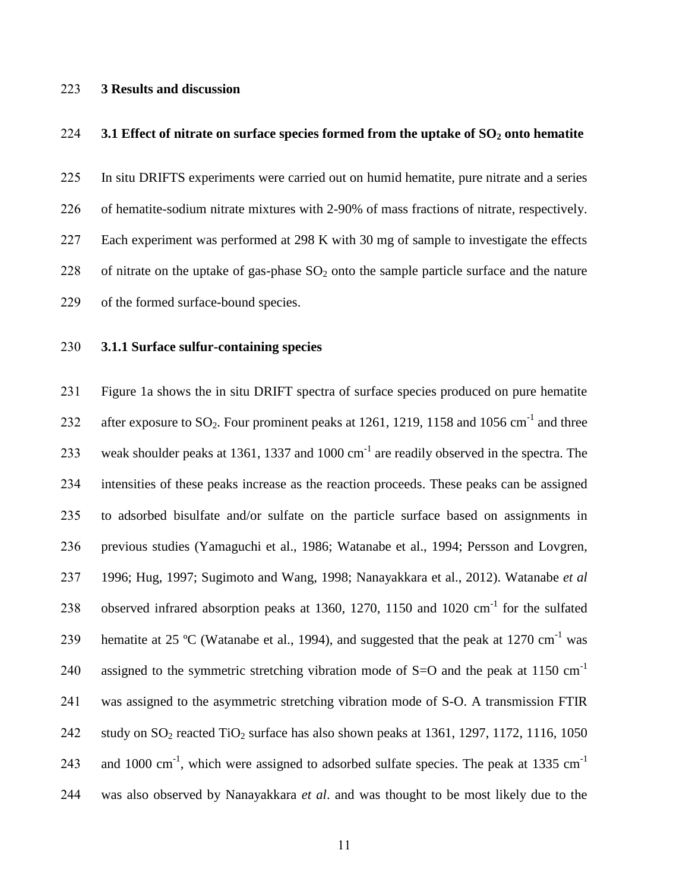## 3 Results and discussion

### 3.1 Effect of nitrate on surface species formed from the uptake of $SO_2$ onto hematite

In situ DRIFTS experiments were carried out on humid hematite, pure nitrate and a series of hematite-sodium nitrate mixtures with 2-90% of mass fractions of nitrate, respectively. Each experiment was performed at 298 K with 30 mg of sample to investigate the effects of nitrate on the uptake of gas-phase $SO_2$ onto the sample particle surface and the nature of the formed surface-bound species.

#### 3.1.1 Surface sulfur-containing species

Figure 1a shows the in situ DRIFT spectra of surface species produced on pure hematite after exposure to $SO_2$. Four prominent peaks at 1261, 1219, 1158 and 1056 $cm^{-1}$ and three weak shoulder peaks at 1361, 1337 and 1000 $cm^{-1}$ are readily observed in the spectra. The intensities of these peaks increase as the reaction proceeds. These peaks can be assigned to adsorbed bisulfate and/or sulfate on the particle surface based on assignments in previous studies (Yamaguchi et al., 1986; Watanabe et al., 1994; Persson and Lovgren, 1996; Hug, 1997; Sugimoto and Wang, 1998; Nanayakkara et al., 2012). Watanabe *et al* observed infrared absorption peaks at 1360, 1270, 1150 and 1020 $cm^{-1}$ for the sulfated hematite at 25 ºC (Watanabe et al., 1994), and suggested that the peak at 1270 $cm^{-1}$ was assigned to the symmetric stretching vibration mode of S=O and the peak at 1150 $cm^{-1}$ was assigned to the asymmetric stretching vibration mode of S-O. A transmission FTIR study on $SO_2$ reacted $TiO_2$ surface has also shown peaks at 1361, 1297, 1172, 1116, 1050 and 1000 $cm^{-1}$, which were assigned to adsorbed sulfate species. The peak at 1335 $cm^{-1}$ was also observed by Nanayakkara *et al*. and was thought to be most likely due to the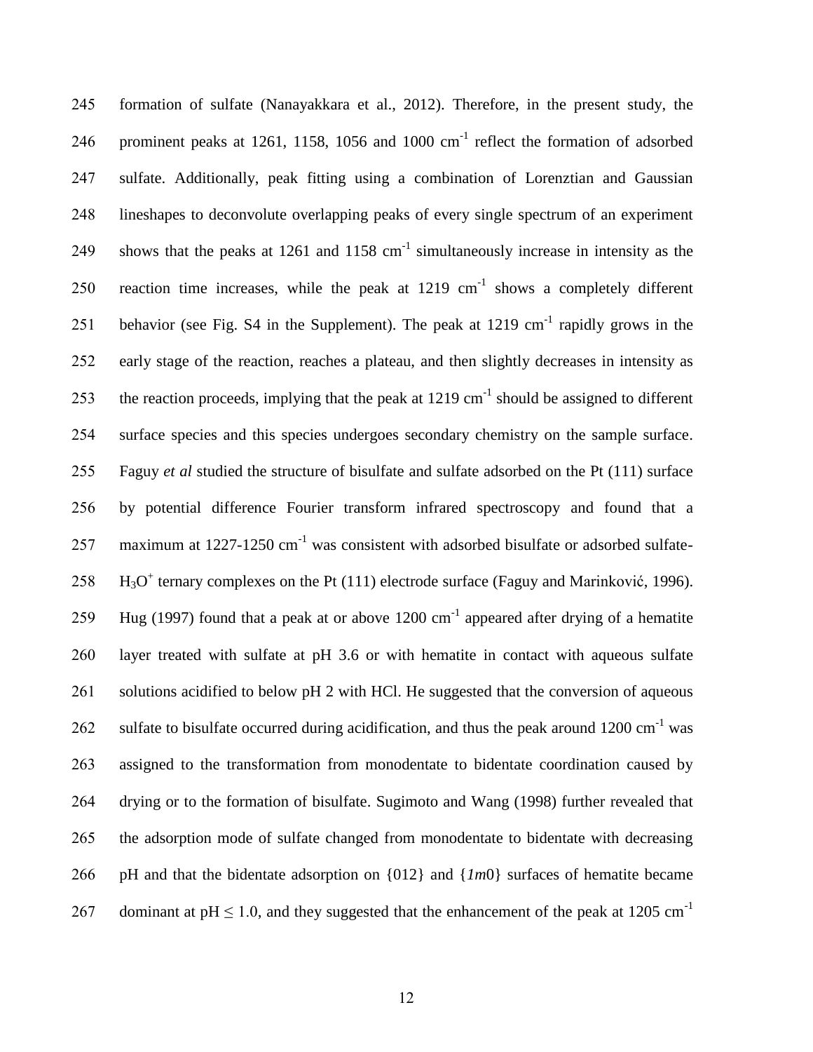formation of sulfate (Nanayakkara et al., 2012). Therefore, in the present study, the prominent peaks at 1261, 1158, 1056 and 1000 $cm^{-1}$ reflect the formation of adsorbed sulfate. Additionally, peak fitting using a combination of Lorenztian and Gaussian lineshapes to deconvolute overlapping peaks of every single spectrum of an experiment shows that the peaks at 1261 and 1158 $cm^{-1}$ simultaneously increase in intensity as the reaction time increases, while the peak at 1219 $cm^{-1}$ shows a completely different behavior (see Fig. S4 in the Supplement). The peak at 1219 $cm^{-1}$ rapidly grows in the early stage of the reaction, reaches a plateau, and then slightly decreases in intensity as the reaction proceeds, implying that the peak at 1219 $cm^{-1}$ should be assigned to different surface species and this species undergoes secondary chemistry on the sample surface. Faguy *et al* studied the structure of bisulfate and sulfate adsorbed on the Pt (111) surface by potential difference Fourier transform infrared spectroscopy and found that a maximum at 1227-1250 $cm^{-1}$ was consistent with adsorbed bisulfate or adsorbed sulfate-$H_3O^+$ ternary complexes on the Pt (111) electrode surface (Faguy and Marinković, 1996). Hug (1997) found that a peak at or above 1200 $cm^{-1}$ appeared after drying of a hematite layer treated with sulfate at pH 3.6 or with hematite in contact with aqueous sulfate solutions acidified to below pH 2 with HCl. He suggested that the conversion of aqueous sulfate to bisulfate occurred during acidification, and thus the peak around 1200 $cm^{-1}$ was assigned to the transformation from monodentate to bidentate coordination caused by drying or to the formation of bisulfate. Sugimoto and Wang (1998) further revealed that the adsorption mode of sulfate changed from monodentate to bidentate with decreasing pH and that the bidentate adsorption on {012} and {*1m*0} surfaces of hematite became dominant at pH $\leq$ 1.0, and they suggested that the enhancement of the peak at 1205 $cm^{-1}$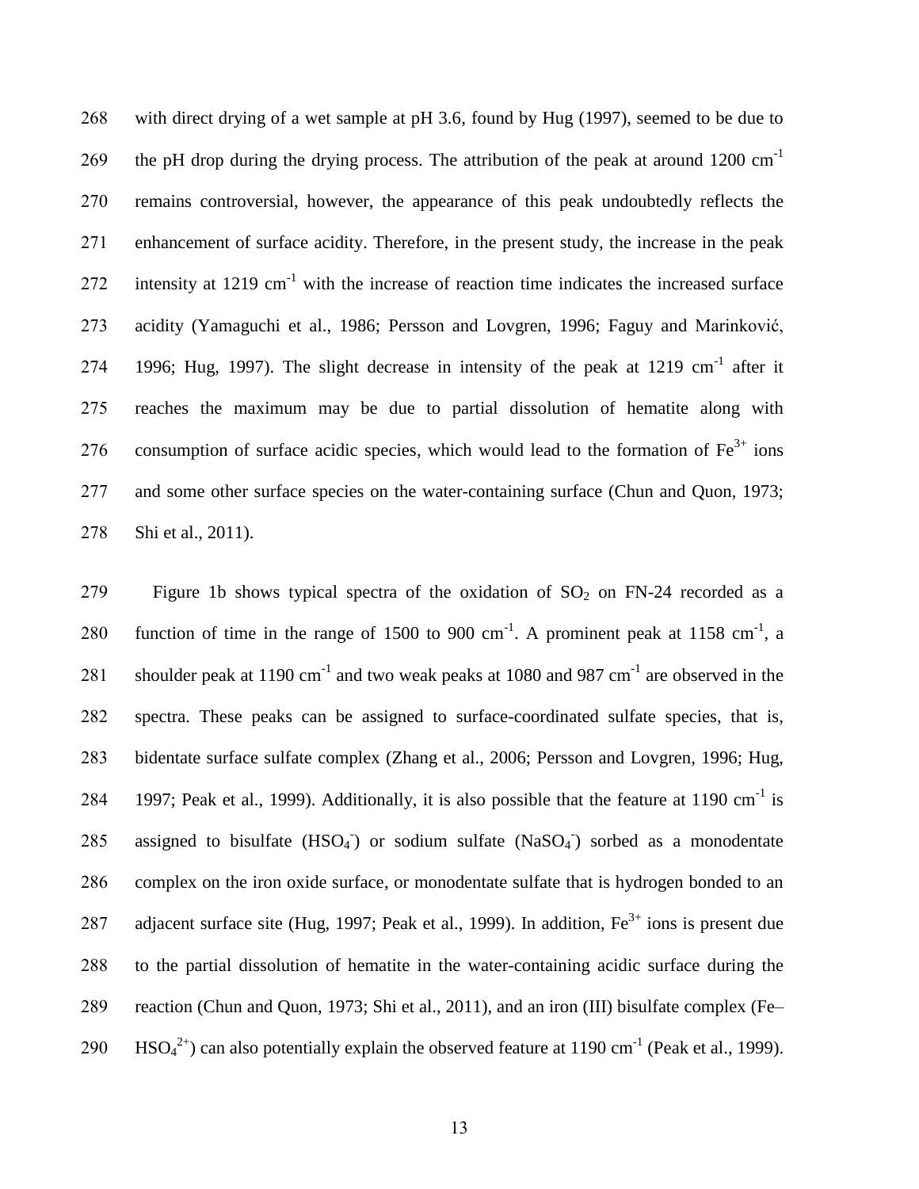with direct drying of a wet sample at pH 3.6, found by Hug (1997), seemed to be due to the pH drop during the drying process. The attribution of the peak at around 1200 $cm^{-1}$ remains controversial, however, the appearance of this peak undoubtedly reflects the enhancement of surface acidity. Therefore, in the present study, the increase in the peak intensity at 1219 $cm^{-1}$ with the increase of reaction time indicates the increased surface acidity (Yamaguchi et al., 1986; Persson and Lovgren, 1996; Faguy and Marinković, 1996; Hug, 1997). The slight decrease in intensity of the peak at 1219 $cm^{-1}$ after it reaches the maximum may be due to partial dissolution of hematite along with consumption of surface acidic species, which would lead to the formation of $Fe^{3+}$ ions and some other surface species on the water-containing surface (Chun and Quon, 1973; Shi et al., 2011).

Figure 1b shows typical spectra of the oxidation of $SO_2$ on FN-24 recorded as a function of time in the range of 1500 to 900 $cm^{-1}$. A prominent peak at 1158 $cm^{-1}$, a shoulder peak at 1190 $cm^{-1}$ and two weak peaks at 1080 and 987 $cm^{-1}$ are observed in the spectra. These peaks can be assigned to surface-coordinated sulfate species, that is, bidentate surface sulfate complex (Zhang et al., 2006; Persson and Lovgren, 1996; Hug, 1997; Peak et al., 1999). Additionally, it is also possible that the feature at 1190 $cm^{-1}$ is assigned to bisulfate ($HSO_4^-$) or sodium sulfate ($NaSO_4^-$) sorbed as a monodentate complex on the iron oxide surface, or monodentate sulfate that is hydrogen bonded to an adjacent surface site (Hug, 1997; Peak et al., 1999). In addition, $Fe^{3+}$ ions is present due to the partial dissolution of hematite in the water-containing acidic surface during the reaction (Chun and Quon, 1973; Shi et al., 2011), and an iron (III) bisulfate complex ($Fe–HSO_4^{2+}$) can also potentially explain the observed feature at 1190 $cm^{-1}$ (Peak et al., 1999).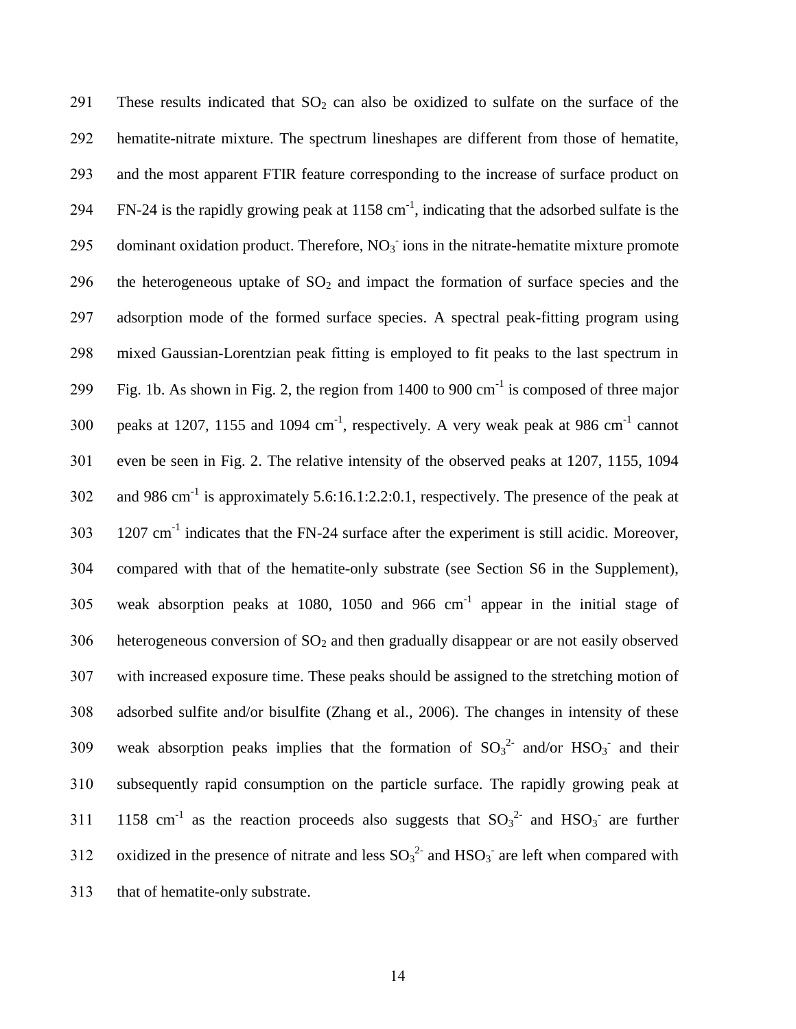These results indicated that $SO_2$ can also be oxidized to sulfate on the surface of the hematite-nitrate mixture. The spectrum lineshapes are different from those of hematite, and the most apparent FTIR feature corresponding to the increase of surface product on FN-24 is the rapidly growing peak at 1158 $cm^{-1}$, indicating that the adsorbed sulfate is the dominant oxidation product. Therefore, $NO_3^-$ ions in the nitrate-hematite mixture promote the heterogeneous uptake of $SO_2$ and impact the formation of surface species and the adsorption mode of the formed surface species. A spectral peak-fitting program using mixed Gaussian-Lorentzian peak fitting is employed to fit peaks to the last spectrum in Fig. 1b. As shown in Fig. 2, the region from 1400 to 900 $cm^{-1}$ is composed of three major peaks at 1207, 1155 and 1094 $cm^{-1}$, respectively. A very weak peak at 986 $cm^{-1}$ cannot even be seen in Fig. 2. The relative intensity of the observed peaks at 1207, 1155, 1094 and 986 $cm^{-1}$ is approximately 5.6:16.1:2.2:0.1, respectively. The presence of the peak at 1207 $cm^{-1}$ indicates that the FN-24 surface after the experiment is still acidic. Moreover, compared with that of the hematite-only substrate (see Section S6 in the Supplement), weak absorption peaks at 1080, 1050 and 966 $cm^{-1}$ appear in the initial stage of heterogeneous conversion of $SO_2$ and then gradually disappear or are not easily observed with increased exposure time. These peaks should be assigned to the stretching motion of adsorbed sulfite and/or bisulfite (Zhang et al., 2006). The changes in intensity of these weak absorption peaks implies that the formation of $SO_3^{2-}$ and/or $HSO_3^-$ and their subsequently rapid consumption on the particle surface. The rapidly growing peak at 1158 $cm^{-1}$ as the reaction proceeds also suggests that $SO_3^{2-}$ and $HSO_3^-$ are further oxidized in the presence of nitrate and less $SO_3^{2-}$ and $HSO_3^-$ are left when compared with that of hematite-only substrate.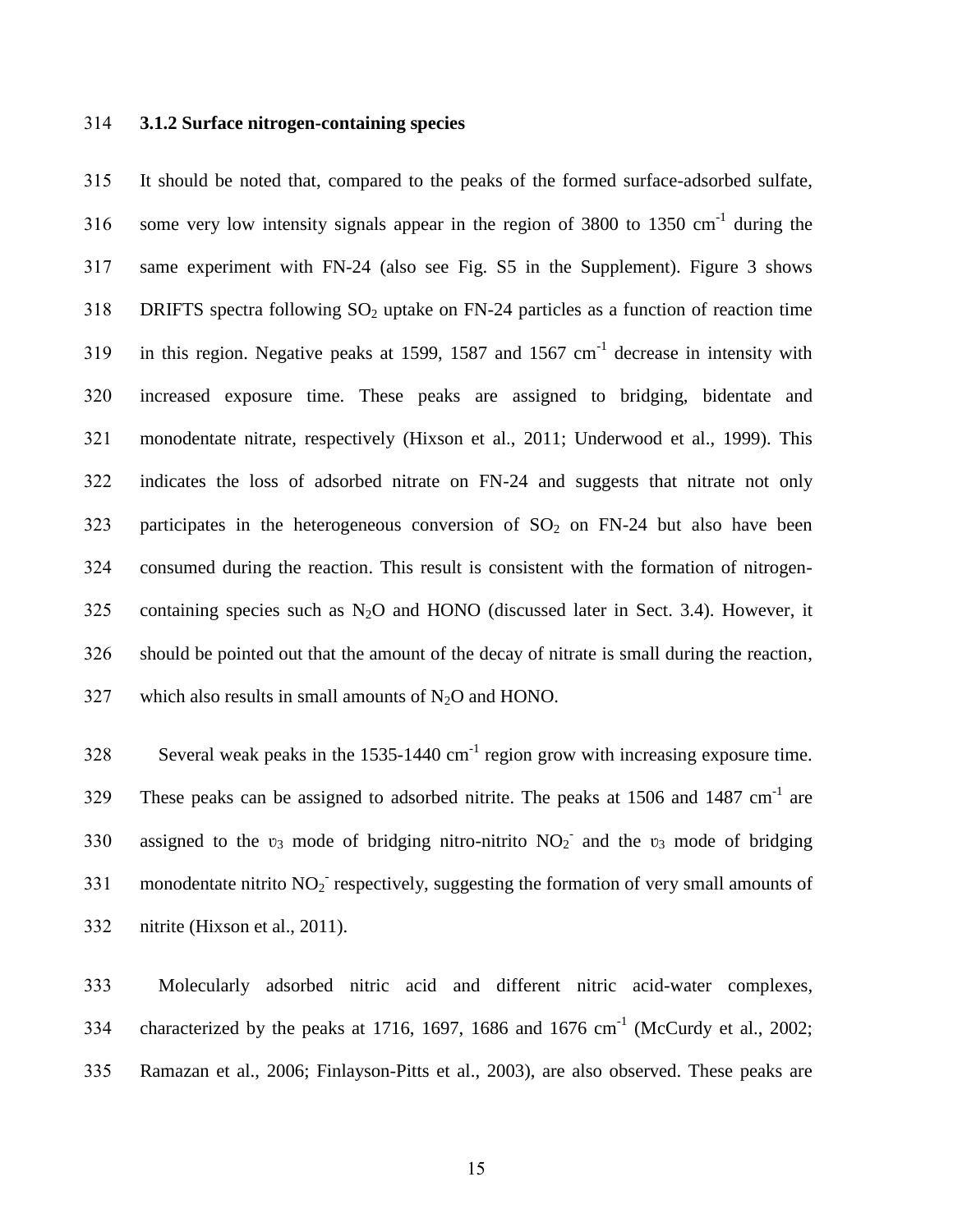### 3.1.2 Surface nitrogen-containing species

It should be noted that, compared to the peaks of the formed surface-adsorbed sulfate, some very low intensity signals appear in the region of 3800 to 1350 $cm^{-1}$ during the same experiment with FN-24 (also see Fig. S5 in the Supplement). Figure 3 shows DRIFTS spectra following $SO_2$ uptake on FN-24 particles as a function of reaction time in this region. Negative peaks at 1599, 1587 and 1567 $cm^{-1}$ decrease in intensity with increased exposure time. These peaks are assigned to bridging, bidentate and monodentate nitrate, respectively (Hixson et al., 2011; Underwood et al., 1999). This indicates the loss of adsorbed nitrate on FN-24 and suggests that nitrate not only participates in the heterogeneous conversion of $SO_2$ on FN-24 but also have been consumed during the reaction. This result is consistent with the formation of nitrogen-containing species such as $N_2O$ and HONO (discussed later in Sect. 3.4). However, it should be pointed out that the amount of the decay of nitrate is small during the reaction, which also results in small amounts of $N_2O$ and HONO.

Several weak peaks in the 1535-1440 $cm^{-1}$ region grow with increasing exposure time. These peaks can be assigned to adsorbed nitrite. The peaks at 1506 and 1487 $cm^{-1}$ are assigned to the $\upsilon_3$ mode of bridging nitro-nitrito $NO_2^-$ and the $\upsilon_3$ mode of bridging monodentate nitrito $NO_2^-$ respectively, suggesting the formation of very small amounts of nitrite (Hixson et al., 2011).

Molecularly adsorbed nitric acid and different nitric acid-water complexes, characterized by the peaks at 1716, 1697, 1686 and 1676 $cm^{-1}$ (McCurdy et al., 2002; Ramazan et al., 2006; Finlayson-Pitts et al., 2003), are also observed. These peaks are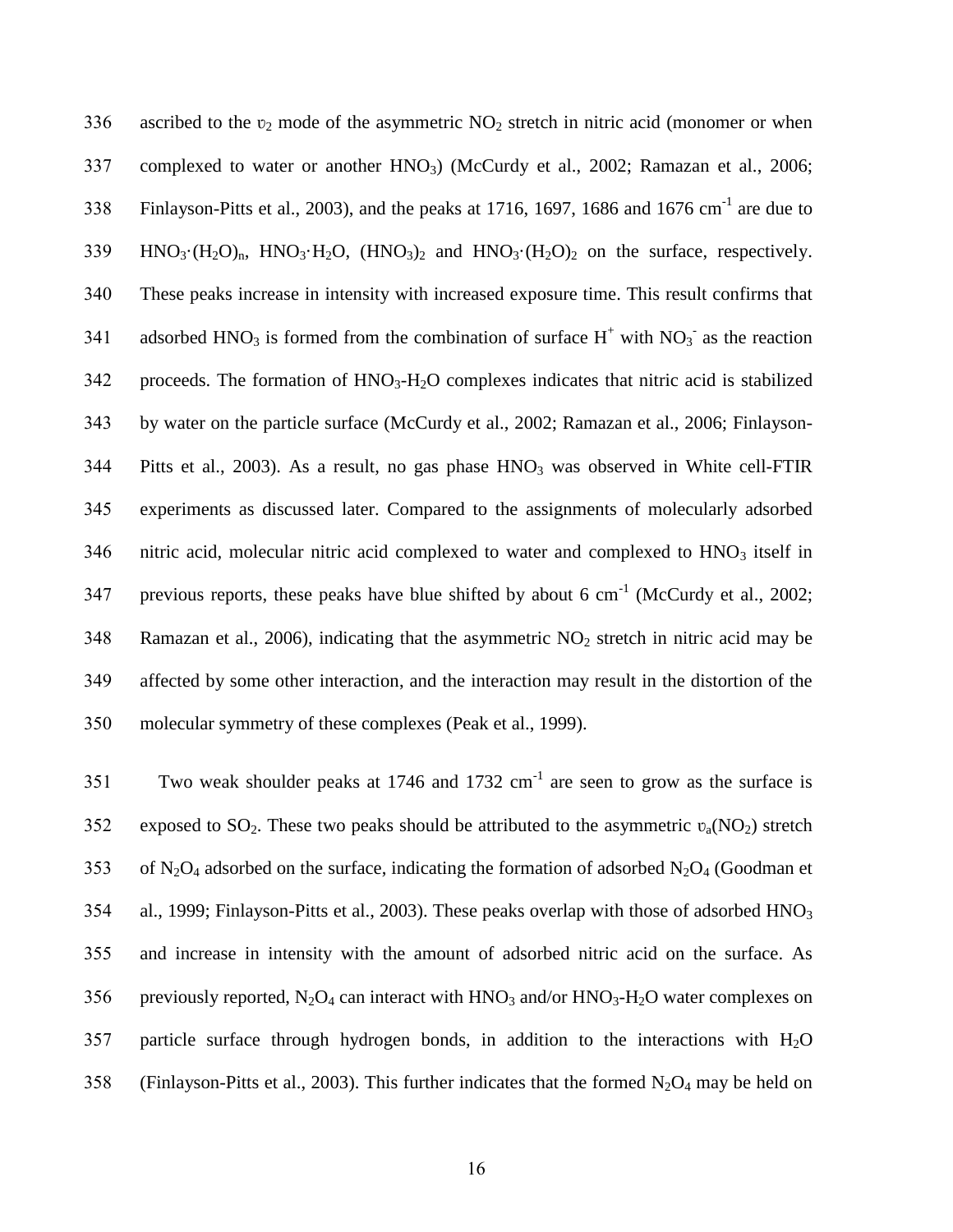ascribed to the $\upsilon_2$ mode of the asymmetric $NO_2$ stretch in nitric acid (monomer or when complexed to water or another $HNO_3$) (McCurdy et al., 2002; Ramazan et al., 2006; Finlayson-Pitts et al., 2003), and the peaks at 1716, 1697, 1686 and 1676 $cm^{-1}$ are due to $HNO_3{\cdot}(H_2O)_n$, $HNO_3{\cdot}H_2O$, $(HNO_3)_2$ and $HNO_3{\cdot}(H_2O)_2$ on the surface, respectively. These peaks increase in intensity with increased exposure time. This result confirms that adsorbed $HNO_3$ is formed from the combination of surface $H^+$ with $NO_3^-$ as the reaction proceeds. The formation of $HNO_3$-$H_2O$ complexes indicates that nitric acid is stabilized by water on the particle surface (McCurdy et al., 2002; Ramazan et al., 2006; Finlayson-Pitts et al., 2003). As a result, no gas phase $HNO_3$ was observed in White cell-FTIR experiments as discussed later. Compared to the assignments of molecularly adsorbed nitric acid, molecular nitric acid complexed to water and complexed to $HNO_3$ itself in previous reports, these peaks have blue shifted by about 6 $cm^{-1}$ (McCurdy et al., 2002; Ramazan et al., 2006), indicating that the asymmetric $NO_2$ stretch in nitric acid may be affected by some other interaction, and the interaction may result in the distortion of the molecular symmetry of these complexes (Peak et al., 1999).

Two weak shoulder peaks at 1746 and 1732 $cm^{-1}$ are seen to grow as the surface is exposed to $SO_2$. These two peaks should be attributed to the asymmetric $\upsilon_a(NO_2)$ stretch of $N_2O_4$ adsorbed on the surface, indicating the formation of adsorbed $N_2O_4$ (Goodman et al., 1999; Finlayson-Pitts et al., 2003). These peaks overlap with those of adsorbed $HNO_3$ and increase in intensity with the amount of adsorbed nitric acid on the surface. As previously reported, $N_2O_4$ can interact with $HNO_3$ and/or $HNO_3$-$H_2O$ water complexes on particle surface through hydrogen bonds, in addition to the interactions with $H_2O$ (Finlayson-Pitts et al., 2003). This further indicates that the formed $N_2O_4$ may be held on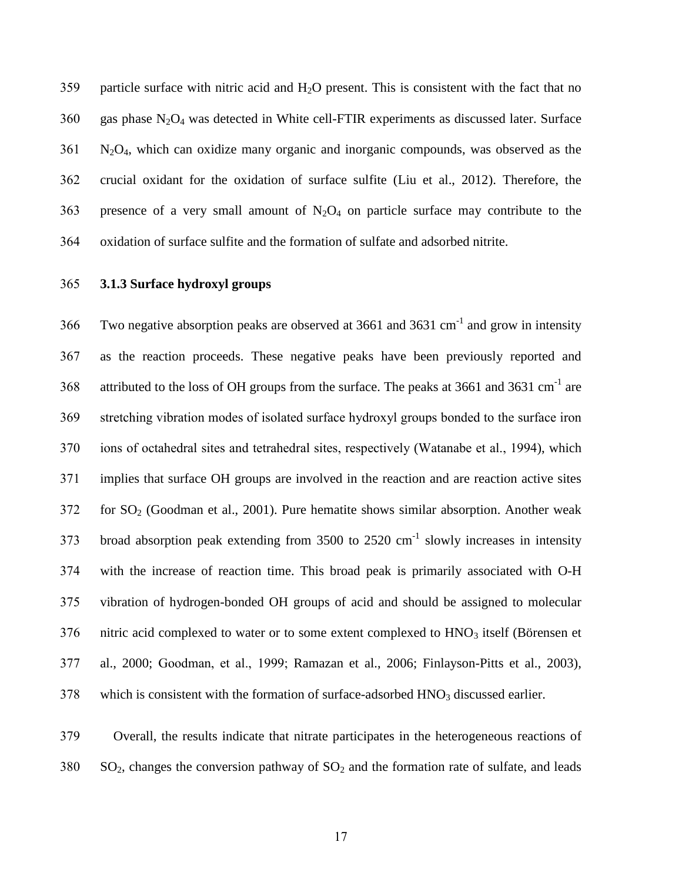particle surface with nitric acid and $H_2O$ present. This is consistent with the fact that no gas phase $N_2O_4$ was detected in White cell-FTIR experiments as discussed later. Surface $N_2O_4$, which can oxidize many organic and inorganic compounds, was observed as the crucial oxidant for the oxidation of surface sulfite (Liu et al., 2012). Therefore, the presence of a very small amount of $N_2O_4$ on particle surface may contribute to the oxidation of surface sulfite and the formation of sulfate and adsorbed nitrite.

### 3.1.3 Surface hydroxyl groups

Two negative absorption peaks are observed at 3661 and 3631 $cm^{-1}$ and grow in intensity as the reaction proceeds. These negative peaks have been previously reported and attributed to the loss of OH groups from the surface. The peaks at 3661 and 3631 $cm^{-1}$ are stretching vibration modes of isolated surface hydroxyl groups bonded to the surface iron ions of octahedral sites and tetrahedral sites, respectively (Watanabe et al., 1994), which implies that surface OH groups are involved in the reaction and are reaction active sites for $SO_2$ (Goodman et al., 2001). Pure hematite shows similar absorption. Another weak broad absorption peak extending from 3500 to 2520 $cm^{-1}$ slowly increases in intensity with the increase of reaction time. This broad peak is primarily associated with O-H vibration of hydrogen-bonded OH groups of acid and should be assigned to molecular nitric acid complexed to water or to some extent complexed to $HNO_3$ itself (Börensen et al., 2000; Goodman, et al., 1999; Ramazan et al., 2006; Finlayson-Pitts et al., 2003), which is consistent with the formation of surface-adsorbed $HNO_3$ discussed earlier.

Overall, the results indicate that nitrate participates in the heterogeneous reactions of $SO_2$, changes the conversion pathway of $SO_2$ and the formation rate of sulfate, and leads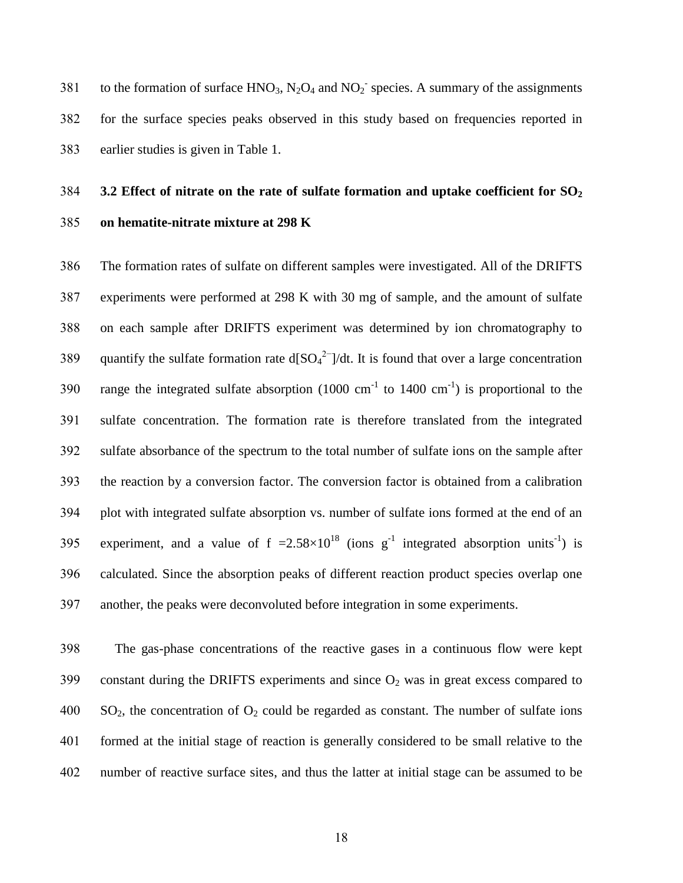to the formation of surface $HNO_3$, $N_2O_4$ and $NO_2^-$ species. A summary of the assignments for the surface species peaks observed in this study based on frequencies reported in earlier studies is given in Table 1.

### 3.2 Effect of nitrate on the rate of sulfate formation and uptake coefficient for $SO_2$ on hematite-nitrate mixture at 298 K

The formation rates of sulfate on different samples were investigated. All of the DRIFTS experiments were performed at 298 K with 30 mg of sample, and the amount of sulfate on each sample after DRIFTS experiment was determined by ion chromatography to quantify the sulfate formation rate $d[SO_4^{2-}]/dt$. It is found that over a large concentration range the integrated sulfate absorption (1000 $cm^{-1}$ to 1400 $cm^{-1}$) is proportional to the sulfate concentration. The formation rate is therefore translated from the integrated sulfate absorbance of the spectrum to the total number of sulfate ions on the sample after the reaction by a conversion factor. The conversion factor is obtained from a calibration plot with integrated sulfate absorption vs. number of sulfate ions formed at the end of an experiment, and a value of $f = 2.58\times10^{18}$ (ions $g^{-1}$ integrated absorption units$^{-1}$) is calculated. Since the absorption peaks of different reaction product species overlap one another, the peaks were deconvoluted before integration in some experiments.

The gas-phase concentrations of the reactive gases in a continuous flow were kept constant during the DRIFTS experiments and since $O_2$ was in great excess compared to $SO_2$, the concentration of $O_2$ could be regarded as constant. The number of sulfate ions formed at the initial stage of reaction is generally considered to be small relative to the number of reactive surface sites, and thus the latter at initial stage can be assumed to be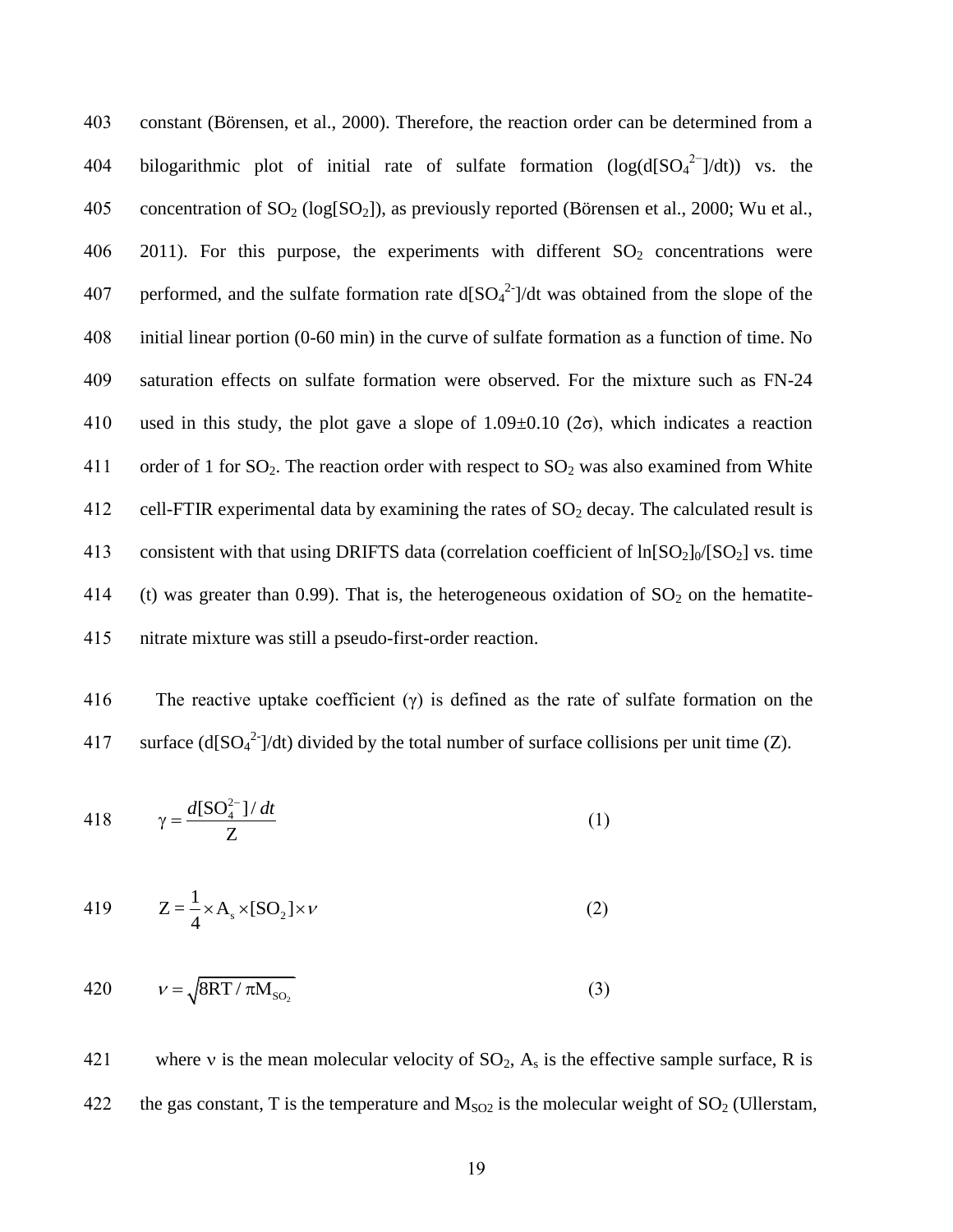constant (Börensen, et al., 2000). Therefore, the reaction order can be determined from a bilogarithmic plot of initial rate of sulfate formation ($\log(d[SO_4^{2-}]/dt)$) vs. the concentration of $SO_2$ ($\log[SO_2]$), as previously reported (Börensen et al., 2000; Wu et al., 2011). For this purpose, the experiments with different $SO_2$ concentrations were performed, and the sulfate formation rate $d[SO_4^{2-}]/dt$ was obtained from the slope of the initial linear portion (0-60 min) in the curve of sulfate formation as a function of time. No saturation effects on sulfate formation were observed. For the mixture such as FN-24 used in this study, the plot gave a slope of 1.09±0.10 (2σ), which indicates a reaction order of 1 for $SO_2$. The reaction order with respect to $SO_2$ was also examined from White cell-FTIR experimental data by examining the rates of $SO_2$ decay. The calculated result is consistent with that using DRIFTS data (correlation coefficient of $\ln[SO_2]_0/[SO_2]$ vs. time (t) was greater than 0.99). That is, the heterogeneous oxidation of $SO_2$ on the hematite-nitrate mixture was still a pseudo-first-order reaction.

The reactive uptake coefficient (γ) is defined as the rate of sulfate formation on the surface ($d[SO_4^{2-}]/dt$) divided by the total number of surface collisions per unit time (Z).

$$\gamma = \frac{d[SO_4^{2-}]/dt}{Z} \quad (1)$$

$$Z = \frac{1}{4} \times A_s \times [SO_2] \times \nu \quad (2)$$

$$\nu = \sqrt{8RT/\pi M_{SO_2}} \quad (3)$$

where ν is the mean molecular velocity of $SO_2$, $A_s$ is the effective sample surface, R is the gas constant, T is the temperature and $M_{SO2}$ is the molecular weight of $SO_2$ (Ullerstam,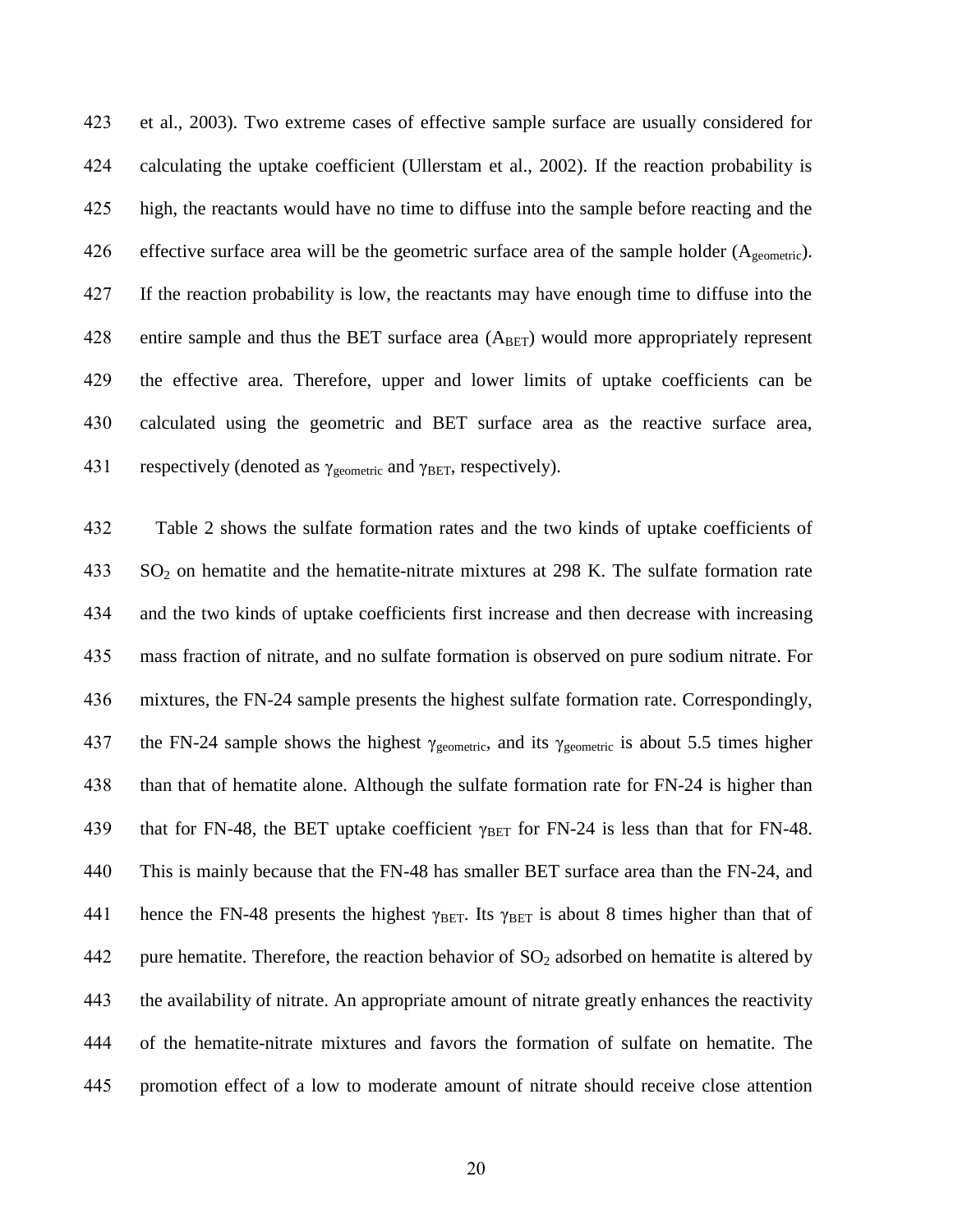et al., 2003). Two extreme cases of effective sample surface are usually considered for calculating the uptake coefficient (Ullerstam et al., 2002). If the reaction probability is high, the reactants would have no time to diffuse into the sample before reacting and the effective surface area will be the geometric surface area of the sample holder ($A_{geometric}$). If the reaction probability is low, the reactants may have enough time to diffuse into the entire sample and thus the BET surface area ($A_{BET}$) would more appropriately represent the effective area. Therefore, upper and lower limits of uptake coefficients can be calculated using the geometric and BET surface area as the reactive surface area, respectively (denoted as $\gamma_{geometric}$ and $\gamma_{BET}$, respectively).

Table 2 shows the sulfate formation rates and the two kinds of uptake coefficients of $SO_2$ on hematite and the hematite-nitrate mixtures at 298 K. The sulfate formation rate and the two kinds of uptake coefficients first increase and then decrease with increasing mass fraction of nitrate, and no sulfate formation is observed on pure sodium nitrate. For mixtures, the FN-24 sample presents the highest sulfate formation rate. Correspondingly, the FN-24 sample shows the highest $\gamma_{geometric}$, and its $\gamma_{geometric}$ is about 5.5 times higher than that of hematite alone. Although the sulfate formation rate for FN-24 is higher than that for FN-48, the BET uptake coefficient $\gamma_{BET}$ for FN-24 is less than that for FN-48. This is mainly because that the FN-48 has smaller BET surface area than the FN-24, and hence the FN-48 presents the highest $\gamma_{BET}$. Its $\gamma_{BET}$ is about 8 times higher than that of pure hematite. Therefore, the reaction behavior of $SO_2$ adsorbed on hematite is altered by the availability of nitrate. An appropriate amount of nitrate greatly enhances the reactivity of the hematite-nitrate mixtures and favors the formation of sulfate on hematite. The promotion effect of a low to moderate amount of nitrate should receive close attention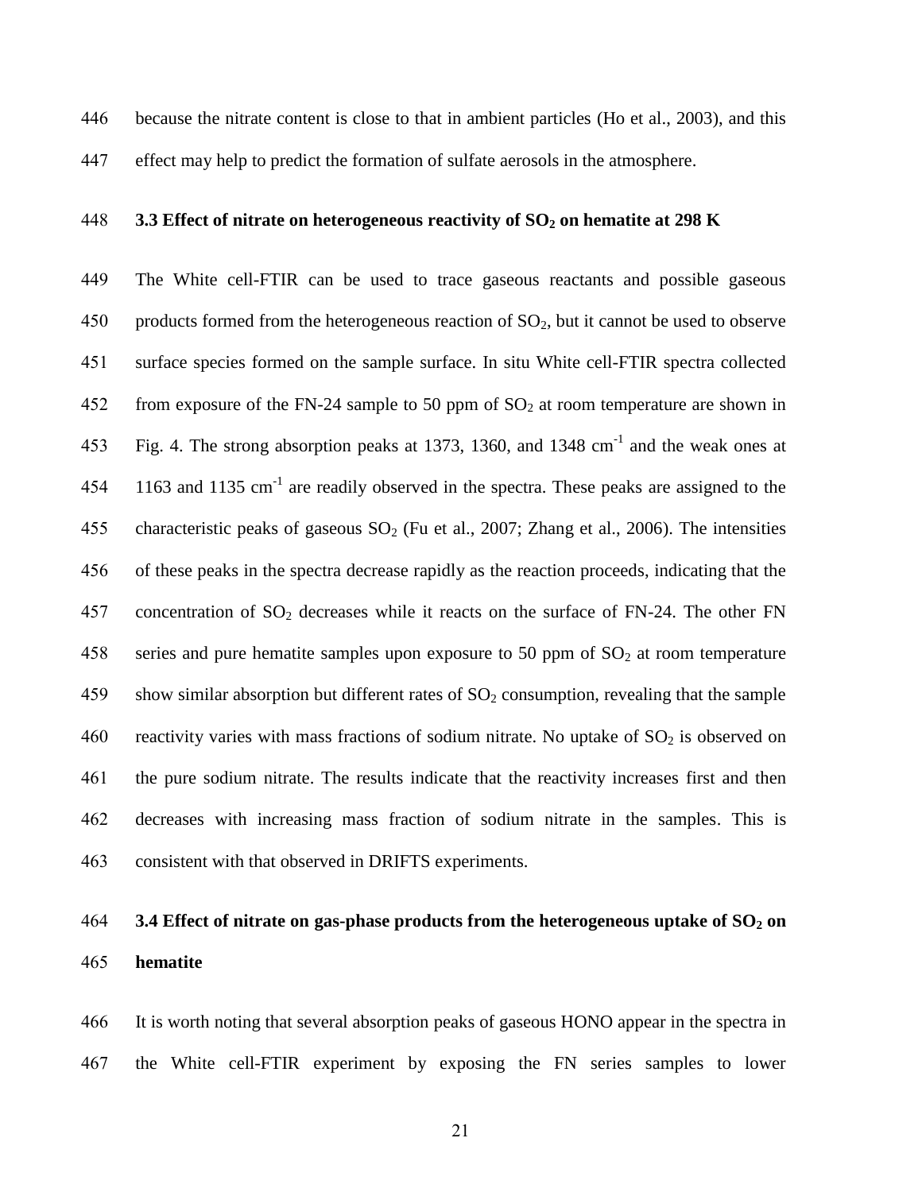because the nitrate content is close to that in ambient particles (Ho et al., 2003), and this effect may help to predict the formation of sulfate aerosols in the atmosphere.

### 3.3 Effect of nitrate on heterogeneous reactivity of $SO_2$ on hematite at 298 K

The White cell-FTIR can be used to trace gaseous reactants and possible gaseous products formed from the heterogeneous reaction of $SO_2$, but it cannot be used to observe surface species formed on the sample surface. In situ White cell-FTIR spectra collected from exposure of the FN-24 sample to 50 ppm of $SO_2$ at room temperature are shown in Fig. 4. The strong absorption peaks at 1373, 1360, and 1348 $cm^{-1}$ and the weak ones at 1163 and 1135 $cm^{-1}$ are readily observed in the spectra. These peaks are assigned to the characteristic peaks of gaseous $SO_2$ (Fu et al., 2007; Zhang et al., 2006). The intensities of these peaks in the spectra decrease rapidly as the reaction proceeds, indicating that the concentration of $SO_2$ decreases while it reacts on the surface of FN-24. The other FN series and pure hematite samples upon exposure to 50 ppm of $SO_2$ at room temperature show similar absorption but different rates of $SO_2$ consumption, revealing that the sample reactivity varies with mass fractions of sodium nitrate. No uptake of $SO_2$ is observed on the pure sodium nitrate. The results indicate that the reactivity increases first and then decreases with increasing mass fraction of sodium nitrate in the samples. This is consistent with that observed in DRIFTS experiments.

### 3.4 Effect of nitrate on gas-phase products from the heterogeneous uptake of $SO_2$ on hematite

It is worth noting that several absorption peaks of gaseous HONO appear in the spectra in the White cell-FTIR experiment by exposing the FN series samples to lower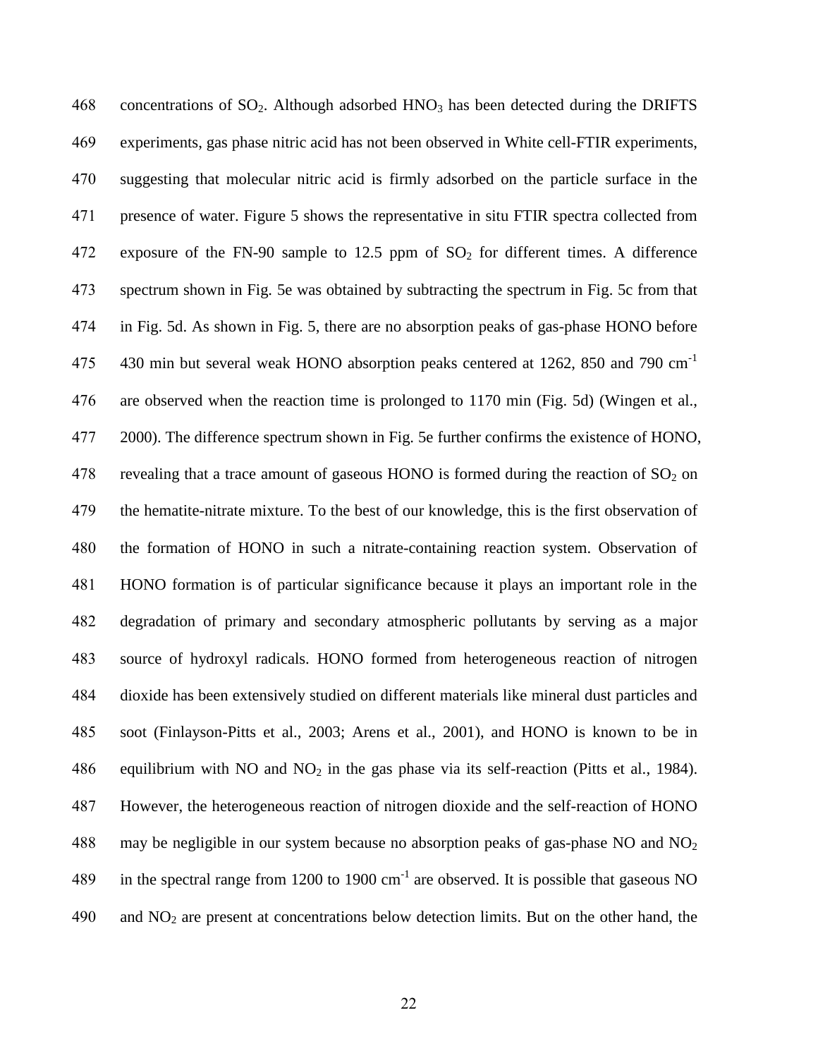concentrations of $SO_2$. Although adsorbed $HNO_3$ has been detected during the DRIFTS experiments, gas phase nitric acid has not been observed in White cell-FTIR experiments, suggesting that molecular nitric acid is firmly adsorbed on the particle surface in the presence of water. Figure 5 shows the representative in situ FTIR spectra collected from exposure of the FN-90 sample to 12.5 ppm of $SO_2$ for different times. A difference spectrum shown in Fig. 5e was obtained by subtracting the spectrum in Fig. 5c from that in Fig. 5d. As shown in Fig. 5, there are no absorption peaks of gas-phase HONO before 430 min but several weak HONO absorption peaks centered at 1262, 850 and 790 $cm^{-1}$ are observed when the reaction time is prolonged to 1170 min (Fig. 5d) (Wingen et al., 2000). The difference spectrum shown in Fig. 5e further confirms the existence of HONO, revealing that a trace amount of gaseous HONO is formed during the reaction of $SO_2$ on the hematite-nitrate mixture. To the best of our knowledge, this is the first observation of the formation of HONO in such a nitrate-containing reaction system. Observation of HONO formation is of particular significance because it plays an important role in the degradation of primary and secondary atmospheric pollutants by serving as a major source of hydroxyl radicals. HONO formed from heterogeneous reaction of nitrogen dioxide has been extensively studied on different materials like mineral dust particles and soot (Finlayson-Pitts et al., 2003; Arens et al., 2001), and HONO is known to be in equilibrium with NO and $NO_2$ in the gas phase via its self-reaction (Pitts et al., 1984). However, the heterogeneous reaction of nitrogen dioxide and the self-reaction of HONO may be negligible in our system because no absorption peaks of gas-phase NO and $NO_2$ in the spectral range from 1200 to 1900 $cm^{-1}$ are observed. It is possible that gaseous NO and $NO_2$ are present at concentrations below detection limits. But on the other hand, the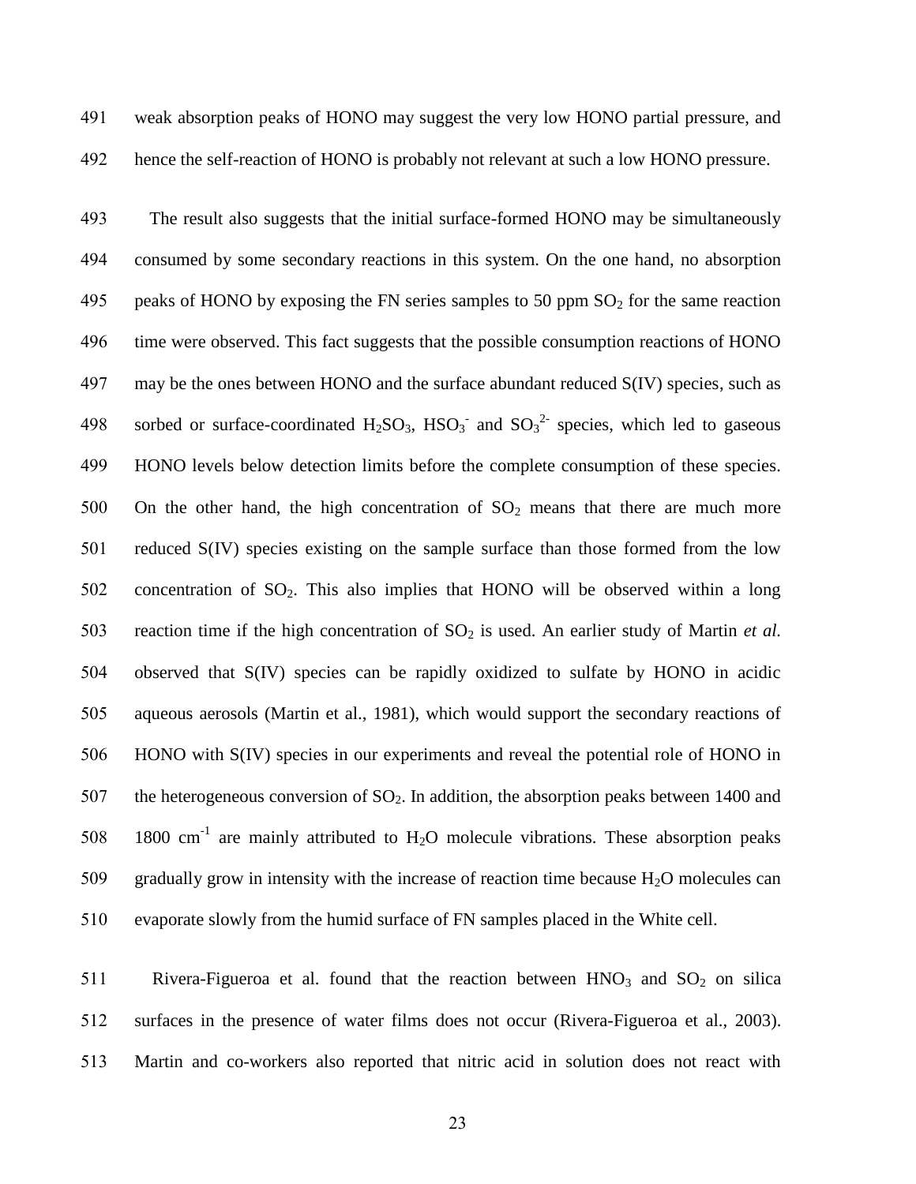weak absorption peaks of HONO may suggest the very low HONO partial pressure, and hence the self-reaction of HONO is probably not relevant at such a low HONO pressure.

The result also suggests that the initial surface-formed HONO may be simultaneously consumed by some secondary reactions in this system. On the one hand, no absorption peaks of HONO by exposing the FN series samples to 50 ppm $SO_2$ for the same reaction time were observed. This fact suggests that the possible consumption reactions of HONO may be the ones between HONO and the surface abundant reduced S(IV) species, such as sorbed or surface-coordinated $H_2SO_3$, $HSO_3^-$ and $SO_3^{2-}$ species, which led to gaseous HONO levels below detection limits before the complete consumption of these species. On the other hand, the high concentration of $SO_2$ means that there are much more reduced S(IV) species existing on the sample surface than those formed from the low concentration of $SO_2$. This also implies that HONO will be observed within a long reaction time if the high concentration of $SO_2$ is used. An earlier study of Martin *et al.* observed that S(IV) species can be rapidly oxidized to sulfate by HONO in acidic aqueous aerosols (Martin et al., 1981), which would support the secondary reactions of HONO with S(IV) species in our experiments and reveal the potential role of HONO in the heterogeneous conversion of $SO_2$. In addition, the absorption peaks between 1400 and 1800 $cm^{-1}$ are mainly attributed to $H_2O$ molecule vibrations. These absorption peaks gradually grow in intensity with the increase of reaction time because $H_2O$ molecules can evaporate slowly from the humid surface of FN samples placed in the White cell.

Rivera-Figueroa et al. found that the reaction between $HNO_3$ and $SO_2$ on silica surfaces in the presence of water films does not occur (Rivera-Figueroa et al., 2003). Martin and co-workers also reported that nitric acid in solution does not react with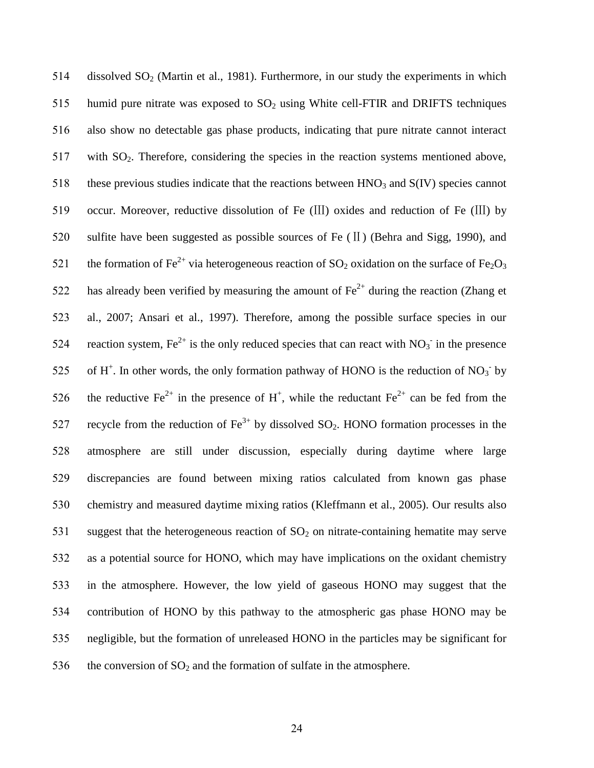dissolved $SO_2$ (Martin et al., 1981). Furthermore, in our study the experiments in which humid pure nitrate was exposed to $SO_2$ using White cell-FTIR and DRIFTS techniques also show no detectable gas phase products, indicating that pure nitrate cannot interact with $SO_2$. Therefore, considering the species in the reaction systems mentioned above, these previous studies indicate that the reactions between $HNO_3$ and S(IV) species cannot occur. Moreover, reductive dissolution of Fe (III) oxides and reduction of Fe (III) by sulfite have been suggested as possible sources of Fe (II) (Behra and Sigg, 1990), and the formation of $Fe^{2+}$ via heterogeneous reaction of $SO_2$ oxidation on the surface of $Fe_2O_3$ has already been verified by measuring the amount of $Fe^{2+}$ during the reaction (Zhang et al., 2007; Ansari et al., 1997). Therefore, among the possible surface species in our reaction system, $Fe^{2+}$ is the only reduced species that can react with $NO_3^-$ in the presence of $H^+$. In other words, the only formation pathway of HONO is the reduction of $NO_3^-$ by the reductive $Fe^{2+}$ in the presence of $H^+$, while the reductant $Fe^{2+}$ can be fed from the recycle from the reduction of $Fe^{3+}$ by dissolved $SO_2$. HONO formation processes in the atmosphere are still under discussion, especially during daytime where large discrepancies are found between mixing ratios calculated from known gas phase chemistry and measured daytime mixing ratios (Kleffmann et al., 2005). Our results also suggest that the heterogeneous reaction of $SO_2$ on nitrate-containing hematite may serve as a potential source for HONO, which may have implications on the oxidant chemistry in the atmosphere. However, the low yield of gaseous HONO may suggest that the contribution of HONO by this pathway to the atmospheric gas phase HONO may be negligible, but the formation of unreleased HONO in the particles may be significant for the conversion of $SO_2$ and the formation of sulfate in the atmosphere.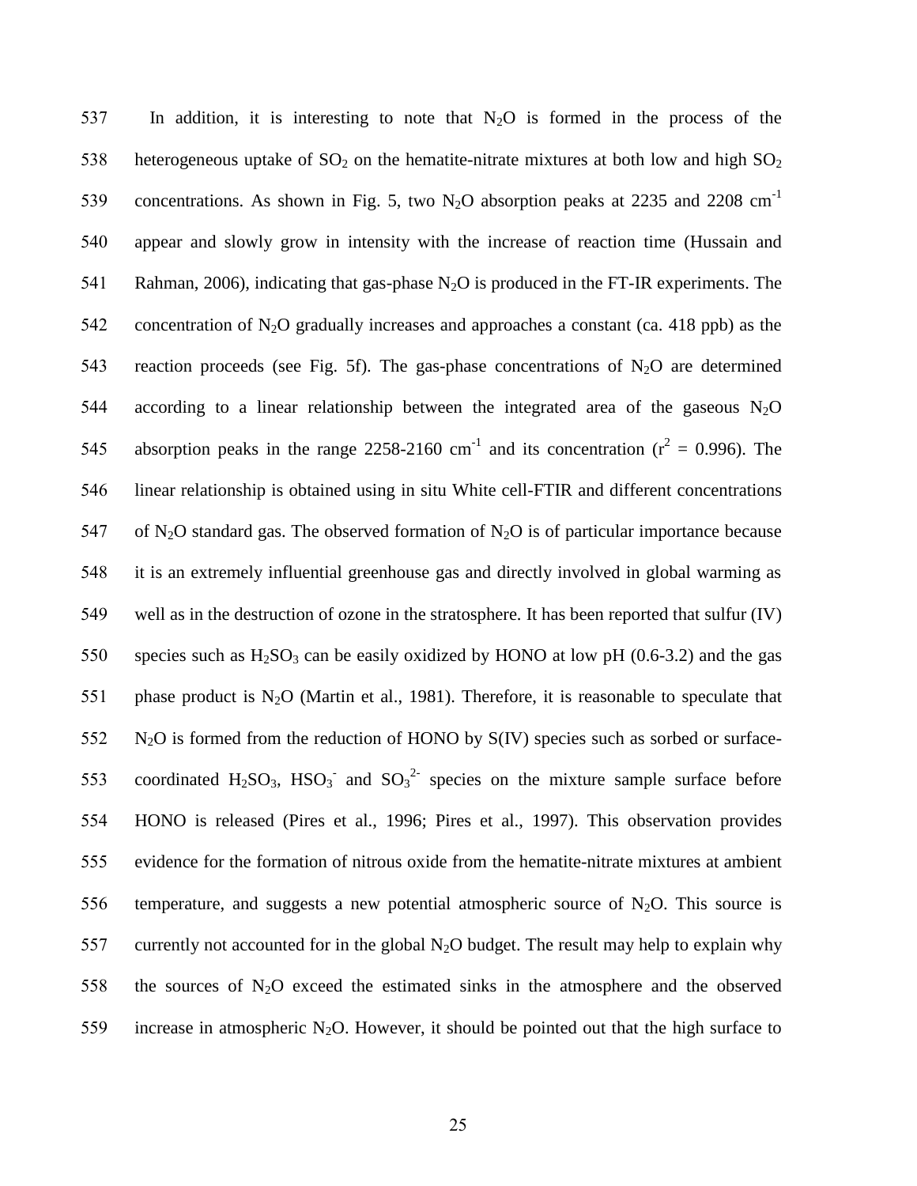In addition, it is interesting to note that $N_2O$ is formed in the process of the heterogeneous uptake of $SO_2$ on the hematite-nitrate mixtures at both low and high $SO_2$ concentrations. As shown in Fig. 5, two $N_2O$ absorption peaks at 2235 and 2208 $cm^{-1}$ appear and slowly grow in intensity with the increase of reaction time (Hussain and Rahman, 2006), indicating that gas-phase $N_2O$ is produced in the FT-IR experiments. The concentration of $N_2O$ gradually increases and approaches a constant (ca. 418 ppb) as the reaction proceeds (see Fig. 5f). The gas-phase concentrations of $N_2O$ are determined according to a linear relationship between the integrated area of the gaseous $N_2O$ absorption peaks in the range 2258-2160 $cm^{-1}$ and its concentration ($r^2$ = 0.996). The linear relationship is obtained using in situ White cell-FTIR and different concentrations of $N_2O$ standard gas. The observed formation of $N_2O$ is of particular importance because it is an extremely influential greenhouse gas and directly involved in global warming as well as in the destruction of ozone in the stratosphere. It has been reported that sulfur (IV) species such as $H_2SO_3$ can be easily oxidized by HONO at low pH (0.6-3.2) and the gas phase product is $N_2O$ (Martin et al., 1981). Therefore, it is reasonable to speculate that $N_2O$ is formed from the reduction of HONO by S(IV) species such as sorbed or surface-coordinated $H_2SO_3$, $HSO_3^-$ and $SO_3^{2-}$ species on the mixture sample surface before HONO is released (Pires et al., 1996; Pires et al., 1997). This observation provides evidence for the formation of nitrous oxide from the hematite-nitrate mixtures at ambient temperature, and suggests a new potential atmospheric source of $N_2O$. This source is currently not accounted for in the global $N_2O$ budget. The result may help to explain why the sources of $N_2O$ exceed the estimated sinks in the atmosphere and the observed increase in atmospheric $N_2O$. However, it should be pointed out that the high surface to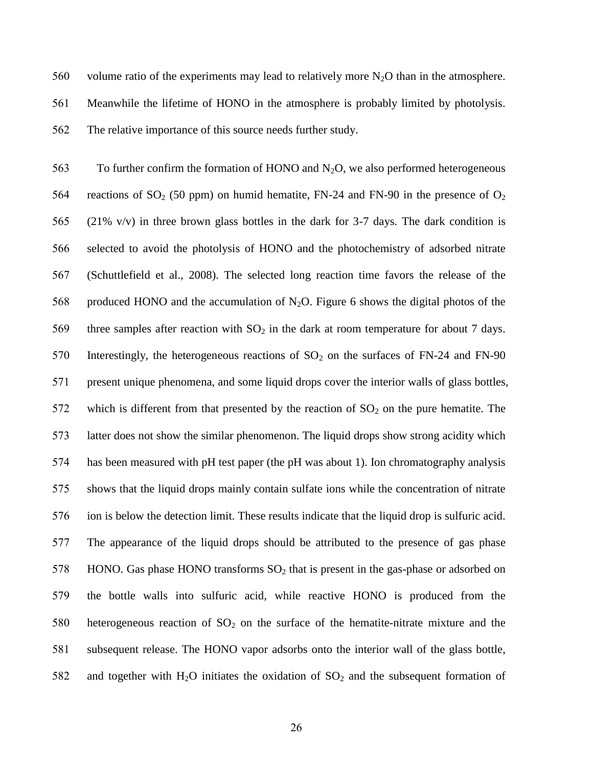volume ratio of the experiments may lead to relatively more $N_2O$ than in the atmosphere. Meanwhile the lifetime of HONO in the atmosphere is probably limited by photolysis. The relative importance of this source needs further study.

To further confirm the formation of HONO and $N_2O$, we also performed heterogeneous reactions of $SO_2$ (50 ppm) on humid hematite, FN-24 and FN-90 in the presence of $O_2$ (21% v/v) in three brown glass bottles in the dark for 3-7 days. The dark condition is selected to avoid the photolysis of HONO and the photochemistry of adsorbed nitrate (Schuttlefield et al., 2008). The selected long reaction time favors the release of the produced HONO and the accumulation of $N_2O$. Figure 6 shows the digital photos of the three samples after reaction with $SO_2$ in the dark at room temperature for about 7 days. Interestingly, the heterogeneous reactions of $SO_2$ on the surfaces of FN-24 and FN-90 present unique phenomena, and some liquid drops cover the interior walls of glass bottles, which is different from that presented by the reaction of $SO_2$ on the pure hematite. The latter does not show the similar phenomenon. The liquid drops show strong acidity which has been measured with pH test paper (the pH was about 1). Ion chromatography analysis shows that the liquid drops mainly contain sulfate ions while the concentration of nitrate ion is below the detection limit. These results indicate that the liquid drop is sulfuric acid. The appearance of the liquid drops should be attributed to the presence of gas phase HONO. Gas phase HONO transforms $SO_2$ that is present in the gas-phase or adsorbed on the bottle walls into sulfuric acid, while reactive HONO is produced from the heterogeneous reaction of $SO_2$ on the surface of the hematite-nitrate mixture and the subsequent release. The HONO vapor adsorbs onto the interior wall of the glass bottle, and together with $H_2O$ initiates the oxidation of $SO_2$ and the subsequent formation of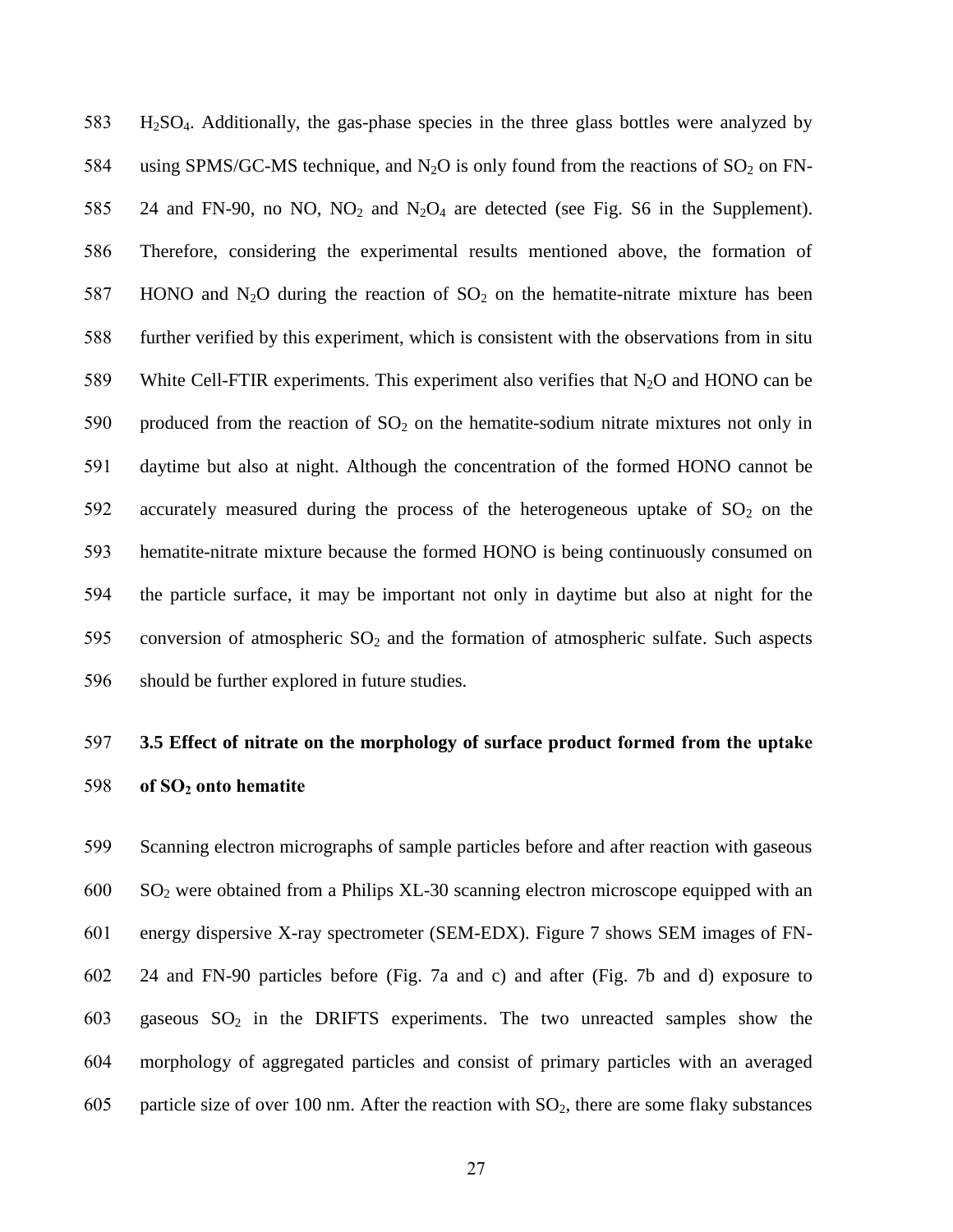$H_2SO_4$. Additionally, the gas-phase species in the three glass bottles were analyzed by using SPMS/GC-MS technique, and $N_2O$ is only found from the reactions of $SO_2$ on FN-24 and FN-90, no NO, $NO_2$ and $N_2O_4$ are detected (see Fig. S6 in the Supplement). Therefore, considering the experimental results mentioned above, the formation of HONO and $N_2O$ during the reaction of $SO_2$ on the hematite-nitrate mixture has been further verified by this experiment, which is consistent with the observations from in situ White Cell-FTIR experiments. This experiment also verifies that $N_2O$ and HONO can be produced from the reaction of $SO_2$ on the hematite-sodium nitrate mixtures not only in daytime but also at night. Although the concentration of the formed HONO cannot be accurately measured during the process of the heterogeneous uptake of $SO_2$ on the hematite-nitrate mixture because the formed HONO is being continuously consumed on the particle surface, it may be important not only in daytime but also at night for the conversion of atmospheric $SO_2$ and the formation of atmospheric sulfate. Such aspects should be further explored in future studies.

### 3.5 Effect of nitrate on the morphology of surface product formed from the uptake of $SO_2$ onto hematite

Scanning electron micrographs of sample particles before and after reaction with gaseous $SO_2$ were obtained from a Philips XL-30 scanning electron microscope equipped with an energy dispersive X-ray spectrometer (SEM-EDX). Figure 7 shows SEM images of FN-24 and FN-90 particles before (Fig. 7a and c) and after (Fig. 7b and d) exposure to gaseous $SO_2$ in the DRIFTS experiments. The two unreacted samples show the morphology of aggregated particles and consist of primary particles with an averaged particle size of over 100 nm. After the reaction with $SO_2$, there are some flaky substances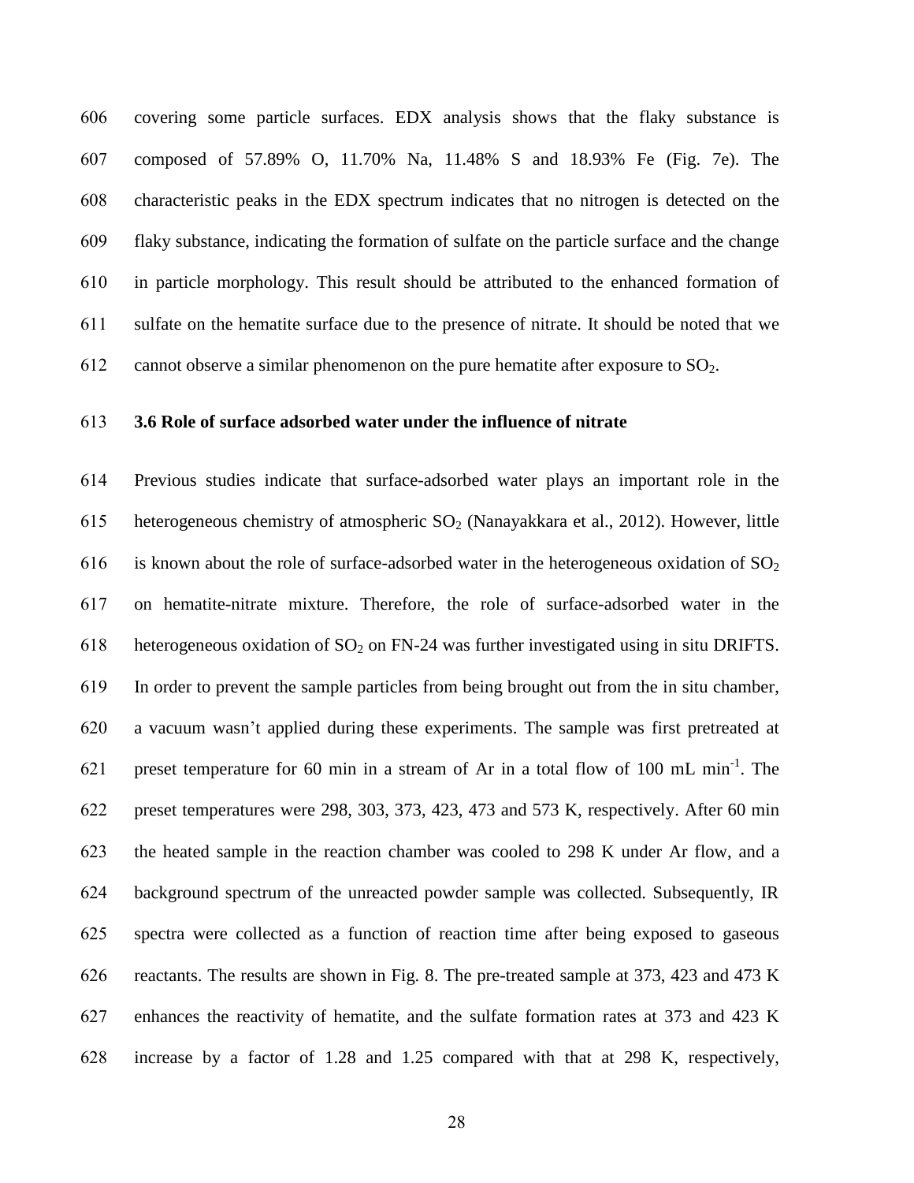covering some particle surfaces. EDX analysis shows that the flaky substance is composed of 57.89% O, 11.70% Na, 11.48% S and 18.93% Fe (Fig. 7e). The characteristic peaks in the EDX spectrum indicates that no nitrogen is detected on the flaky substance, indicating the formation of sulfate on the particle surface and the change in particle morphology. This result should be attributed to the enhanced formation of sulfate on the hematite surface due to the presence of nitrate. It should be noted that we cannot observe a similar phenomenon on the pure hematite after exposure to $SO_2$.

### 3.6 Role of surface adsorbed water under the influence of nitrate

Previous studies indicate that surface-adsorbed water plays an important role in the heterogeneous chemistry of atmospheric $SO_2$ (Nanayakkara et al., 2012). However, little is known about the role of surface-adsorbed water in the heterogeneous oxidation of $SO_2$ on hematite-nitrate mixture. Therefore, the role of surface-adsorbed water in the heterogeneous oxidation of $SO_2$ on FN-24 was further investigated using in situ DRIFTS. In order to prevent the sample particles from being brought out from the in situ chamber, a vacuum wasn't applied during these experiments. The sample was first pretreated at preset temperature for 60 min in a stream of Ar in a total flow of 100 mL $min^{-1}$. The preset temperatures were 298, 303, 373, 423, 473 and 573 K, respectively. After 60 min the heated sample in the reaction chamber was cooled to 298 K under Ar flow, and a background spectrum of the unreacted powder sample was collected. Subsequently, IR spectra were collected as a function of reaction time after being exposed to gaseous reactants. The results are shown in Fig. 8. The pre-treated sample at 373, 423 and 473 K enhances the reactivity of hematite, and the sulfate formation rates at 373 and 423 K increase by a factor of 1.28 and 1.25 compared with that at 298 K, respectively,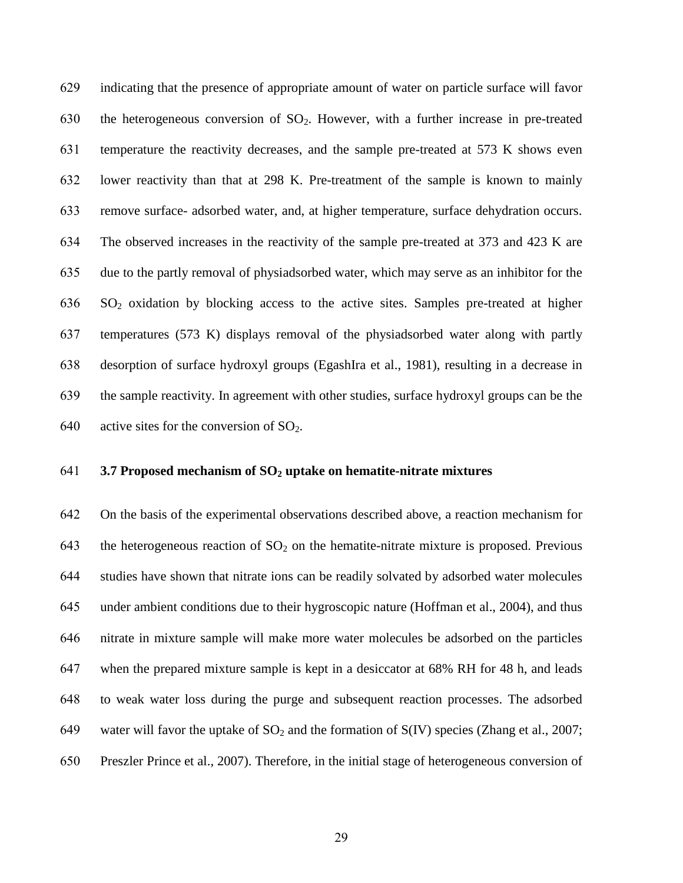indicating that the presence of appropriate amount of water on particle surface will favor the heterogeneous conversion of $SO_2$. However, with a further increase in pre-treated temperature the reactivity decreases, and the sample pre-treated at 573 K shows even lower reactivity than that at 298 K. Pre-treatment of the sample is known to mainly remove surface- adsorbed water, and, at higher temperature, surface dehydration occurs. The observed increases in the reactivity of the sample pre-treated at 373 and 423 K are due to the partly removal of physiadsorbed water, which may serve as an inhibitor for the $SO_2$ oxidation by blocking access to the active sites. Samples pre-treated at higher temperatures (573 K) displays removal of the physiadsorbed water along with partly desorption of surface hydroxyl groups (EgashIra et al., 1981), resulting in a decrease in the sample reactivity. In agreement with other studies, surface hydroxyl groups can be the active sites for the conversion of $SO_2$.

### 3.7 Proposed mechanism of $SO_2$ uptake on hematite-nitrate mixtures

On the basis of the experimental observations described above, a reaction mechanism for the heterogeneous reaction of $SO_2$ on the hematite-nitrate mixture is proposed. Previous studies have shown that nitrate ions can be readily solvated by adsorbed water molecules under ambient conditions due to their hygroscopic nature (Hoffman et al., 2004), and thus nitrate in mixture sample will make more water molecules be adsorbed on the particles when the prepared mixture sample is kept in a desiccator at 68% RH for 48 h, and leads to weak water loss during the purge and subsequent reaction processes. The adsorbed water will favor the uptake of $SO_2$ and the formation of S(IV) species (Zhang et al., 2007; Preszler Prince et al., 2007). Therefore, in the initial stage of heterogeneous conversion of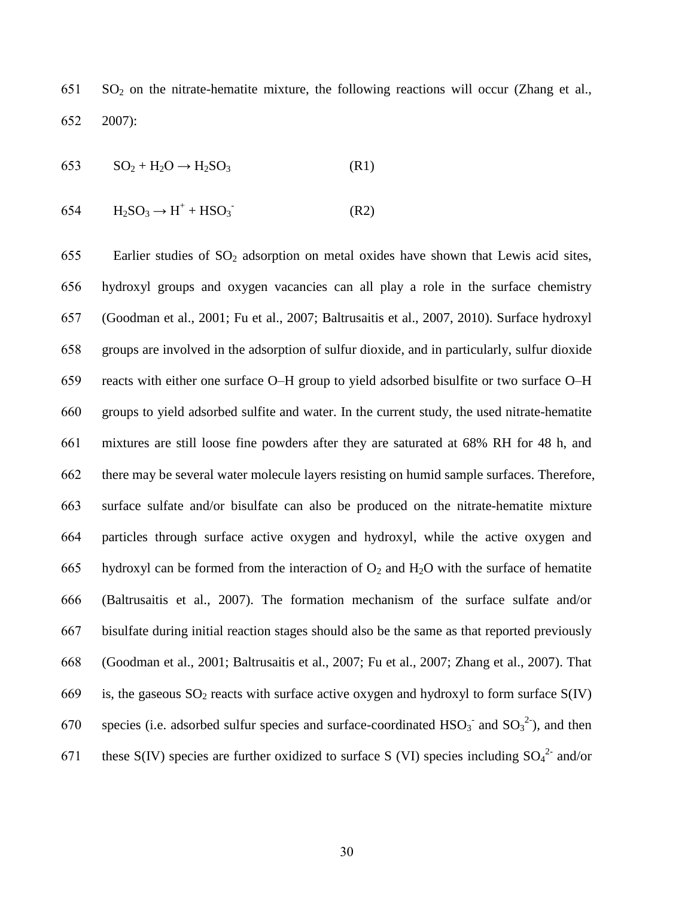$SO_2$ on the nitrate-hematite mixture, the following reactions will occur (Zhang et al., 2007):

$$SO_2 + H_2O \rightarrow H_2SO_3 \quad \text{(R1)}$$

$$H_2SO_3 \rightarrow H^+ + HSO_3^- \quad \text{(R2)}$$

Earlier studies of $SO_2$ adsorption on metal oxides have shown that Lewis acid sites, hydroxyl groups and oxygen vacancies can all play a role in the surface chemistry (Goodman et al., 2001; Fu et al., 2007; Baltrusaitis et al., 2007, 2010). Surface hydroxyl groups are involved in the adsorption of sulfur dioxide, and in particularly, sulfur dioxide reacts with either one surface O–H group to yield adsorbed bisulfite or two surface O–H groups to yield adsorbed sulfite and water. In the current study, the used nitrate-hematite mixtures are still loose fine powders after they are saturated at 68% RH for 48 h, and there may be several water molecule layers resisting on humid sample surfaces. Therefore, surface sulfate and/or bisulfate can also be produced on the nitrate-hematite mixture particles through surface active oxygen and hydroxyl, while the active oxygen and hydroxyl can be formed from the interaction of $O_2$ and $H_2O$ with the surface of hematite (Baltrusaitis et al., 2007). The formation mechanism of the surface sulfate and/or bisulfate during initial reaction stages should also be the same as that reported previously (Goodman et al., 2001; Baltrusaitis et al., 2007; Fu et al., 2007; Zhang et al., 2007). That is, the gaseous $SO_2$ reacts with surface active oxygen and hydroxyl to form surface S(IV) species (i.e. adsorbed sulfur species and surface-coordinated $HSO_3^-$ and $SO_3^{2-}$), and then these S(IV) species are further oxidized to surface S (VI) species including $SO_4^{2-}$ and/or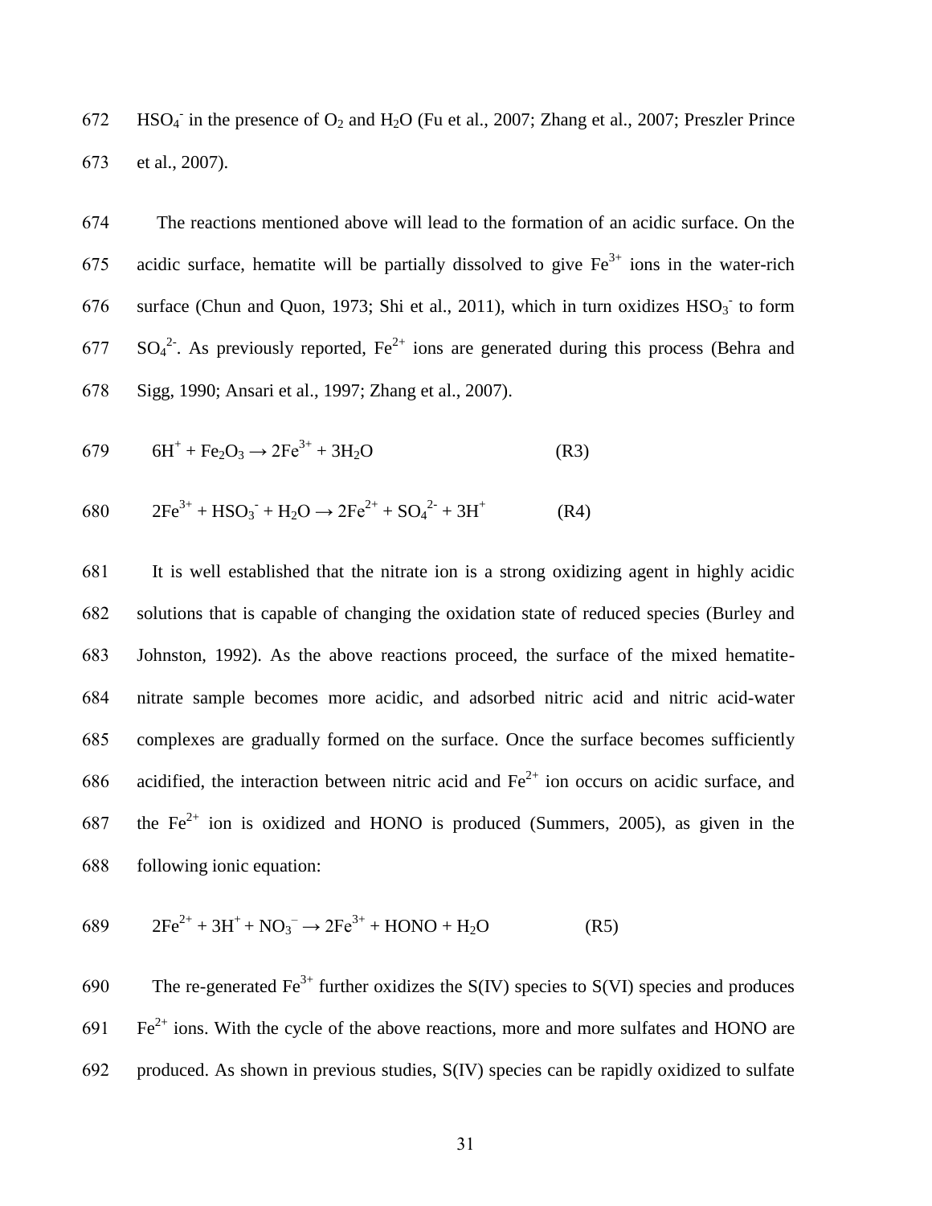$HSO_4^-$ in the presence of $O_2$ and $H_2O$ (Fu et al., 2007; Zhang et al., 2007; Preszler Prince et al., 2007).

The reactions mentioned above will lead to the formation of an acidic surface. On the acidic surface, hematite will be partially dissolved to give $Fe^{3+}$ ions in the water-rich surface (Chun and Quon, 1973; Shi et al., 2011), which in turn oxidizes $HSO_3^-$ to form $SO_4^{2-}$. As previously reported, $Fe^{2+}$ ions are generated during this process (Behra and Sigg, 1990; Ansari et al., 1997; Zhang et al., 2007).

$$6H^+ + Fe_2O_3 \rightarrow 2Fe^{3+} + 3H_2O \qquad \text{(R3)}$$

$$2Fe^{3+} + HSO_3^- + H_2O \rightarrow 2Fe^{2+} + SO_4^{2-} + 3H^+ \qquad \text{(R4)}$$

It is well established that the nitrate ion is a strong oxidizing agent in highly acidic solutions that is capable of changing the oxidation state of reduced species (Burley and Johnston, 1992). As the above reactions proceed, the surface of the mixed hematite-nitrate sample becomes more acidic, and adsorbed nitric acid and nitric acid-water complexes are gradually formed on the surface. Once the surface becomes sufficiently acidified, the interaction between nitric acid and $Fe^{2+}$ ion occurs on acidic surface, and the $Fe^{2+}$ ion is oxidized and HONO is produced (Summers, 2005), as given in the following ionic equation:

$$2Fe^{2+} + 3H^+ + NO_3^- \rightarrow 2Fe^{3+} + HONO + H_2O \qquad \text{(R5)}$$

The re-generated $Fe^{3+}$ further oxidizes the S(IV) species to S(VI) species and produces $Fe^{2+}$ ions. With the cycle of the above reactions, more and more sulfates and HONO are produced. As shown in previous studies, S(IV) species can be rapidly oxidized to sulfate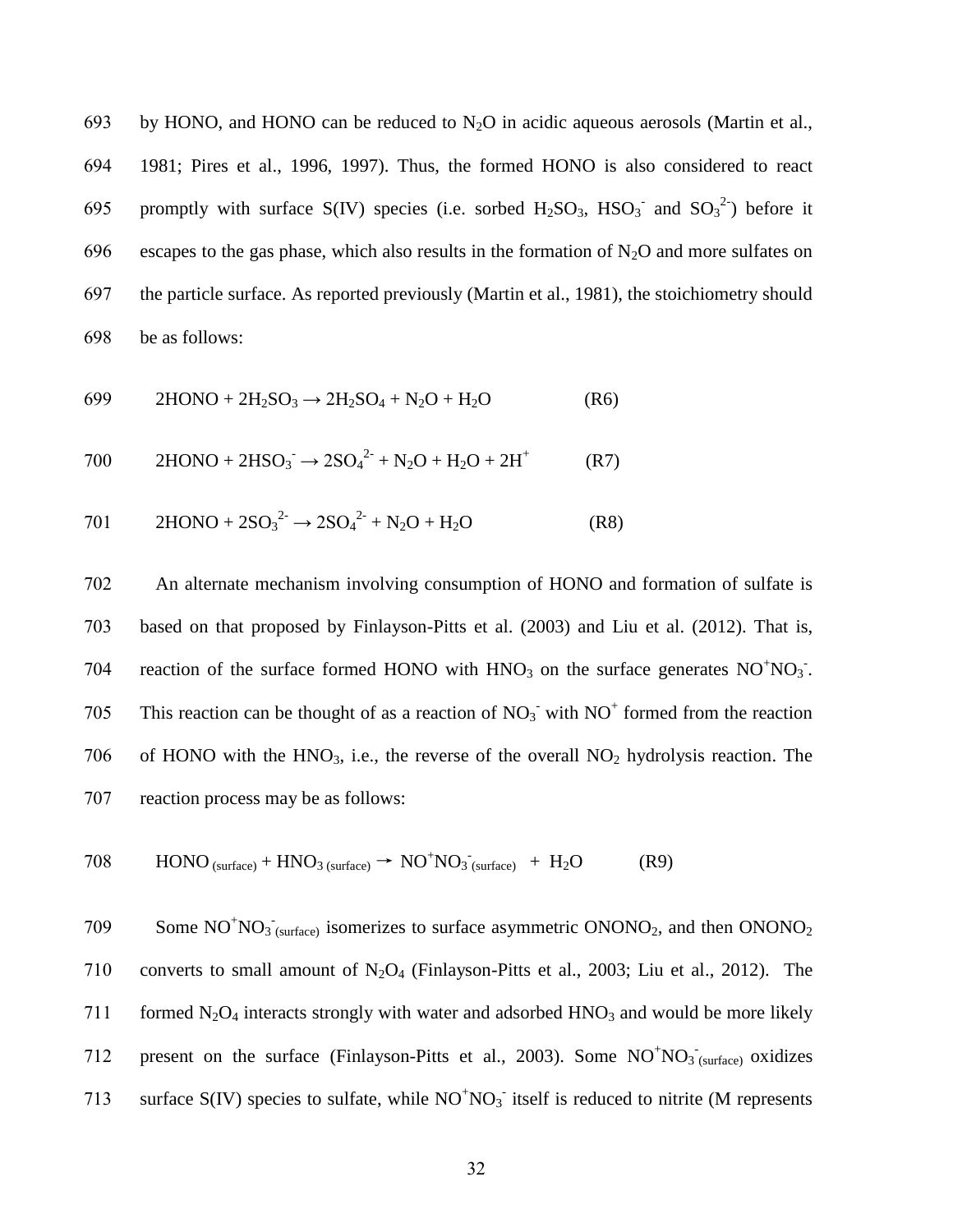by HONO, and HONO can be reduced to $N_2O$ in acidic aqueous aerosols (Martin et al., 1981; Pires et al., 1996, 1997). Thus, the formed HONO is also considered to react promptly with surface S(IV) species (i.e. sorbed $H_2SO_3$, $HSO_3^-$ and $SO_3^{2-}$) before it escapes to the gas phase, which also results in the formation of $N_2O$ and more sulfates on the particle surface. As reported previously (Martin et al., 1981), the stoichiometry should be as follows:

$$2HONO + 2H_2SO_3 \rightarrow 2H_2SO_4 + N_2O + H_2O \quad \text{(R6)}$$

$$2HONO + 2HSO_3^- \rightarrow 2SO_4^{2-} + N_2O + H_2O + 2H^+ \quad \text{(R7)}$$

$$2HONO + 2SO_3^{2-} \rightarrow 2SO_4^{2-} + N_2O + H_2O \quad \text{(R8)}$$

An alternate mechanism involving consumption of HONO and formation of sulfate is based on that proposed by Finlayson-Pitts et al. (2003) and Liu et al. (2012). That is, reaction of the surface formed HONO with $HNO_3$ on the surface generates $NO^+NO_3^-$. This reaction can be thought of as a reaction of $NO_3^-$ with $NO^+$ formed from the reaction of HONO with the $HNO_3$, i.e., the reverse of the overall $NO_2$ hydrolysis reaction. The reaction process may be as follows:

$$HONO_{(surface)} + HNO_{3\,(surface)} \rightarrow NO^+NO_3^-{}_{(surface)} + H_2O \quad \text{(R9)}$$

Some $NO^+NO_3^-{}_{(surface)}$ isomerizes to surface asymmetric $ONONO_2$, and then $ONONO_2$ converts to small amount of $N_2O_4$ (Finlayson-Pitts et al., 2003; Liu et al., 2012). The formed $N_2O_4$ interacts strongly with water and adsorbed $HNO_3$ and would be more likely present on the surface (Finlayson-Pitts et al., 2003). Some $NO^+NO_3^-{}_{(surface)}$ oxidizes surface S(IV) species to sulfate, while $NO^+NO_3^-$ itself is reduced to nitrite (M represents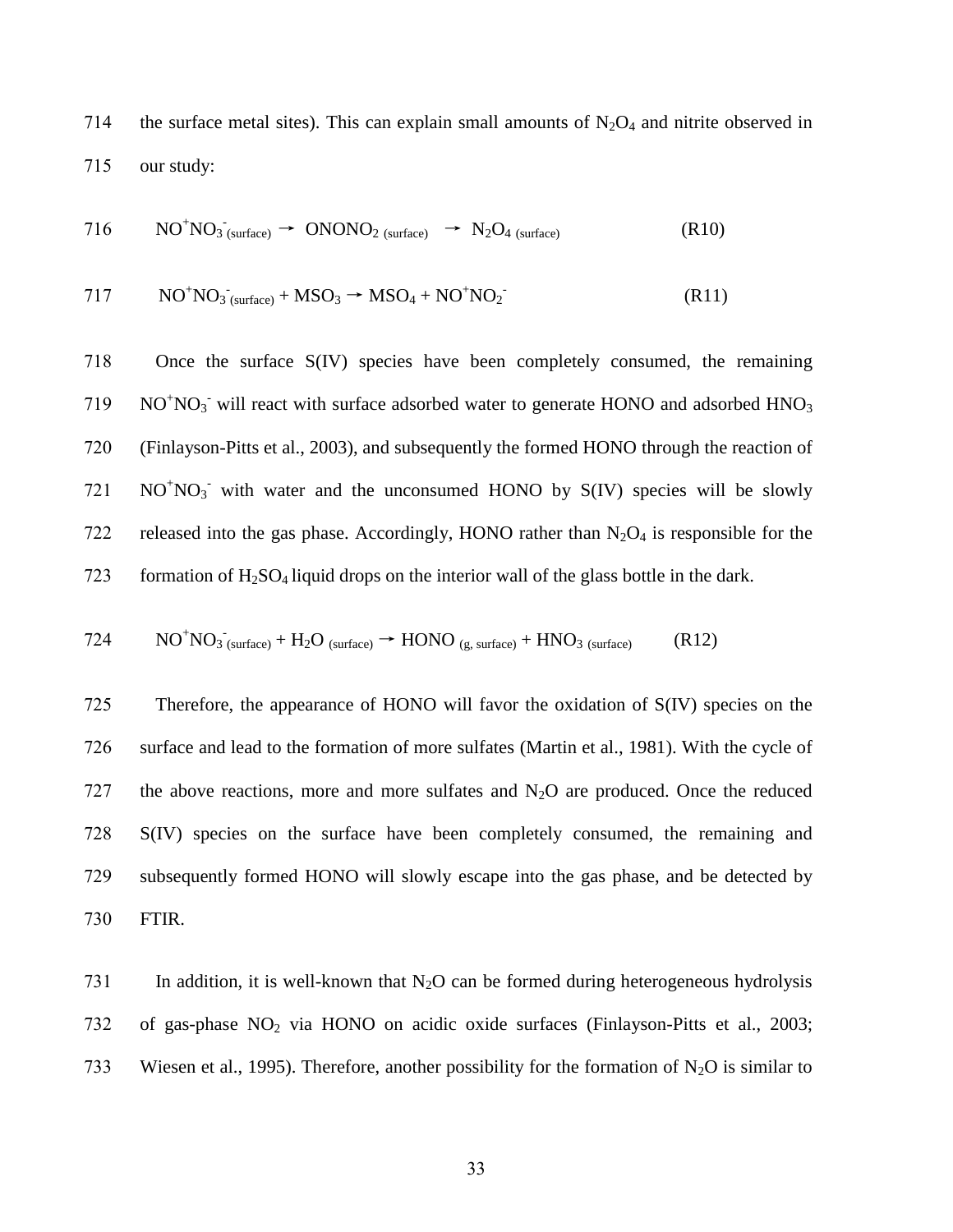the surface metal sites). This can explain small amounts of $N_2O_4$ and nitrite observed in our study:

$$NO^+NO_3^-{}_{(surface)} \rightarrow ONONO_{2\ (surface)} \rightarrow N_2O_{4\ (surface)} \qquad \text{(R10)}$$

$$NO^+NO_3^-{}_{(surface)} + MSO_3 \rightarrow MSO_4 + NO^+NO_2^- \qquad \text{(R11)}$$

Once the surface S(IV) species have been completely consumed, the remaining $NO^+NO_3^-$ will react with surface adsorbed water to generate HONO and adsorbed $HNO_3$ (Finlayson-Pitts et al., 2003), and subsequently the formed HONO through the reaction of $NO^+NO_3^-$ with water and the unconsumed HONO by S(IV) species will be slowly released into the gas phase. Accordingly, HONO rather than $N_2O_4$ is responsible for the formation of $H_2SO_4$ liquid drops on the interior wall of the glass bottle in the dark.

$$NO^+NO_3^-{}_{(surface)} + H_2O_{\ (surface)} \rightarrow HONO_{\ (g,\ surface)} + HNO_{3\ (surface)} \qquad \text{(R12)}$$

Therefore, the appearance of HONO will favor the oxidation of S(IV) species on the surface and lead to the formation of more sulfates (Martin et al., 1981). With the cycle of the above reactions, more and more sulfates and $N_2O$ are produced. Once the reduced S(IV) species on the surface have been completely consumed, the remaining and subsequently formed HONO will slowly escape into the gas phase, and be detected by FTIR.

In addition, it is well-known that $N_2O$ can be formed during heterogeneous hydrolysis of gas-phase $NO_2$ via HONO on acidic oxide surfaces (Finlayson-Pitts et al., 2003; Wiesen et al., 1995). Therefore, another possibility for the formation of $N_2O$ is similar to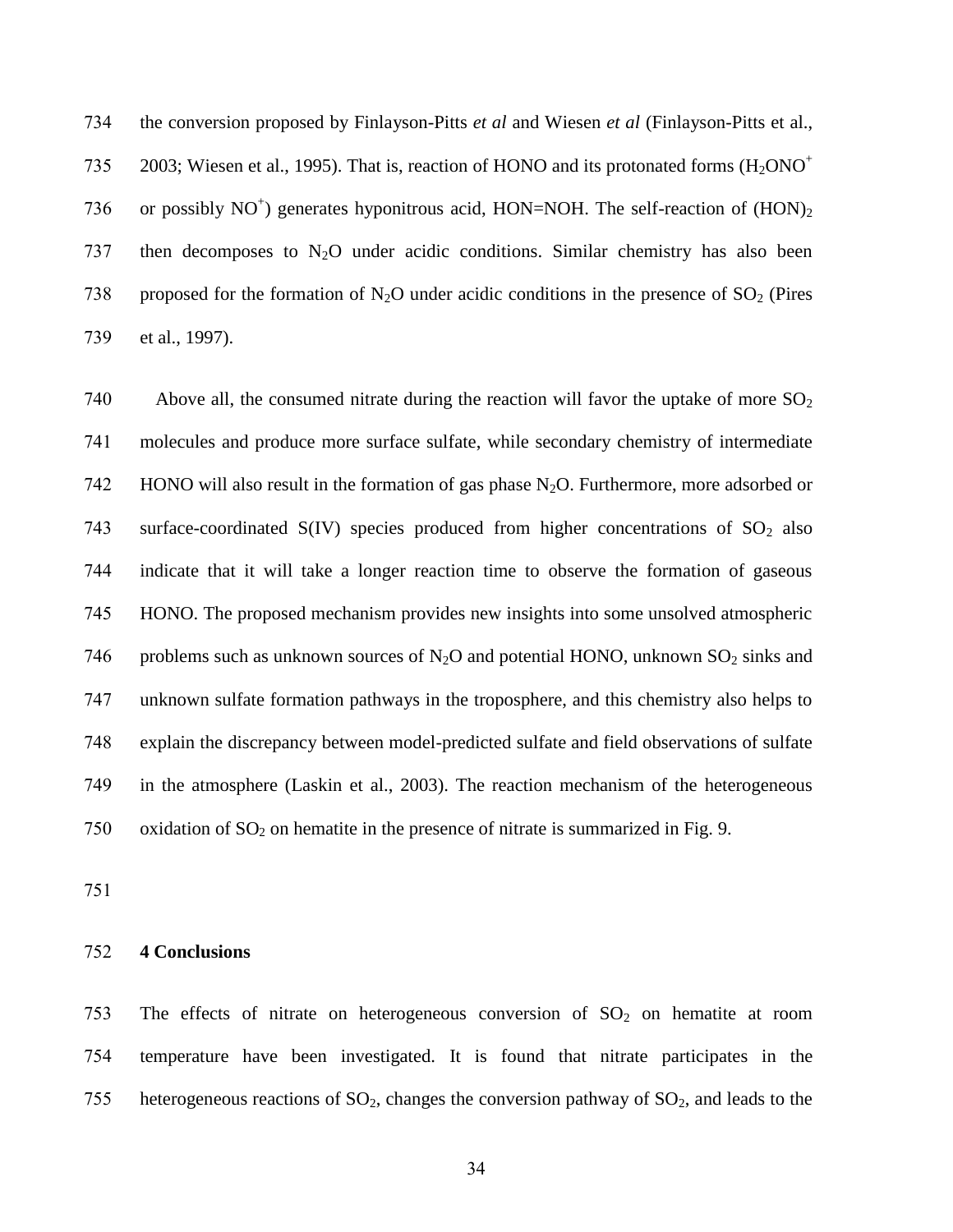the conversion proposed by Finlayson-Pitts *et al* and Wiesen *et al* (Finlayson-Pitts et al., 2003; Wiesen et al., 1995). That is, reaction of HONO and its protonated forms ($H_2ONO^+$ or possibly $NO^+$) generates hyponitrous acid, HON=NOH. The self-reaction of $(HON)_2$ then decomposes to $N_2O$ under acidic conditions. Similar chemistry has also been proposed for the formation of $N_2O$ under acidic conditions in the presence of $SO_2$ (Pires et al., 1997).

Above all, the consumed nitrate during the reaction will favor the uptake of more $SO_2$ molecules and produce more surface sulfate, while secondary chemistry of intermediate HONO will also result in the formation of gas phase $N_2O$. Furthermore, more adsorbed or surface-coordinated S(IV) species produced from higher concentrations of $SO_2$ also indicate that it will take a longer reaction time to observe the formation of gaseous HONO. The proposed mechanism provides new insights into some unsolved atmospheric problems such as unknown sources of $N_2O$ and potential HONO, unknown $SO_2$ sinks and unknown sulfate formation pathways in the troposphere, and this chemistry also helps to explain the discrepancy between model-predicted sulfate and field observations of sulfate in the atmosphere (Laskin et al., 2003). The reaction mechanism of the heterogeneous oxidation of $SO_2$ on hematite in the presence of nitrate is summarized in Fig. 9.

## 4 Conclusions

The effects of nitrate on heterogeneous conversion of $SO_2$ on hematite at room temperature have been investigated. It is found that nitrate participates in the heterogeneous reactions of $SO_2$, changes the conversion pathway of $SO_2$, and leads to the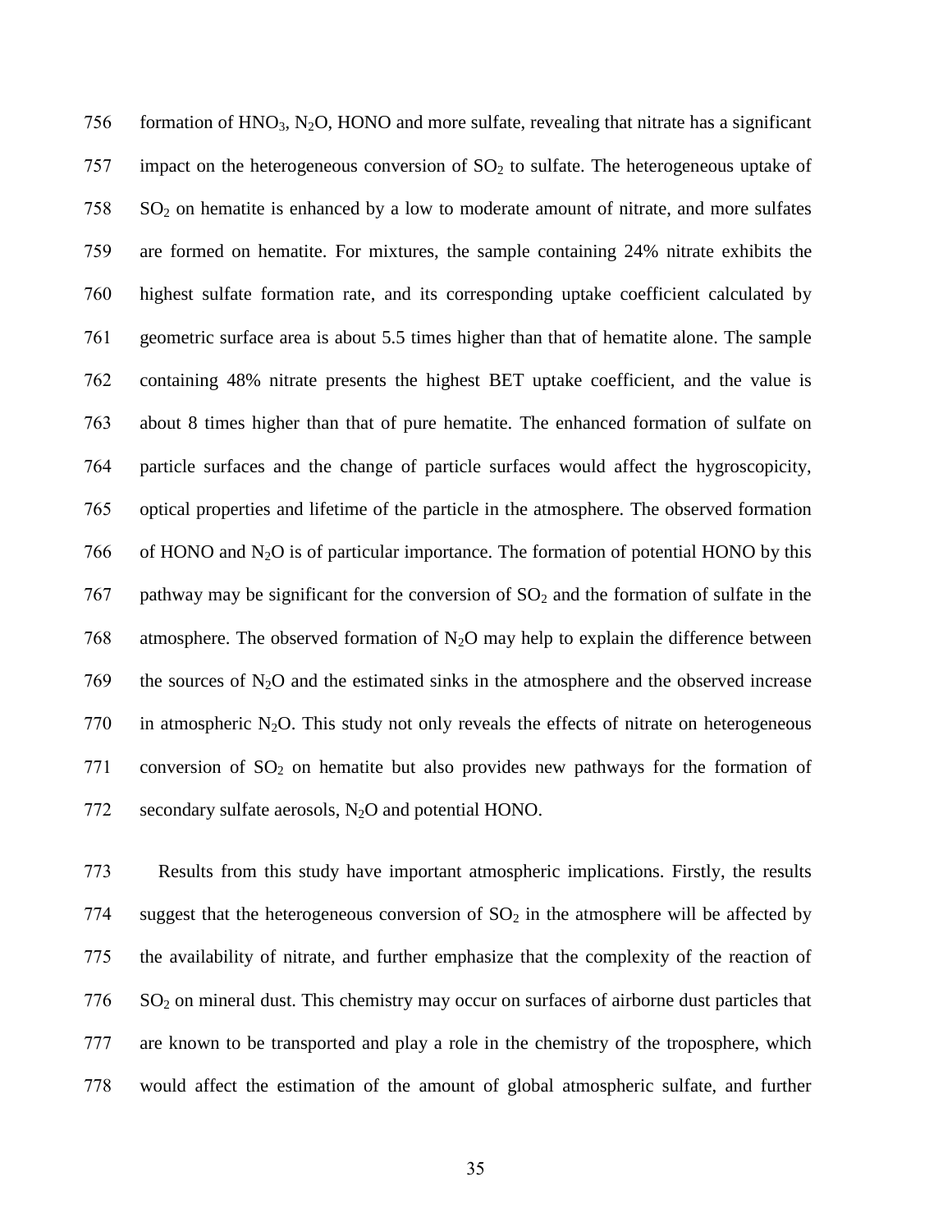formation of $HNO_3$, $N_2O$, HONO and more sulfate, revealing that nitrate has a significant impact on the heterogeneous conversion of $SO_2$ to sulfate. The heterogeneous uptake of $SO_2$ on hematite is enhanced by a low to moderate amount of nitrate, and more sulfates are formed on hematite. For mixtures, the sample containing 24% nitrate exhibits the highest sulfate formation rate, and its corresponding uptake coefficient calculated by geometric surface area is about 5.5 times higher than that of hematite alone. The sample containing 48% nitrate presents the highest BET uptake coefficient, and the value is about 8 times higher than that of pure hematite. The enhanced formation of sulfate on particle surfaces and the change of particle surfaces would affect the hygroscopicity, optical properties and lifetime of the particle in the atmosphere. The observed formation of HONO and $N_2O$ is of particular importance. The formation of potential HONO by this pathway may be significant for the conversion of $SO_2$ and the formation of sulfate in the atmosphere. The observed formation of $N_2O$ may help to explain the difference between the sources of $N_2O$ and the estimated sinks in the atmosphere and the observed increase in atmospheric $N_2O$. This study not only reveals the effects of nitrate on heterogeneous conversion of $SO_2$ on hematite but also provides new pathways for the formation of secondary sulfate aerosols, $N_2O$ and potential HONO.

Results from this study have important atmospheric implications. Firstly, the results suggest that the heterogeneous conversion of $SO_2$ in the atmosphere will be affected by the availability of nitrate, and further emphasize that the complexity of the reaction of $SO_2$ on mineral dust. This chemistry may occur on surfaces of airborne dust particles that are known to be transported and play a role in the chemistry of the troposphere, which would affect the estimation of the amount of global atmospheric sulfate, and further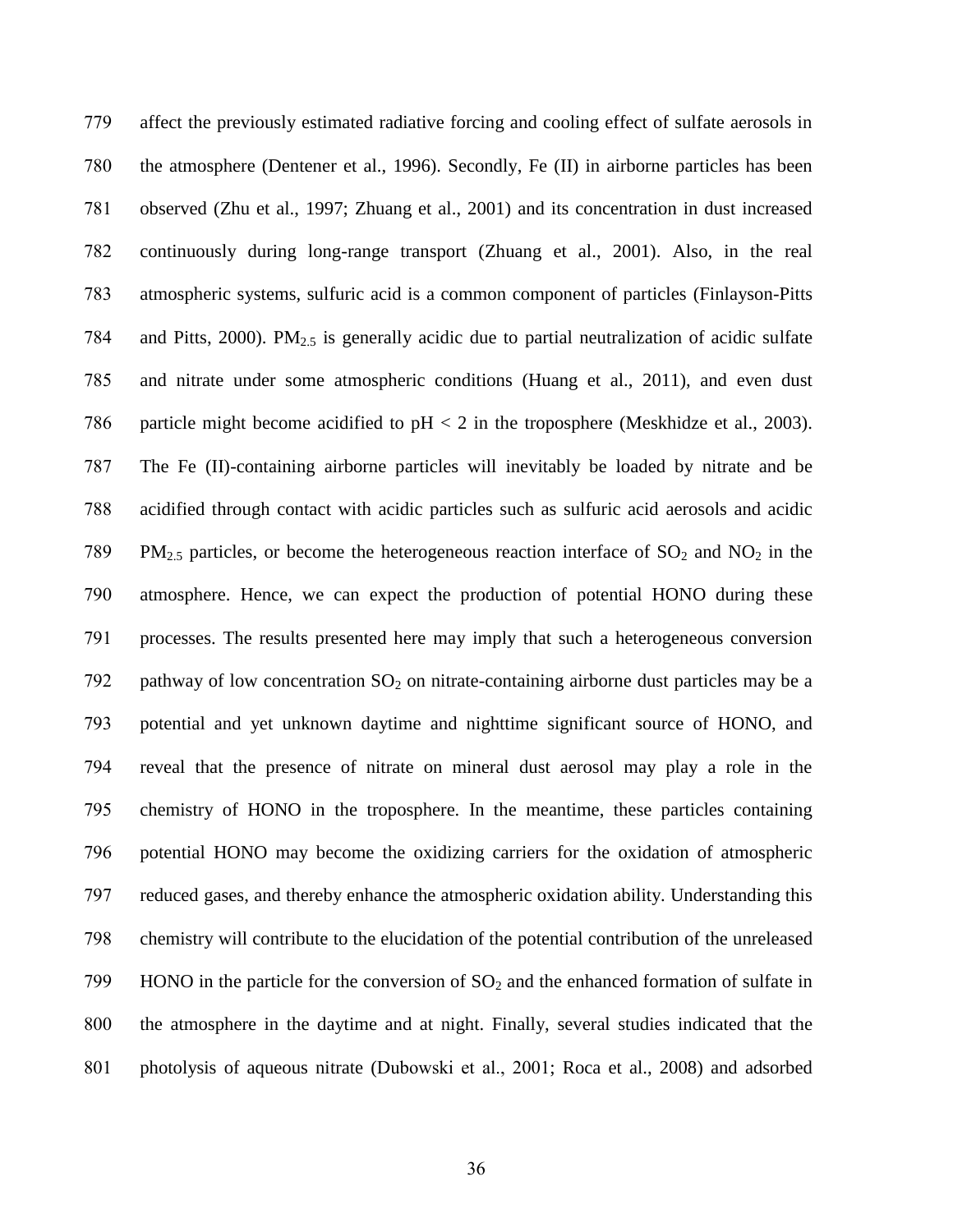affect the previously estimated radiative forcing and cooling effect of sulfate aerosols in the atmosphere (Dentener et al., 1996). Secondly, Fe (II) in airborne particles has been observed (Zhu et al., 1997; Zhuang et al., 2001) and its concentration in dust increased continuously during long-range transport (Zhuang et al., 2001). Also, in the real atmospheric systems, sulfuric acid is a common component of particles (Finlayson-Pitts and Pitts, 2000). $PM_{2.5}$ is generally acidic due to partial neutralization of acidic sulfate and nitrate under some atmospheric conditions (Huang et al., 2011), and even dust particle might become acidified to pH < 2 in the troposphere (Meskhidze et al., 2003). The Fe (II)-containing airborne particles will inevitably be loaded by nitrate and be acidified through contact with acidic particles such as sulfuric acid aerosols and acidic $PM_{2.5}$ particles, or become the heterogeneous reaction interface of $SO_2$ and $NO_2$ in the atmosphere. Hence, we can expect the production of potential HONO during these processes. The results presented here may imply that such a heterogeneous conversion pathway of low concentration $SO_2$ on nitrate-containing airborne dust particles may be a potential and yet unknown daytime and nighttime significant source of HONO, and reveal that the presence of nitrate on mineral dust aerosol may play a role in the chemistry of HONO in the troposphere. In the meantime, these particles containing potential HONO may become the oxidizing carriers for the oxidation of atmospheric reduced gases, and thereby enhance the atmospheric oxidation ability. Understanding this chemistry will contribute to the elucidation of the potential contribution of the unreleased HONO in the particle for the conversion of $SO_2$ and the enhanced formation of sulfate in the atmosphere in the daytime and at night. Finally, several studies indicated that the photolysis of aqueous nitrate (Dubowski et al., 2001; Roca et al., 2008) and adsorbed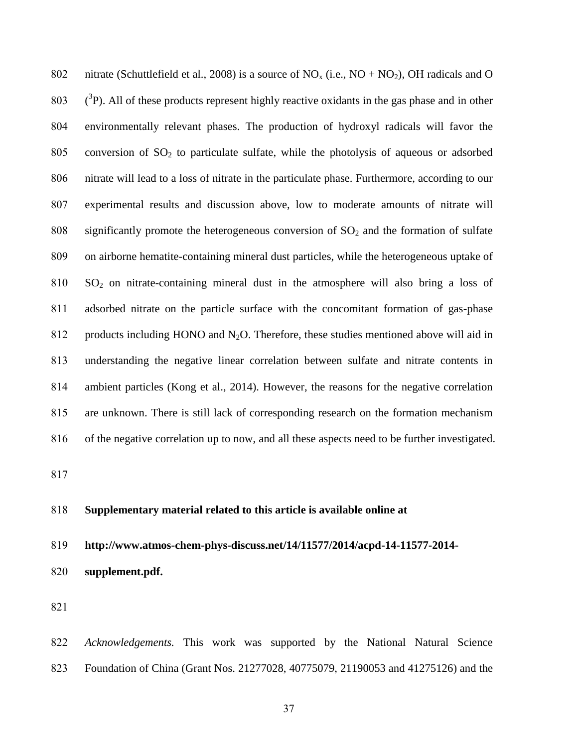nitrate (Schuttlefield et al., 2008) is a source of $NO_x$ (i.e., $NO + NO_2$), OH radicals and O ($^3P$). All of these products represent highly reactive oxidants in the gas phase and in other environmentally relevant phases. The production of hydroxyl radicals will favor the conversion of $SO_2$ to particulate sulfate, while the photolysis of aqueous or adsorbed nitrate will lead to a loss of nitrate in the particulate phase. Furthermore, according to our experimental results and discussion above, low to moderate amounts of nitrate will significantly promote the heterogeneous conversion of $SO_2$ and the formation of sulfate on airborne hematite-containing mineral dust particles, while the heterogeneous uptake of $SO_2$ on nitrate-containing mineral dust in the atmosphere will also bring a loss of adsorbed nitrate on the particle surface with the concomitant formation of gas-phase products including HONO and $N_2O$. Therefore, these studies mentioned above will aid in understanding the negative linear correlation between sulfate and nitrate contents in ambient particles (Kong et al., 2014). However, the reasons for the negative correlation are unknown. There is still lack of corresponding research on the formation mechanism of the negative correlation up to now, and all these aspects need to be further investigated.

**Supplementary material related to this article is available online at http://www.atmos-chem-phys-discuss.net/14/11577/2014/acpd-14-11577-2014-supplement.pdf.**

*Acknowledgements.* This work was supported by the National Natural Science Foundation of China (Grant Nos. 21277028, 40775079, 21190053 and 41275126) and the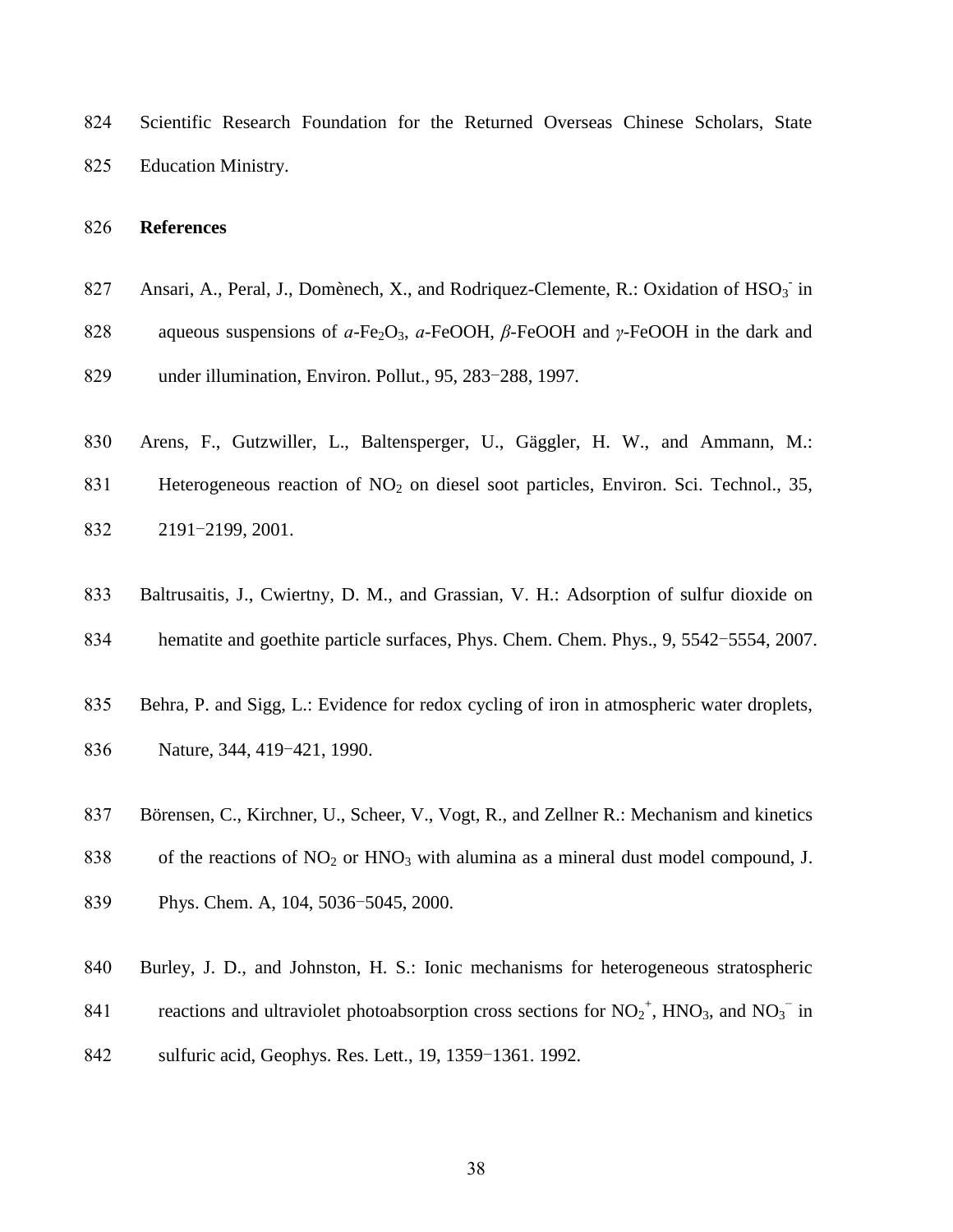Scientific Research Foundation for the Returned Overseas Chinese Scholars, State Education Ministry.

## References

Ansari, A., Peral, J., Domènech, X., and Rodriquez-Clemente, R.: Oxidation of $HSO_3^-$ in aqueous suspensions of *a*-$Fe_2O_3$, *a*-FeOOH, *β*-FeOOH and *γ*-FeOOH in the dark and under illumination, Environ. Pollut., 95, 283−288, 1997.

Arens, F., Gutzwiller, L., Baltensperger, U., Gäggler, H. W., and Ammann, M.: Heterogeneous reaction of $NO_2$ on diesel soot particles, Environ. Sci. Technol., 35, 2191−2199, 2001.

Baltrusaitis, J., Cwiertny, D. M., and Grassian, V. H.: Adsorption of sulfur dioxide on hematite and goethite particle surfaces, Phys. Chem. Chem. Phys., 9, 5542−5554, 2007.

Behra, P. and Sigg, L.: Evidence for redox cycling of iron in atmospheric water droplets, Nature, 344, 419−421, 1990.

Börensen, C., Kirchner, U., Scheer, V., Vogt, R., and Zellner R.: Mechanism and kinetics of the reactions of $NO_2$ or $HNO_3$ with alumina as a mineral dust model compound, J. Phys. Chem. A, 104, 5036−5045, 2000.

Burley, J. D., and Johnston, H. S.: Ionic mechanisms for heterogeneous stratospheric reactions and ultraviolet photoabsorption cross sections for $NO_2^+$, $HNO_3$, and $NO_3^-$ in sulfuric acid, Geophys. Res. Lett., 19, 1359−1361. 1992.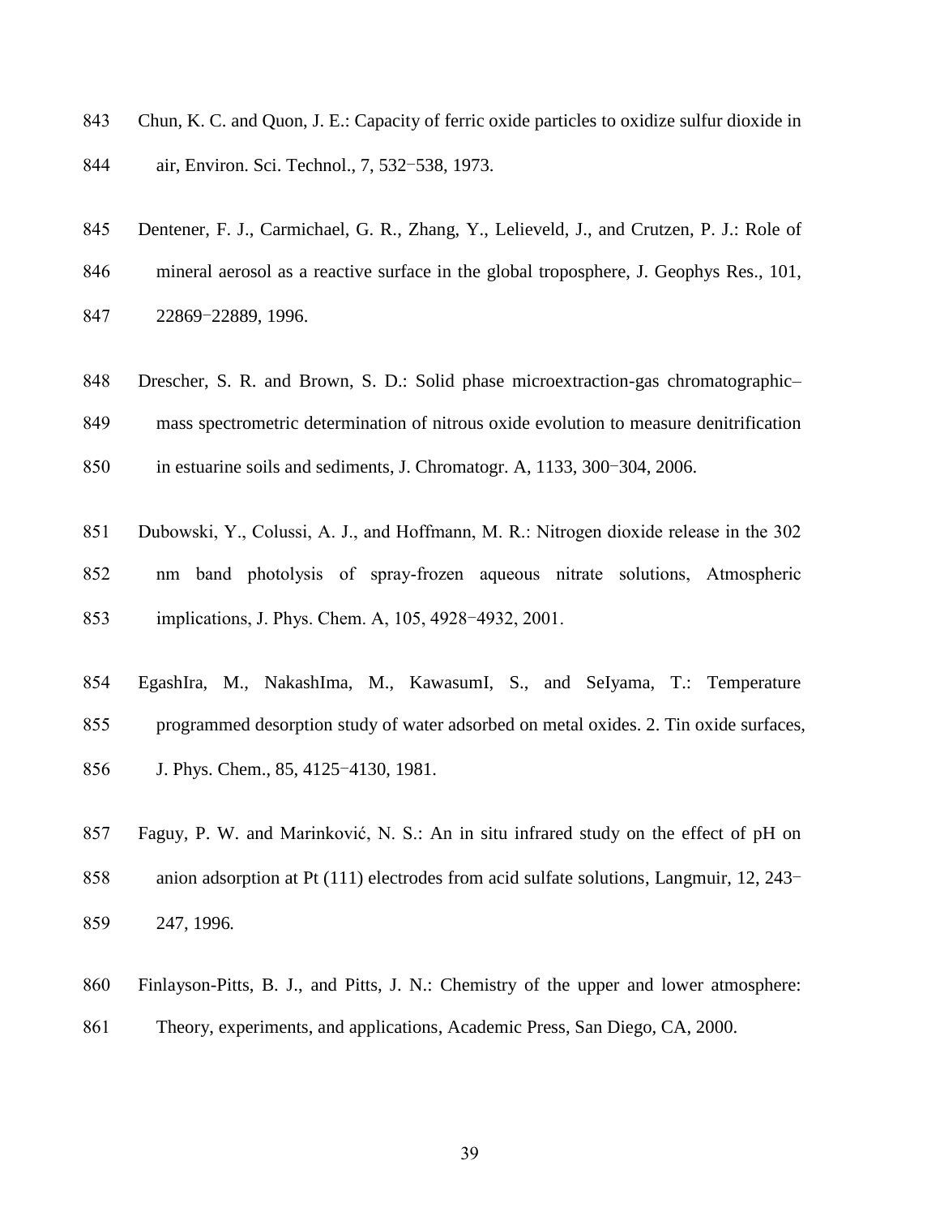Chun, K. C. and Quon, J. E.: Capacity of ferric oxide particles to oxidize sulfur dioxide in air, Environ. Sci. Technol., 7, 532−538, 1973.

Dentener, F. J., Carmichael, G. R., Zhang, Y., Lelieveld, J., and Crutzen, P. J.: Role of mineral aerosol as a reactive surface in the global troposphere, J. Geophys Res., 101, 22869−22889, 1996.

Drescher, S. R. and Brown, S. D.: Solid phase microextraction-gas chromatographic–mass spectrometric determination of nitrous oxide evolution to measure denitrification in estuarine soils and sediments, J. Chromatogr. A, 1133, 300−304, 2006.

Dubowski, Y., Colussi, A. J., and Hoffmann, M. R.: Nitrogen dioxide release in the 302 nm band photolysis of spray-frozen aqueous nitrate solutions, Atmospheric implications, J. Phys. Chem. A, 105, 4928−4932, 2001.

EgashIra, M., NakashIma, M., KawasumI, S., and SeIyama, T.: Temperature programmed desorption study of water adsorbed on metal oxides. 2. Tin oxide surfaces, J. Phys. Chem., 85, 4125−4130, 1981.

Faguy, P. W. and Marinković, N. S.: An in situ infrared study on the effect of pH on anion adsorption at Pt (111) electrodes from acid sulfate solutions, Langmuir, 12, 243−247, 1996.

Finlayson-Pitts, B. J., and Pitts, J. N.: Chemistry of the upper and lower atmosphere: Theory, experiments, and applications, Academic Press, San Diego, CA, 2000.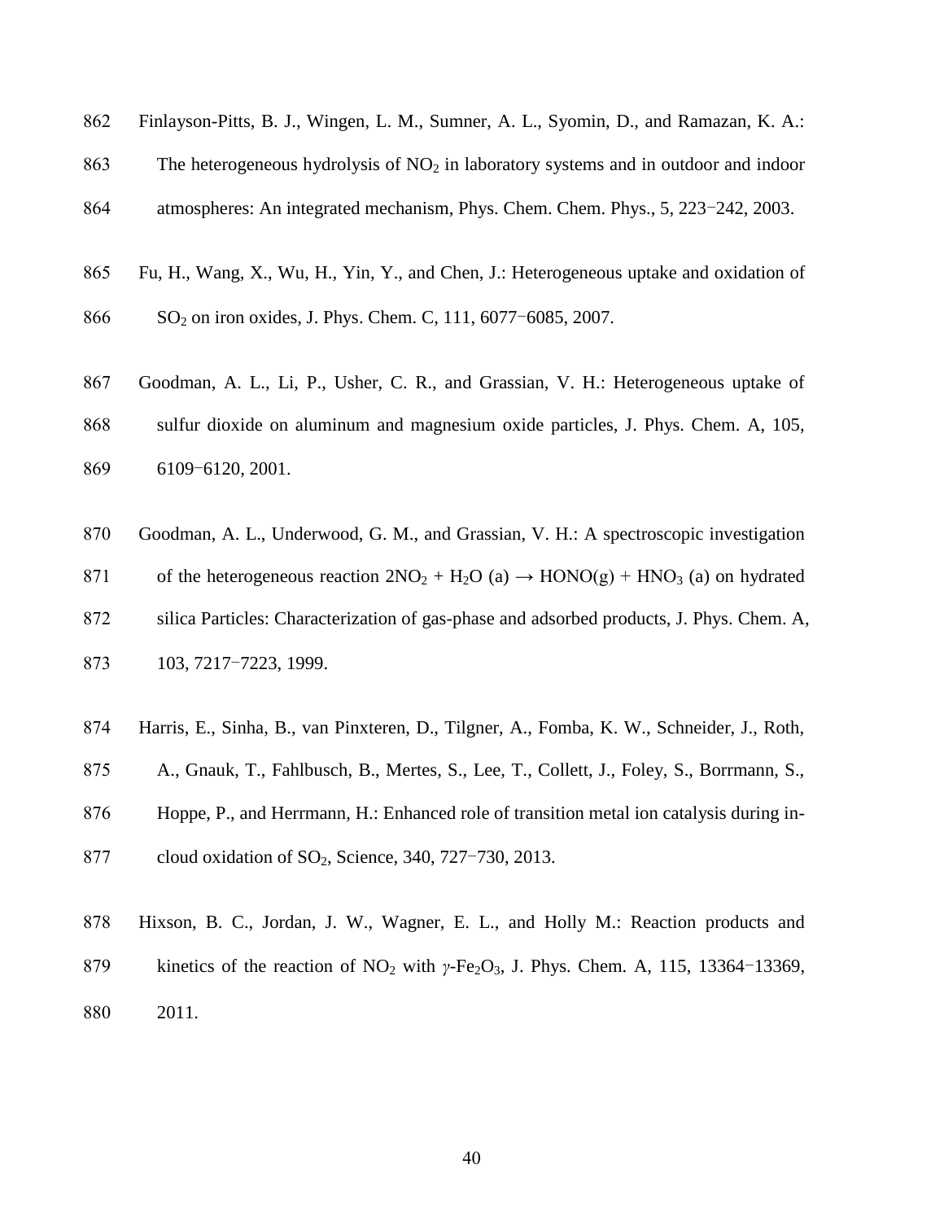Finlayson-Pitts, B. J., Wingen, L. M., Sumner, A. L., Syomin, D., and Ramazan, K. A.: The heterogeneous hydrolysis of $NO_2$ in laboratory systems and in outdoor and indoor atmospheres: An integrated mechanism, Phys. Chem. Chem. Phys., 5, 223−242, 2003.

Fu, H., Wang, X., Wu, H., Yin, Y., and Chen, J.: Heterogeneous uptake and oxidation of $SO_2$ on iron oxides, J. Phys. Chem. C, 111, 6077−6085, 2007.

Goodman, A. L., Li, P., Usher, C. R., and Grassian, V. H.: Heterogeneous uptake of sulfur dioxide on aluminum and magnesium oxide particles, J. Phys. Chem. A, 105, 6109−6120, 2001.

Goodman, A. L., Underwood, G. M., and Grassian, V. H.: A spectroscopic investigation of the heterogeneous reaction $2NO_2 + H_2O$ (a) → HONO(g) + $HNO_3$ (a) on hydrated silica Particles: Characterization of gas-phase and adsorbed products, J. Phys. Chem. A, 103, 7217−7223, 1999.

Harris, E., Sinha, B., van Pinxteren, D., Tilgner, A., Fomba, K. W., Schneider, J., Roth, A., Gnauk, T., Fahlbusch, B., Mertes, S., Lee, T., Collett, J., Foley, S., Borrmann, S., Hoppe, P., and Herrmann, H.: Enhanced role of transition metal ion catalysis during in-cloud oxidation of $SO_2$, Science, 340, 727−730, 2013.

Hixson, B. C., Jordan, J. W., Wagner, E. L., and Holly M.: Reaction products and kinetics of the reaction of $NO_2$ with $\gamma$-$Fe_2O_3$, J. Phys. Chem. A, 115, 13364−13369, 2011.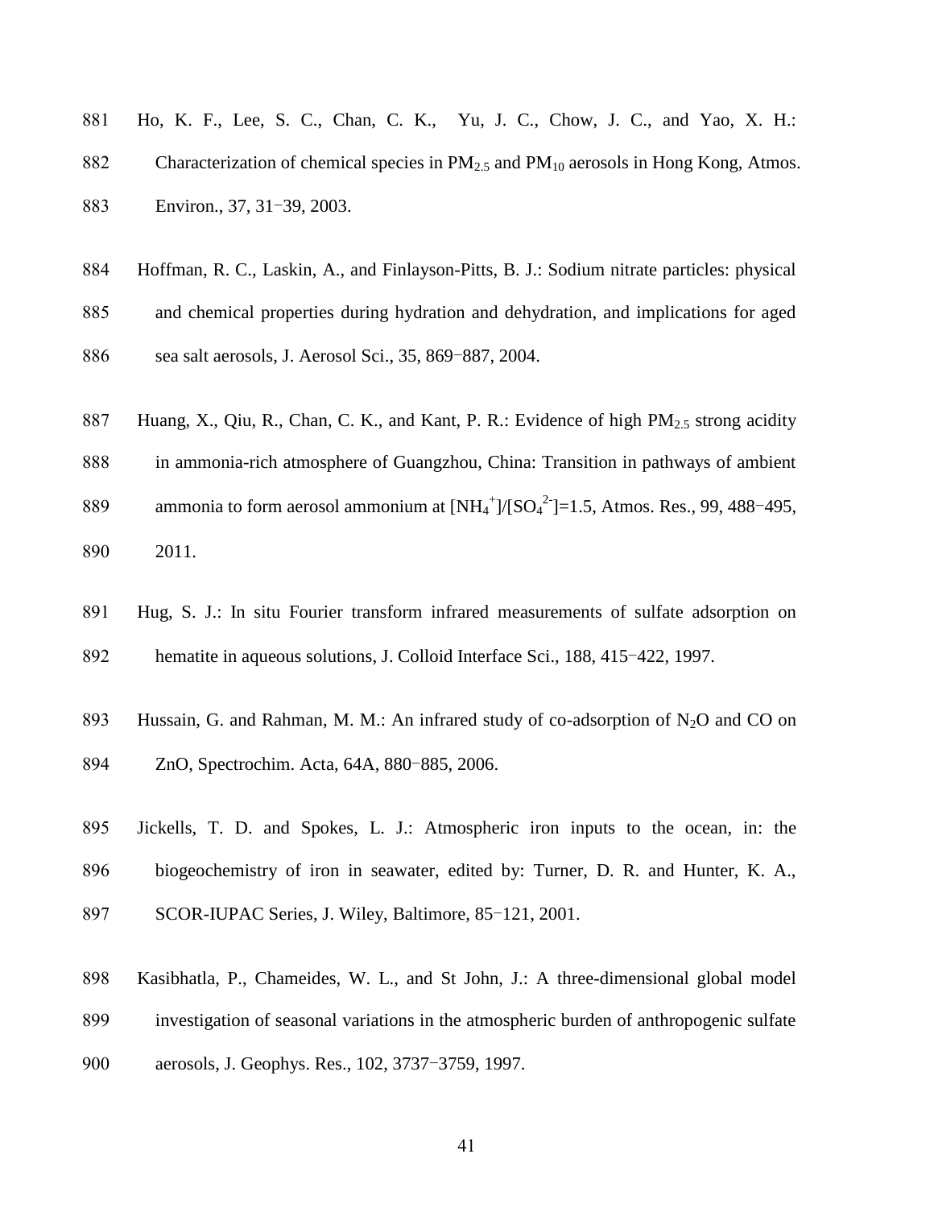881 Ho, K. F., Lee, S. C., Chan, C. K., Yu, J. C., Chow, J. C., and Yao, X. H.:
882 Characterization of chemical species in $PM_{2.5}$ and $PM_{10}$ aerosols in Hong Kong, Atmos.
883 Environ., 37, 31−39, 2003.

884 Hoffman, R. C., Laskin, A., and Finlayson-Pitts, B. J.: Sodium nitrate particles: physical
885 and chemical properties during hydration and dehydration, and implications for aged
886 sea salt aerosols, J. Aerosol Sci., 35, 869−887, 2004.

887 Huang, X., Qiu, R., Chan, C. K., and Kant, P. R.: Evidence of high $PM_{2.5}$ strong acidity
888 in ammonia-rich atmosphere of Guangzhou, China: Transition in pathways of ambient
889 ammonia to form aerosol ammonium at $[NH_4^+]/[SO_4^{2-}]$=1.5, Atmos. Res., 99, 488−495,
890 2011.

891 Hug, S. J.: In situ Fourier transform infrared measurements of sulfate adsorption on
892 hematite in aqueous solutions, J. Colloid Interface Sci., 188, 415−422, 1997.

893 Hussain, G. and Rahman, M. M.: An infrared study of co-adsorption of $N_2O$ and CO on
894 ZnO, Spectrochim. Acta, 64A, 880−885, 2006.

895 Jickells, T. D. and Spokes, L. J.: Atmospheric iron inputs to the ocean, in: the
896 biogeochemistry of iron in seawater, edited by: Turner, D. R. and Hunter, K. A.,
897 SCOR-IUPAC Series, J. Wiley, Baltimore, 85−121, 2001.

898 Kasibhatla, P., Chameides, W. L., and St John, J.: A three-dimensional global model
899 investigation of seasonal variations in the atmospheric burden of anthropogenic sulfate
900 aerosols, J. Geophys. Res., 102, 3737−3759, 1997.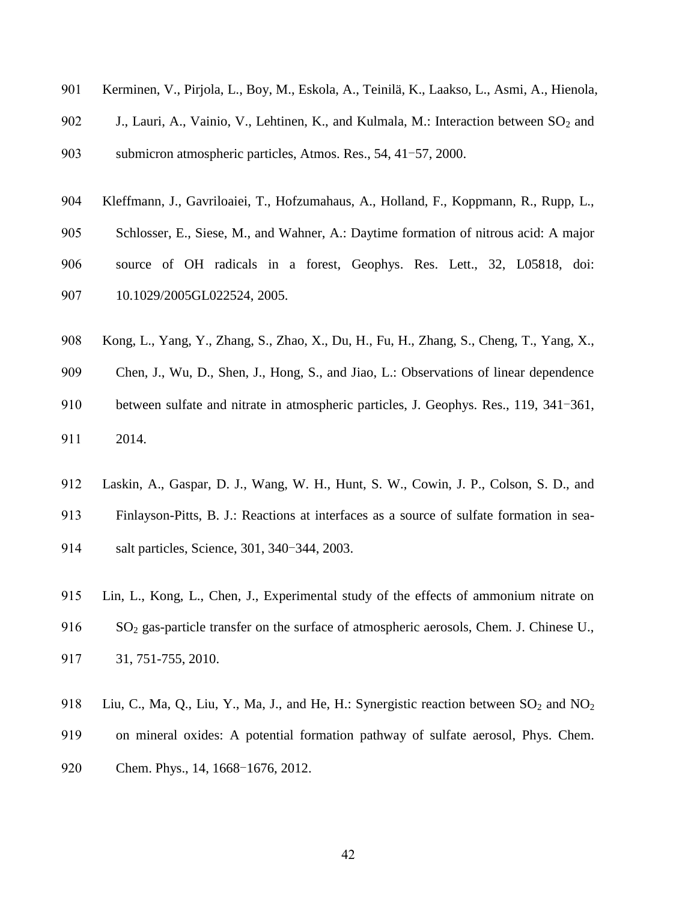Kerminen, V., Pirjola, L., Boy, M., Eskola, A., Teinilä, K., Laakso, L., Asmi, A., Hienola, J., Lauri, A., Vainio, V., Lehtinen, K., and Kulmala, M.: Interaction between $SO_2$ and submicron atmospheric particles, Atmos. Res., 54, 41−57, 2000.

Kleffmann, J., Gavriloaiei, T., Hofzumahaus, A., Holland, F., Koppmann, R., Rupp, L., Schlosser, E., Siese, M., and Wahner, A.: Daytime formation of nitrous acid: A major source of OH radicals in a forest, Geophys. Res. Lett., 32, L05818, doi: 10.1029/2005GL022524, 2005.

Kong, L., Yang, Y., Zhang, S., Zhao, X., Du, H., Fu, H., Zhang, S., Cheng, T., Yang, X., Chen, J., Wu, D., Shen, J., Hong, S., and Jiao, L.: Observations of linear dependence between sulfate and nitrate in atmospheric particles, J. Geophys. Res., 119, 341−361, 2014.

Laskin, A., Gaspar, D. J., Wang, W. H., Hunt, S. W., Cowin, J. P., Colson, S. D., and Finlayson-Pitts, B. J.: Reactions at interfaces as a source of sulfate formation in sea-salt particles, Science, 301, 340−344, 2003.

Lin, L., Kong, L., Chen, J., Experimental study of the effects of ammonium nitrate on $SO_2$ gas-particle transfer on the surface of atmospheric aerosols, Chem. J. Chinese U., 31, 751-755, 2010.

Liu, C., Ma, Q., Liu, Y., Ma, J., and He, H.: Synergistic reaction between $SO_2$ and $NO_2$ on mineral oxides: A potential formation pathway of sulfate aerosol, Phys. Chem. Chem. Phys., 14, 1668−1676, 2012.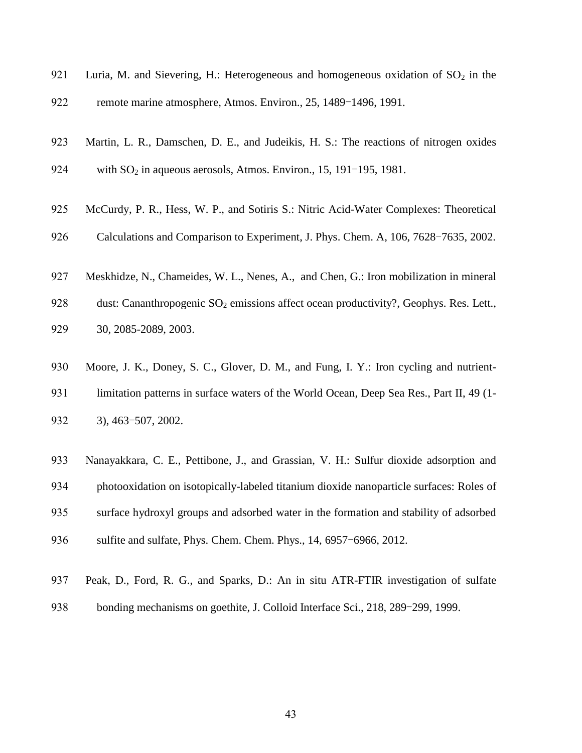Luria, M. and Sievering, H.: Heterogeneous and homogeneous oxidation of $SO_2$ in the remote marine atmosphere, Atmos. Environ., 25, 1489−1496, 1991.

Martin, L. R., Damschen, D. E., and Judeikis, H. S.: The reactions of nitrogen oxides with $SO_2$ in aqueous aerosols, Atmos. Environ., 15, 191−195, 1981.

McCurdy, P. R., Hess, W. P., and Sotiris S.: Nitric Acid-Water Complexes: Theoretical Calculations and Comparison to Experiment, J. Phys. Chem. A, 106, 7628−7635, 2002.

Meskhidze, N., Chameides, W. L., Nenes, A., and Chen, G.: Iron mobilization in mineral dust: Cananthropogenic $SO_2$ emissions affect ocean productivity?, Geophys. Res. Lett., 30, 2085-2089, 2003.

Moore, J. K., Doney, S. C., Glover, D. M., and Fung, I. Y.: Iron cycling and nutrient-limitation patterns in surface waters of the World Ocean, Deep Sea Res., Part II, 49 (1-3), 463−507, 2002.

Nanayakkara, C. E., Pettibone, J., and Grassian, V. H.: Sulfur dioxide adsorption and photooxidation on isotopically-labeled titanium dioxide nanoparticle surfaces: Roles of surface hydroxyl groups and adsorbed water in the formation and stability of adsorbed sulfite and sulfate, Phys. Chem. Chem. Phys., 14, 6957−6966, 2012.

Peak, D., Ford, R. G., and Sparks, D.: An in situ ATR-FTIR investigation of sulfate bonding mechanisms on goethite, J. Colloid Interface Sci., 218, 289−299, 1999.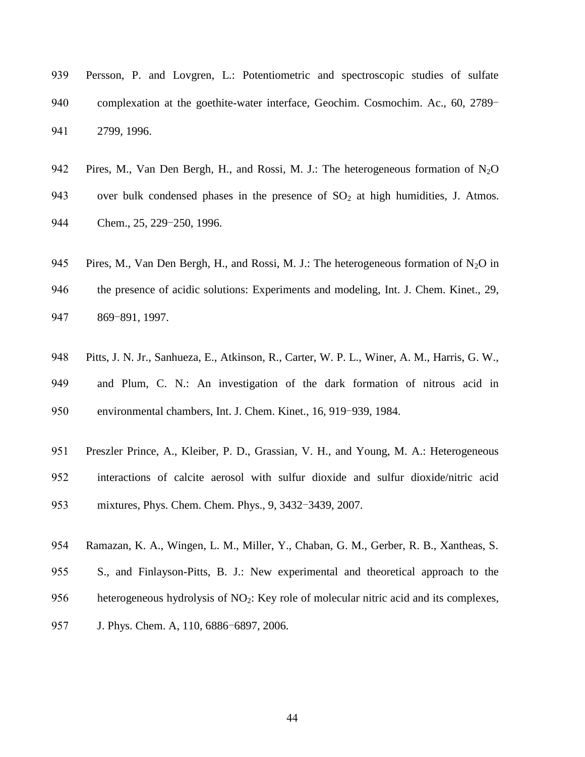Persson, P. and Lovgren, L.: Potentiometric and spectroscopic studies of sulfate complexation at the goethite-water interface, Geochim. Cosmochim. Ac., 60, 2789−2799, 1996.

Pires, M., Van Den Bergh, H., and Rossi, M. J.: The heterogeneous formation of $N_2O$ over bulk condensed phases in the presence of $SO_2$ at high humidities, J. Atmos. Chem., 25, 229−250, 1996.

Pires, M., Van Den Bergh, H., and Rossi, M. J.: The heterogeneous formation of $N_2O$ in the presence of acidic solutions: Experiments and modeling, Int. J. Chem. Kinet., 29, 869−891, 1997.

Pitts, J. N. Jr., Sanhueza, E., Atkinson, R., Carter, W. P. L., Winer, A. M., Harris, G. W., and Plum, C. N.: An investigation of the dark formation of nitrous acid in environmental chambers, Int. J. Chem. Kinet., 16, 919−939, 1984.

Preszler Prince, A., Kleiber, P. D., Grassian, V. H., and Young, M. A.: Heterogeneous interactions of calcite aerosol with sulfur dioxide and sulfur dioxide/nitric acid mixtures, Phys. Chem. Chem. Phys., 9, 3432−3439, 2007.

Ramazan, K. A., Wingen, L. M., Miller, Y., Chaban, G. M., Gerber, R. B., Xantheas, S. S., and Finlayson-Pitts, B. J.: New experimental and theoretical approach to the heterogeneous hydrolysis of $NO_2$: Key role of molecular nitric acid and its complexes, J. Phys. Chem. A, 110, 6886−6897, 2006.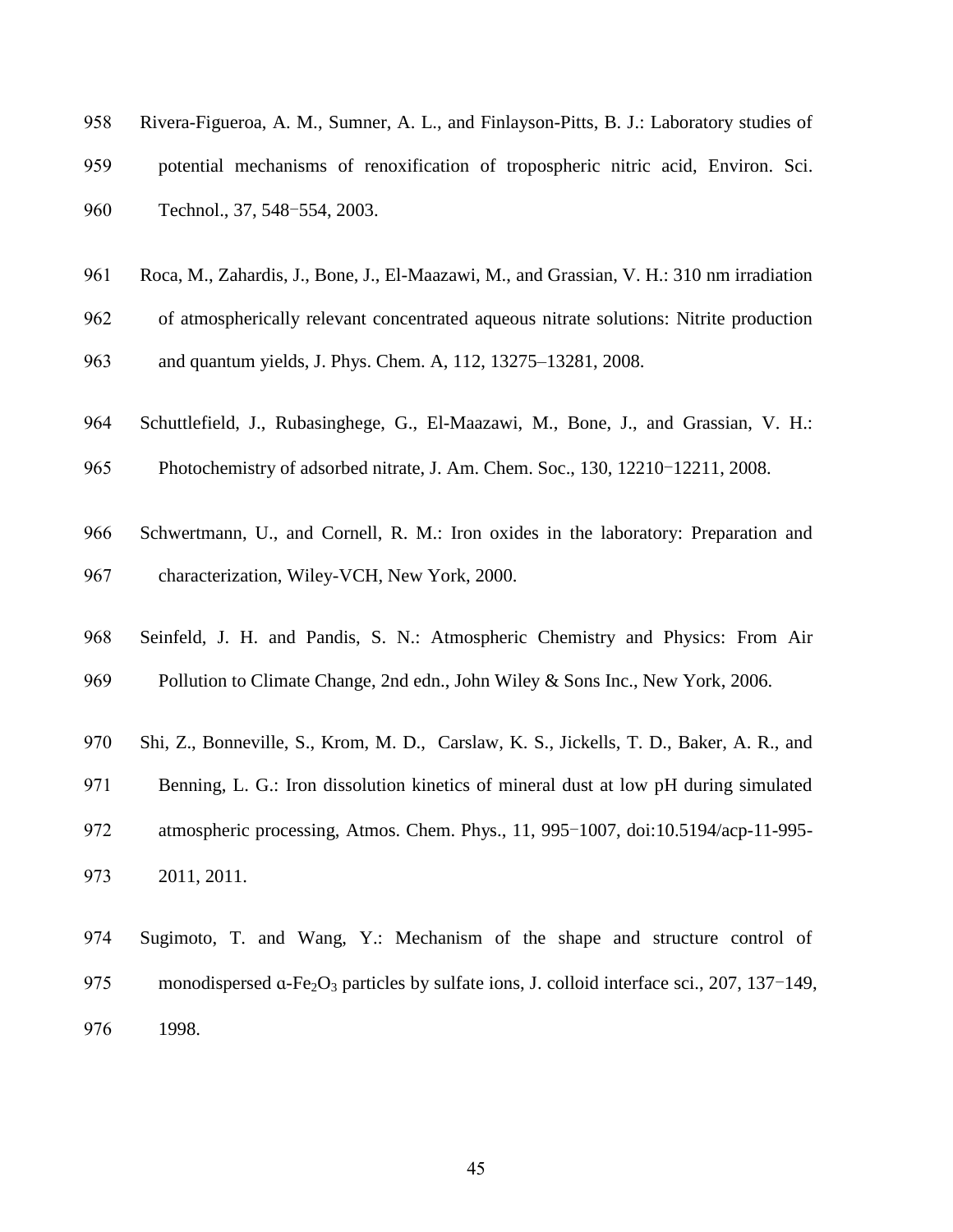Rivera-Figueroa, A. M., Sumner, A. L., and Finlayson-Pitts, B. J.: Laboratory studies of potential mechanisms of renoxification of tropospheric nitric acid, Environ. Sci. Technol., 37, 548−554, 2003.

Roca, M., Zahardis, J., Bone, J., El-Maazawi, M., and Grassian, V. H.: 310 nm irradiation of atmospherically relevant concentrated aqueous nitrate solutions: Nitrite production and quantum yields, J. Phys. Chem. A, 112, 13275–13281, 2008.

Schuttlefield, J., Rubasinghege, G., El-Maazawi, M., Bone, J., and Grassian, V. H.: Photochemistry of adsorbed nitrate, J. Am. Chem. Soc., 130, 12210−12211, 2008.

Schwertmann, U., and Cornell, R. M.: Iron oxides in the laboratory: Preparation and characterization, Wiley-VCH, New York, 2000.

Seinfeld, J. H. and Pandis, S. N.: Atmospheric Chemistry and Physics: From Air Pollution to Climate Change, 2nd edn., John Wiley & Sons Inc., New York, 2006.

Shi, Z., Bonneville, S., Krom, M. D., Carslaw, K. S., Jickells, T. D., Baker, A. R., and Benning, L. G.: Iron dissolution kinetics of mineral dust at low pH during simulated atmospheric processing, Atmos. Chem. Phys., 11, 995−1007, doi:10.5194/acp-11-995-2011, 2011.

Sugimoto, T. and Wang, Y.: Mechanism of the shape and structure control of monodispersed α-$Fe_2O_3$ particles by sulfate ions, J. colloid interface sci., 207, 137−149, 1998.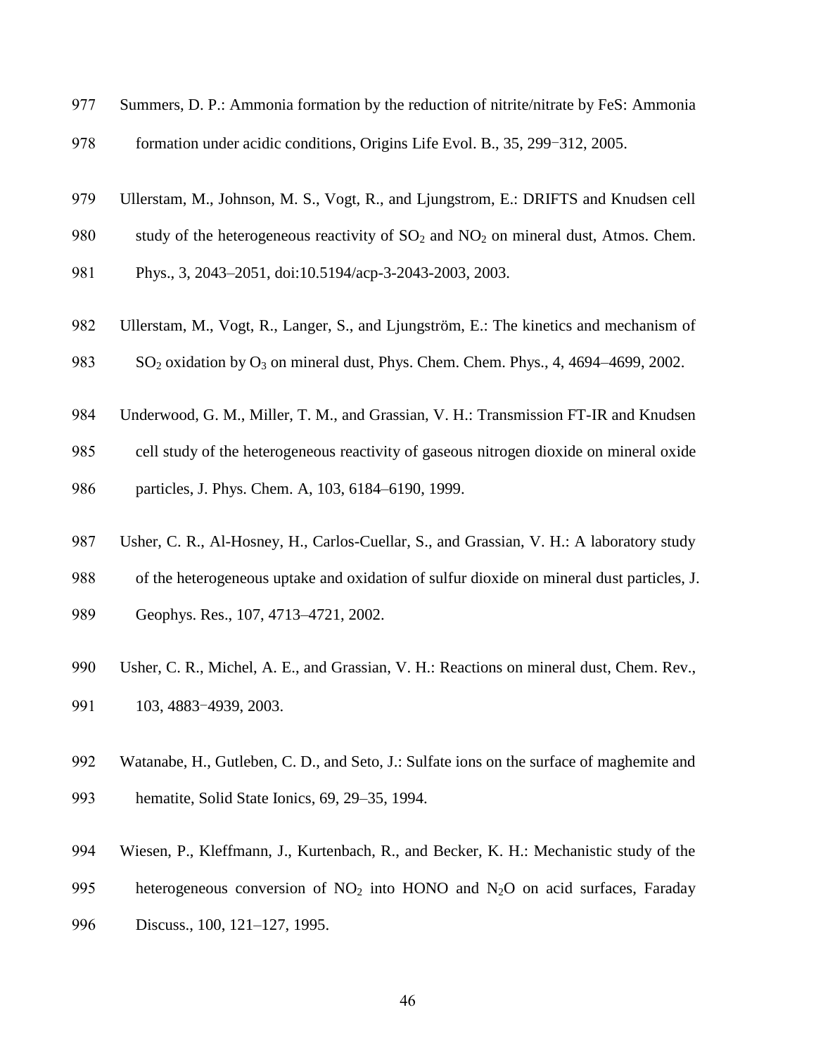977 Summers, D. P.: Ammonia formation by the reduction of nitrite/nitrate by FeS: Ammonia
978 formation under acidic conditions, Origins Life Evol. B., 35, 299−312, 2005.

979 Ullerstam, M., Johnson, M. S., Vogt, R., and Ljungstrom, E.: DRIFTS and Knudsen cell
980 study of the heterogeneous reactivity of $SO_2$ and $NO_2$ on mineral dust, Atmos. Chem.
981 Phys., 3, 2043–2051, doi:10.5194/acp-3-2043-2003, 2003.

982 Ullerstam, M., Vogt, R., Langer, S., and Ljungström, E.: The kinetics and mechanism of
983 $SO_2$ oxidation by $O_3$ on mineral dust, Phys. Chem. Chem. Phys., 4, 4694–4699, 2002.

984 Underwood, G. M., Miller, T. M., and Grassian, V. H.: Transmission FT-IR and Knudsen
985 cell study of the heterogeneous reactivity of gaseous nitrogen dioxide on mineral oxide
986 particles, J. Phys. Chem. A, 103, 6184–6190, 1999.

987 Usher, C. R., Al-Hosney, H., Carlos-Cuellar, S., and Grassian, V. H.: A laboratory study
988 of the heterogeneous uptake and oxidation of sulfur dioxide on mineral dust particles, J.
989 Geophys. Res., 107, 4713–4721, 2002.

990 Usher, C. R., Michel, A. E., and Grassian, V. H.: Reactions on mineral dust, Chem. Rev.,
991 103, 4883−4939, 2003.

992 Watanabe, H., Gutleben, C. D., and Seto, J.: Sulfate ions on the surface of maghemite and
993 hematite, Solid State Ionics, 69, 29–35, 1994.

994 Wiesen, P., Kleffmann, J., Kurtenbach, R., and Becker, K. H.: Mechanistic study of the
995 heterogeneous conversion of $NO_2$ into HONO and $N_2O$ on acid surfaces, Faraday
996 Discuss., 100, 121–127, 1995.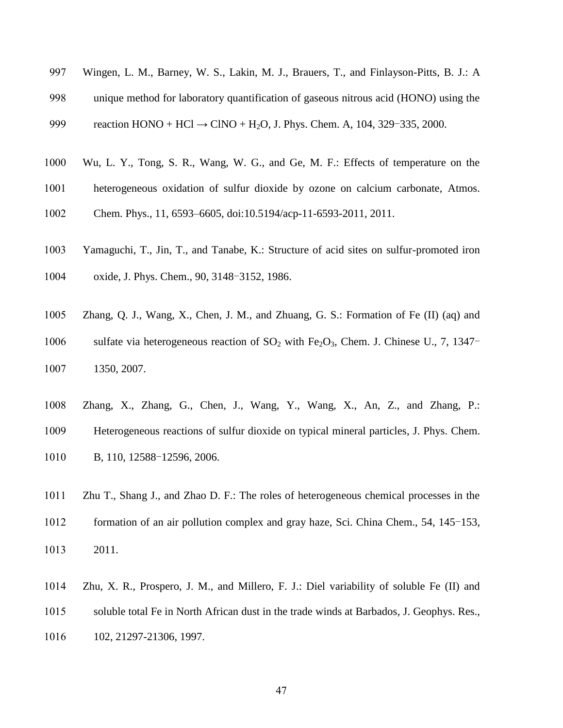Wingen, L. M., Barney, W. S., Lakin, M. J., Brauers, T., and Finlayson-Pitts, B. J.: A unique method for laboratory quantification of gaseous nitrous acid (HONO) using the reaction HONO + HCl → ClNO + $H_2O$, J. Phys. Chem. A, 104, 329−335, 2000.

Wu, L. Y., Tong, S. R., Wang, W. G., and Ge, M. F.: Effects of temperature on the heterogeneous oxidation of sulfur dioxide by ozone on calcium carbonate, Atmos. Chem. Phys., 11, 6593–6605, doi:10.5194/acp-11-6593-2011, 2011.

Yamaguchi, T., Jin, T., and Tanabe, K.: Structure of acid sites on sulfur-promoted iron oxide, J. Phys. Chem., 90, 3148−3152, 1986.

Zhang, Q. J., Wang, X., Chen, J. M., and Zhuang, G. S.: Formation of Fe (II) (aq) and sulfate via heterogeneous reaction of $SO_2$ with $Fe_2O_3$, Chem. J. Chinese U., 7, 1347−1350, 2007.

Zhang, X., Zhang, G., Chen, J., Wang, Y., Wang, X., An, Z., and Zhang, P.: Heterogeneous reactions of sulfur dioxide on typical mineral particles, J. Phys. Chem. B, 110, 12588−12596, 2006.

Zhu T., Shang J., and Zhao D. F.: The roles of heterogeneous chemical processes in the formation of an air pollution complex and gray haze, Sci. China Chem., 54, 145−153, 2011.

Zhu, X. R., Prospero, J. M., and Millero, F. J.: Diel variability of soluble Fe (II) and soluble total Fe in North African dust in the trade winds at Barbados, J. Geophys. Res., 102, 21297-21306, 1997.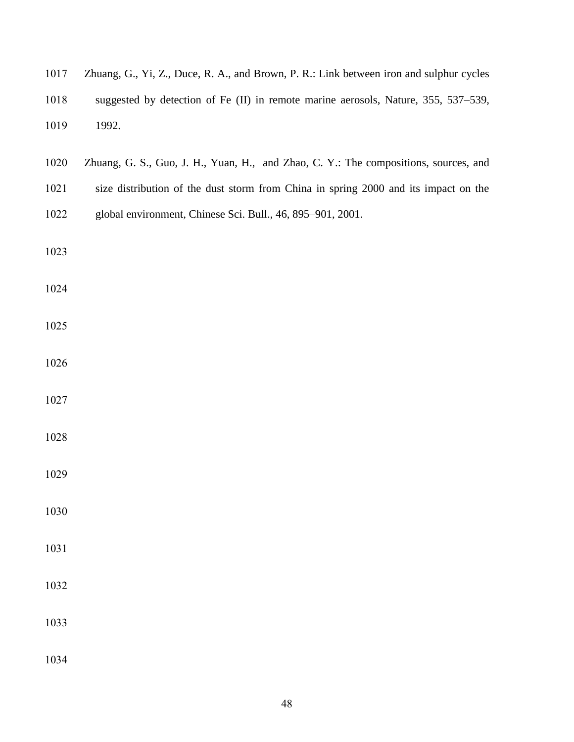Zhuang, G., Yi, Z., Duce, R. A., and Brown, P. R.: Link between iron and sulphur cycles suggested by detection of Fe (II) in remote marine aerosols, Nature, 355, 537–539, 1992.

Zhuang, G. S., Guo, J. H., Yuan, H., and Zhao, C. Y.: The compositions, sources, and size distribution of the dust storm from China in spring 2000 and its impact on the global environment, Chinese Sci. Bull., 46, 895–901, 2001.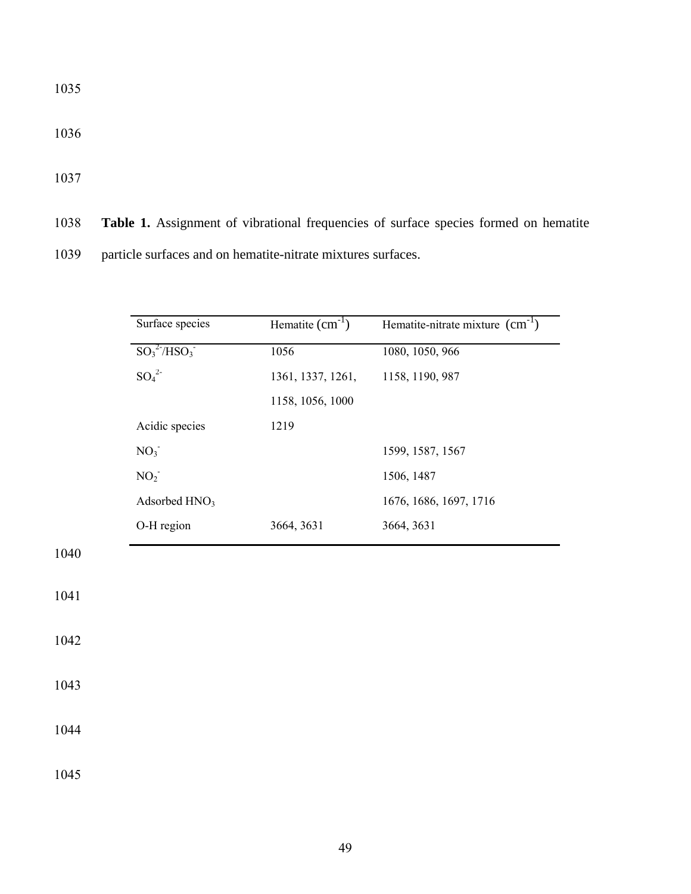**Table 1.** Assignment of vibrational frequencies of surface species formed on hematite particle surfaces and on hematite-nitrate mixtures surfaces.

| Surface species | Hematite ($cm^{-1}$) | Hematite-nitrate mixture ($cm^{-1}$) |
|---|---|---|
| $SO_3^{2-}/HSO_3^{-}$ | 1056 | 1080, 1050, 966 |
| $SO_4^{2-}$ | 1361, 1337, 1261, 1158, 1056, 1000 | 1158, 1190, 987 |
| Acidic species | 1219 | |
| $NO_3^{-}$ | | 1599, 1587, 1567 |
| $NO_2^{-}$ | | 1506, 1487 |
| Adsorbed $HNO_3$ | | 1676, 1686, 1697, 1716 |
| O-H region | 3664, 3631 | 3664, 3631 |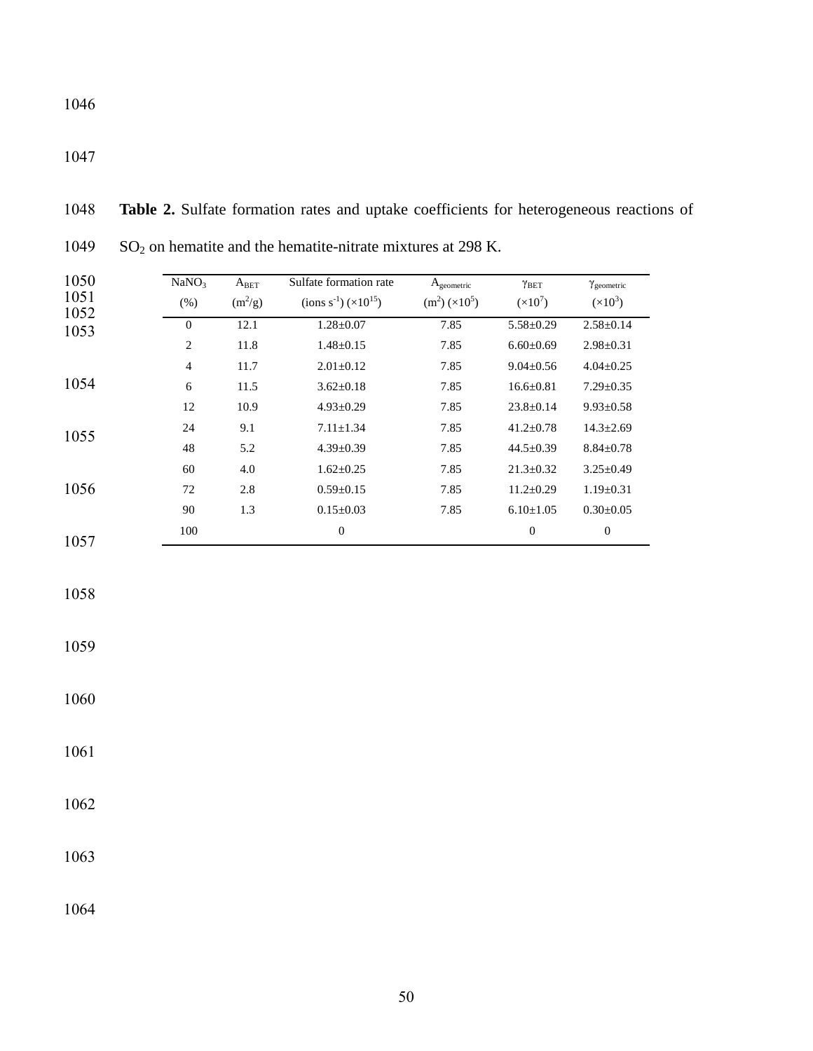**Table 2.** Sulfate formation rates and uptake coefficients for heterogeneous reactions of $SO_2$ on hematite and the hematite-nitrate mixtures at 298 K.

| $NaNO_3$ (%) | $A_{BET}$ ($m^2/g$) | Sulfate formation rate (ions $s^{-1}$) ($\times 10^{15}$) | $A_{geometric}$ ($m^2$) ($\times 10^5$) | $\gamma_{BET}$ ($\times 10^7$) | $\gamma_{geometric}$ ($\times 10^3$) |
|---|---|---|---|---|---|
| 0 | 12.1 | 1.28±0.07 | 7.85 | 5.58±0.29 | 2.58±0.14 |
| 2 | 11.8 | 1.48±0.15 | 7.85 | 6.60±0.69 | 2.98±0.31 |
| 4 | 11.7 | 2.01±0.12 | 7.85 | 9.04±0.56 | 4.04±0.25 |
| 6 | 11.5 | 3.62±0.18 | 7.85 | 16.6±0.81 | 7.29±0.35 |
| 12 | 10.9 | 4.93±0.29 | 7.85 | 23.8±0.14 | 9.93±0.58 |
| 24 | 9.1 | 7.11±1.34 | 7.85 | 41.2±0.78 | 14.3±2.69 |
| 48 | 5.2 | 4.39±0.39 | 7.85 | 44.5±0.39 | 8.84±0.78 |
| 60 | 4.0 | 1.62±0.25 | 7.85 | 21.3±0.32 | 3.25±0.49 |
| 72 | 2.8 | 0.59±0.15 | 7.85 | 11.2±0.29 | 1.19±0.31 |
| 90 | 1.3 | 0.15±0.03 | 7.85 | 6.10±1.05 | 0.30±0.05 |
| 100 | | 0 | | 0 | 0 |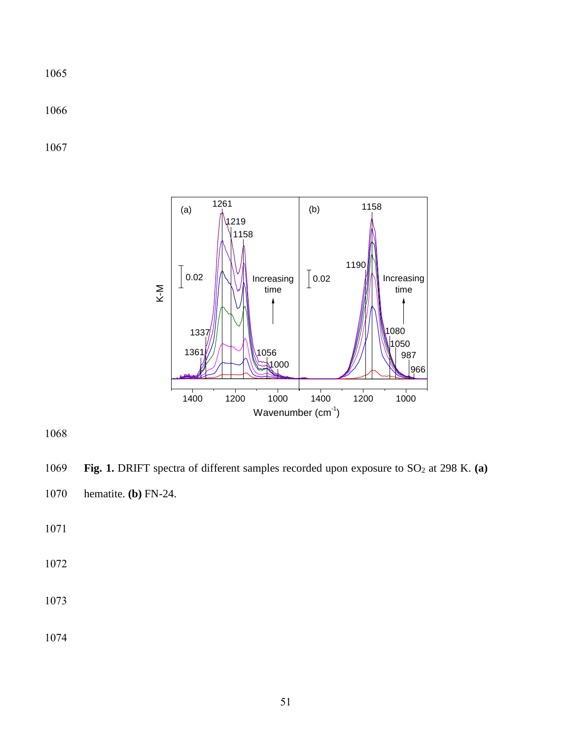**Fig. 1.** DRIFT spectra of different samples recorded upon exposure to $SO_2$ at 298 K. **(a)** hematite. **(b)** FN-24.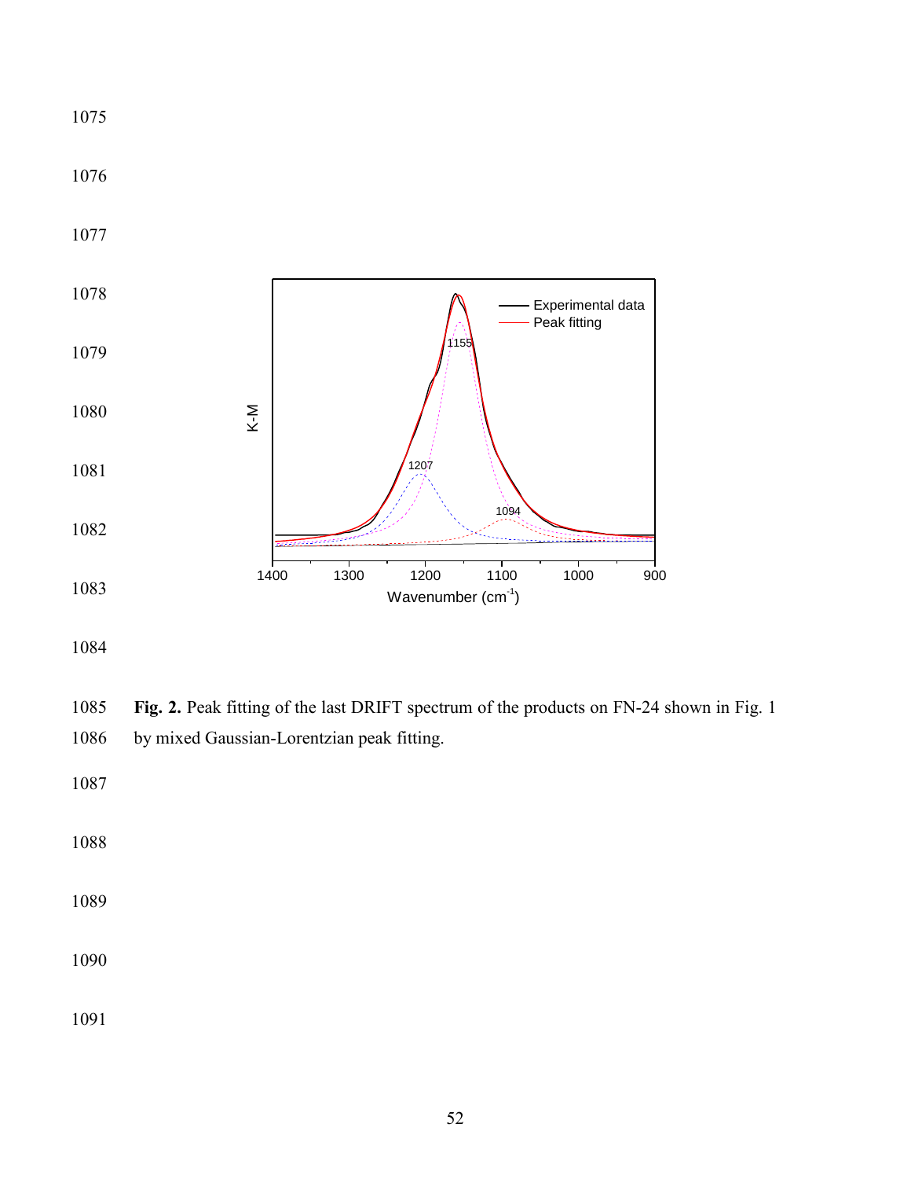**Fig. 2.** Peak fitting of the last DRIFT spectrum of the products on FN-24 shown in Fig. 1 by mixed Gaussian-Lorentzian peak fitting.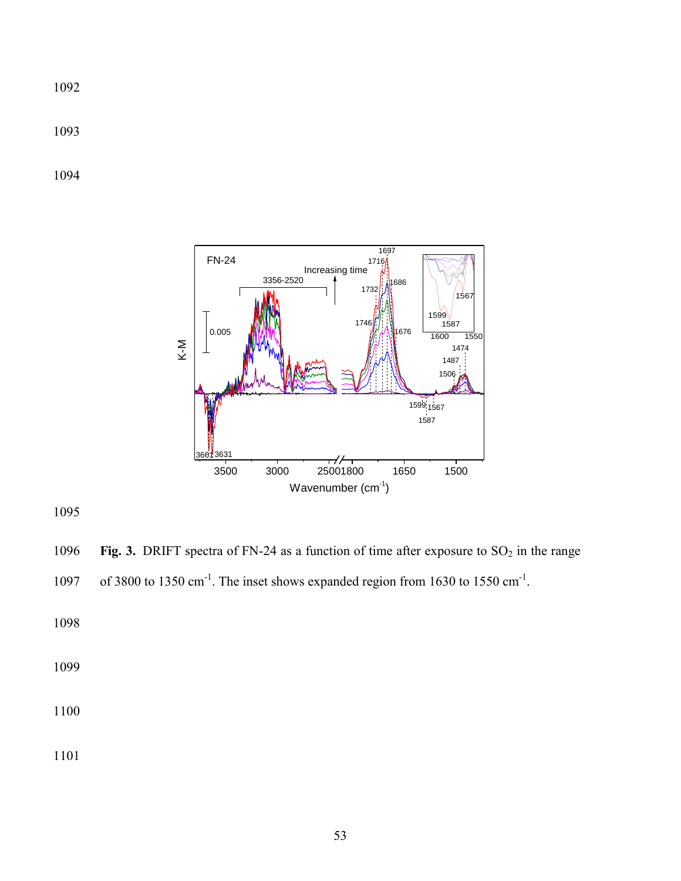**Fig. 3.** DRIFT spectra of FN-24 as a function of time after exposure to $SO_2$ in the range of 3800 to 1350 $cm^{-1}$. The inset shows expanded region from 1630 to 1550 $cm^{-1}$.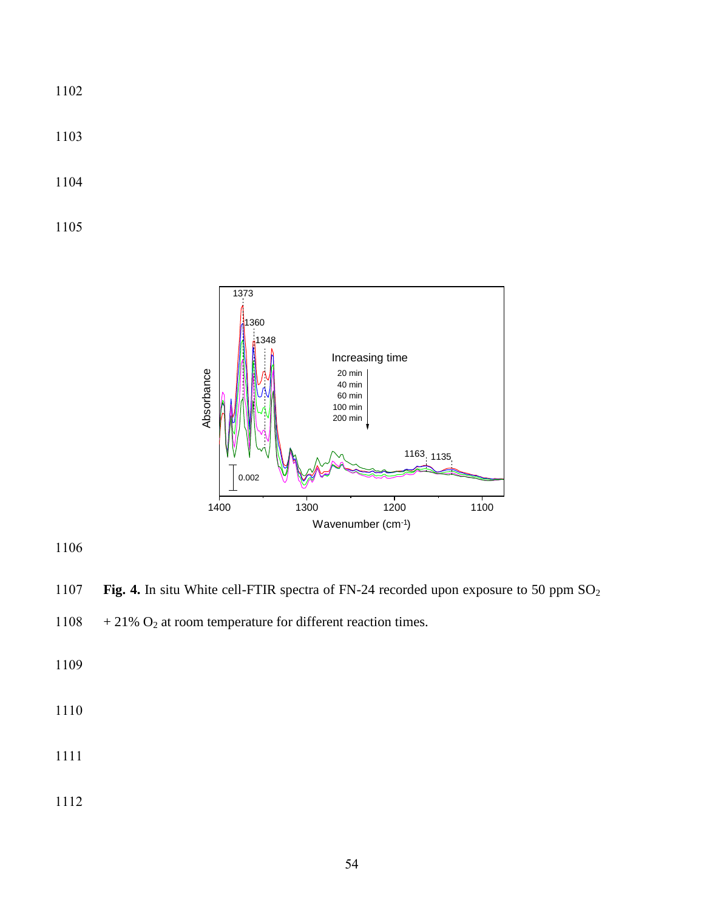**Fig. 4.** In situ White cell-FTIR spectra of FN-24 recorded upon exposure to 50 ppm $SO_2$ + 21% $O_2$ at room temperature for different reaction times.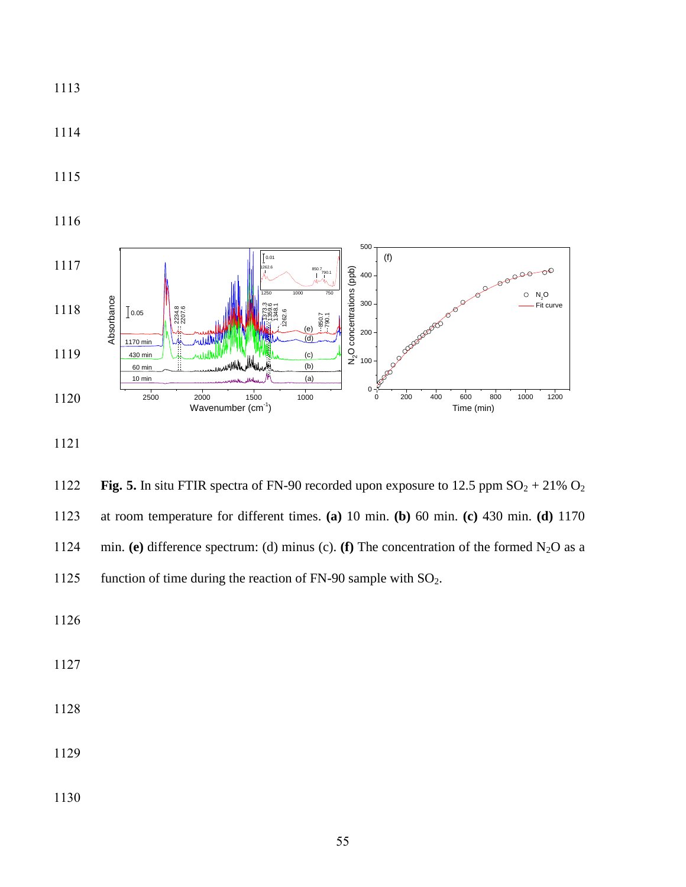**Fig. 5.** In situ FTIR spectra of FN-90 recorded upon exposure to 12.5 ppm $SO_2$ + 21% $O_2$ at room temperature for different times. **(a)** 10 min. **(b)** 60 min. **(c)** 430 min. **(d)** 1170 min. **(e)** difference spectrum: (d) minus (c). **(f)** The concentration of the formed $N_2O$ as a function of time during the reaction of FN-90 sample with $SO_2$.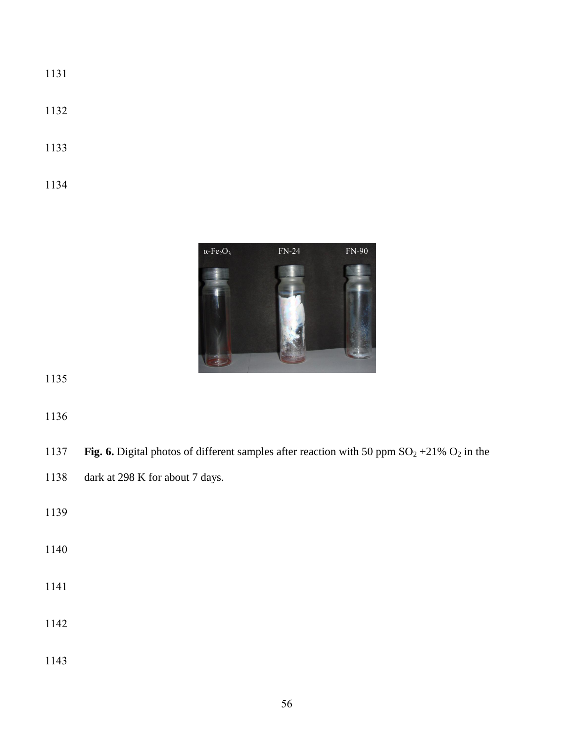**Fig. 6.** Digital photos of different samples after reaction with 50 ppm $SO_2$ +21% $O_2$ in the dark at 298 K for about 7 days.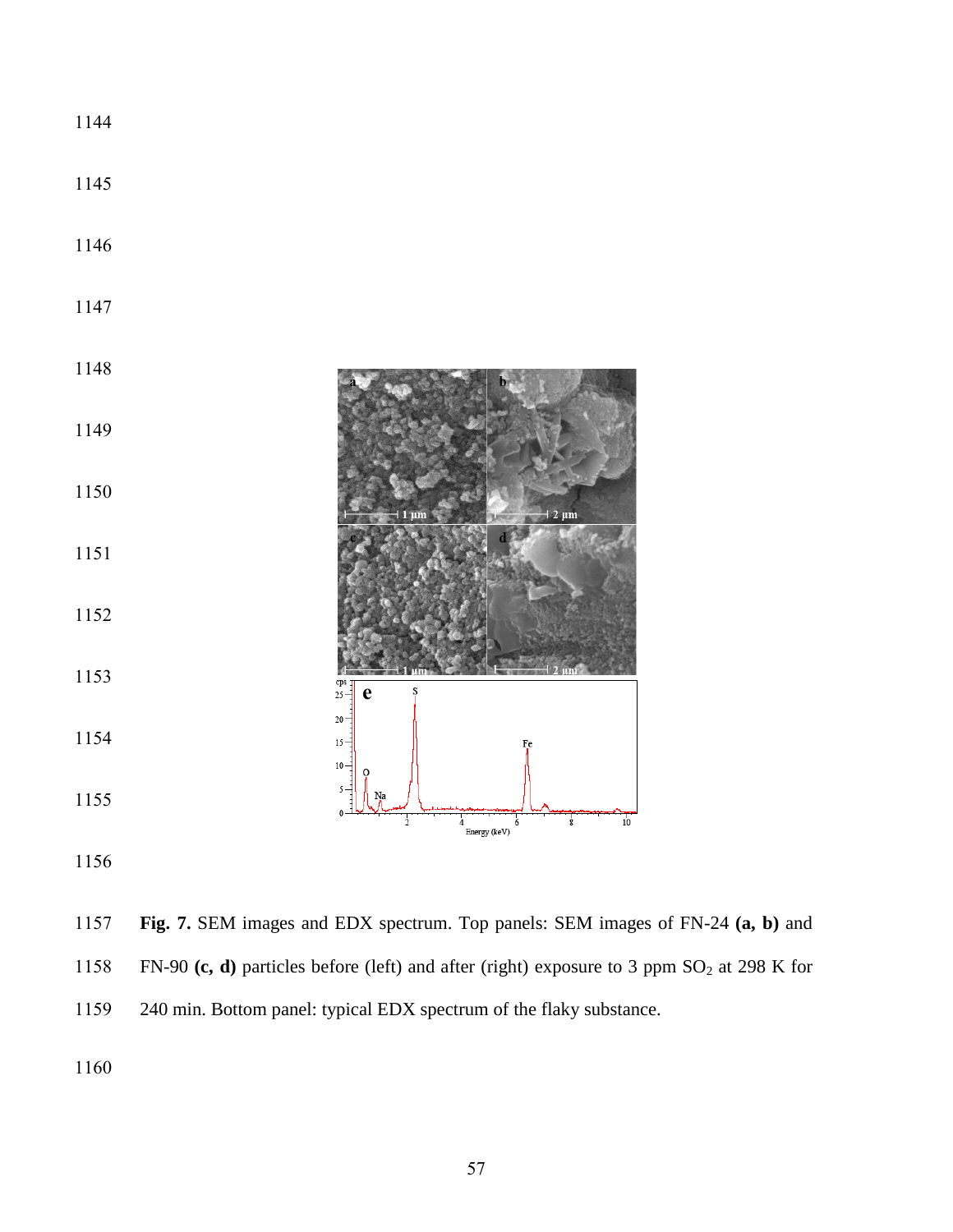**Fig. 7.** SEM images and EDX spectrum. Top panels: SEM images of FN-24 **(a, b)** and FN-90 **(c, d)** particles before (left) and after (right) exposure to 3 ppm $SO_2$ at 298 K for 240 min. Bottom panel: typical EDX spectrum of the flaky substance.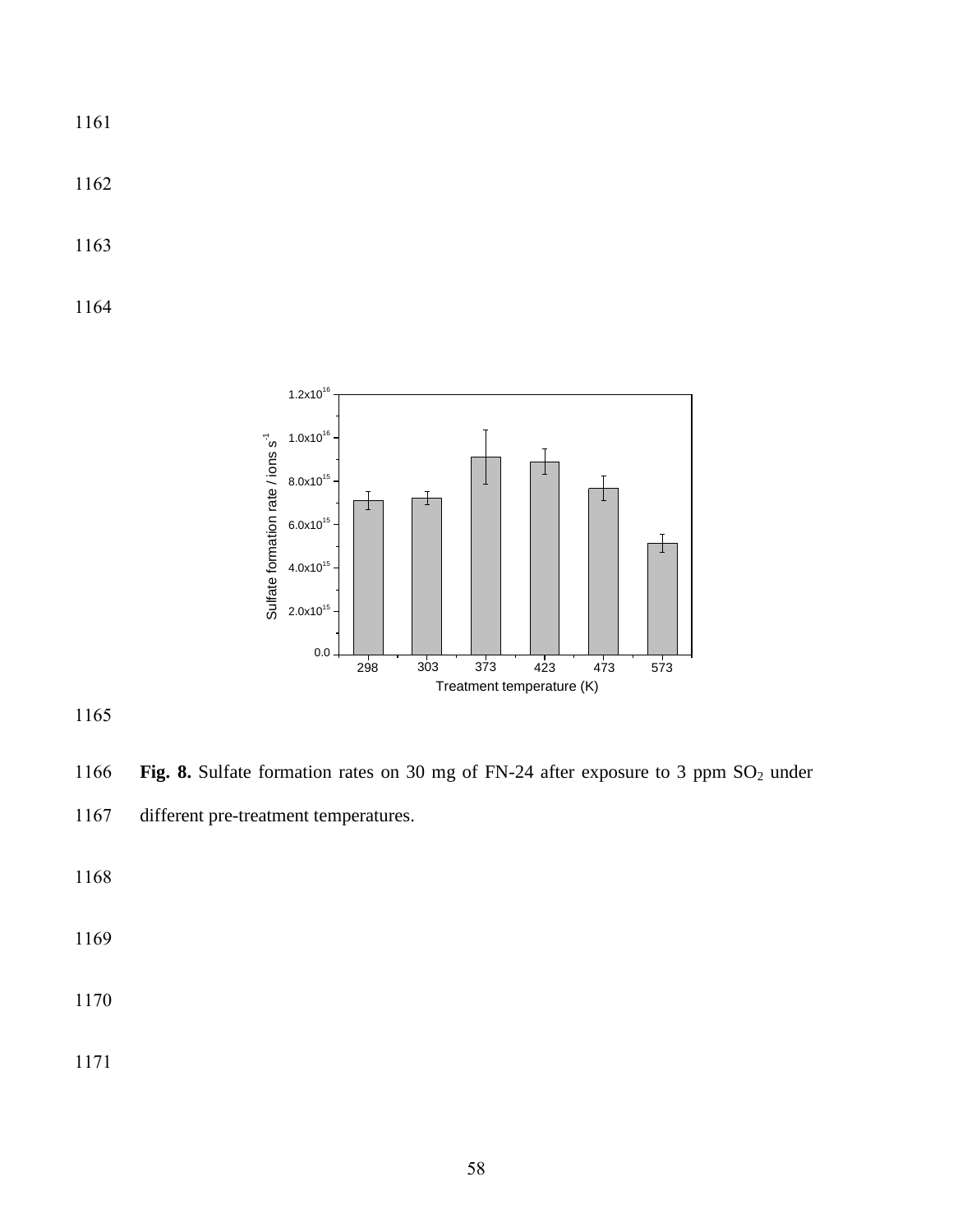**Fig. 8.** Sulfate formation rates on 30 mg of FN-24 after exposure to 3 ppm $SO_2$ under different pre-treatment temperatures.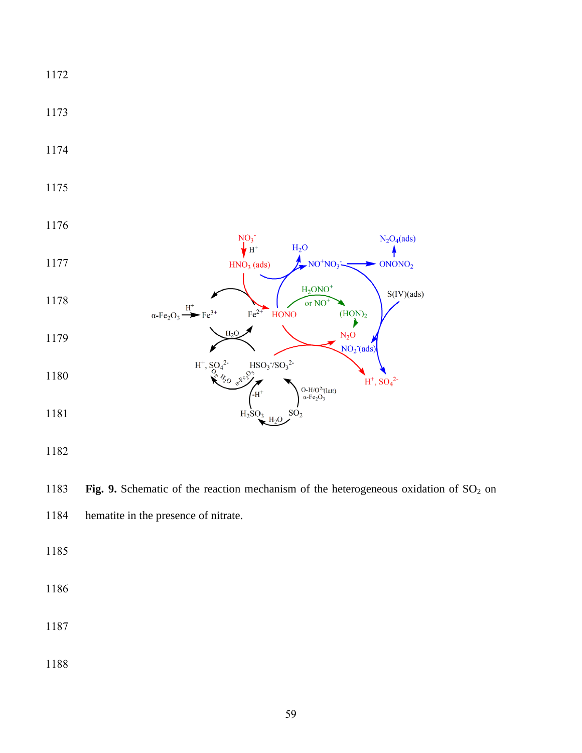$\alpha$-$Fe_2O_3$

$H^+$

$Fe^{3+}$

$Fe^{2+}$

$H_2O$

$H^+$, $SO_4^{2-}$

$O_2$, $H_2O$

$\alpha$-$Fe_2O_3$

$HSO_3^-/SO_3^{2-}$

$-H^+$

$H_2SO_3$

$H_2O$

$SO_2$

O-H/$O^{2-}$(latt)
$\alpha$-$Fe_2O_3$

$NO_3^-$

$H^+$

$HNO_3$ (ads)

HONO

$H_2O$

$NO^+NO_3^-$

ONONO$_2$

$N_2O_4$(ads)

$H_2ONO^+$
or $NO^+$

$(HON)_2$

$N_2O$

$NO_2^-$(ads)

S(IV)(ads)

$H^+$, $SO_4^{2-}$

$H^+$, $SO_4^{2-}$

**Fig. 9.** Schematic of the reaction mechanism of the heterogeneous oxidation of $SO_2$ on hematite in the presence of nitrate.